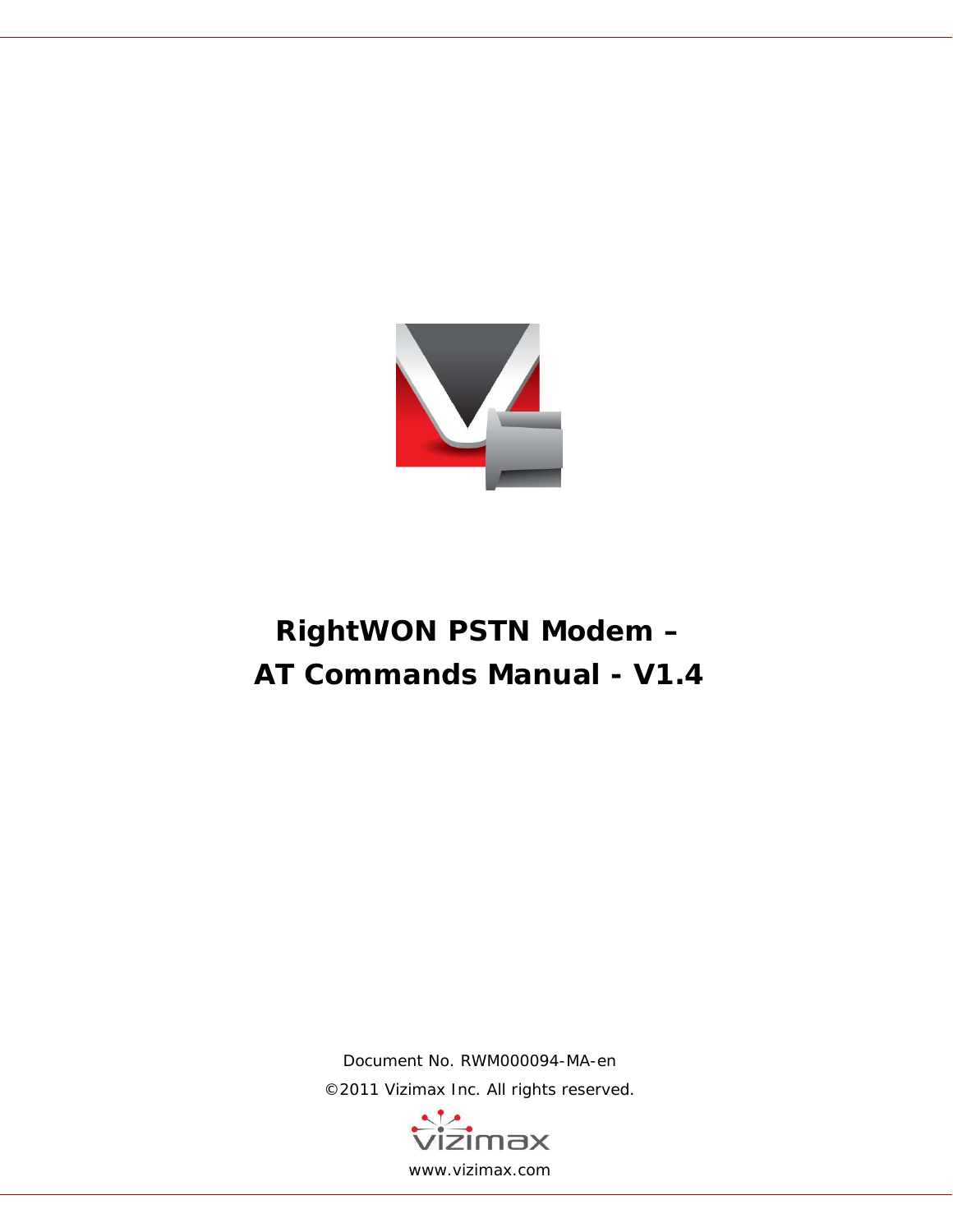# RightWON PSTN Modem –
# AT Commands Manual - V1.4

Document No. RWM000094-MA-en

©2011 Vizimax Inc. All rights reserved.

www.vizimax.com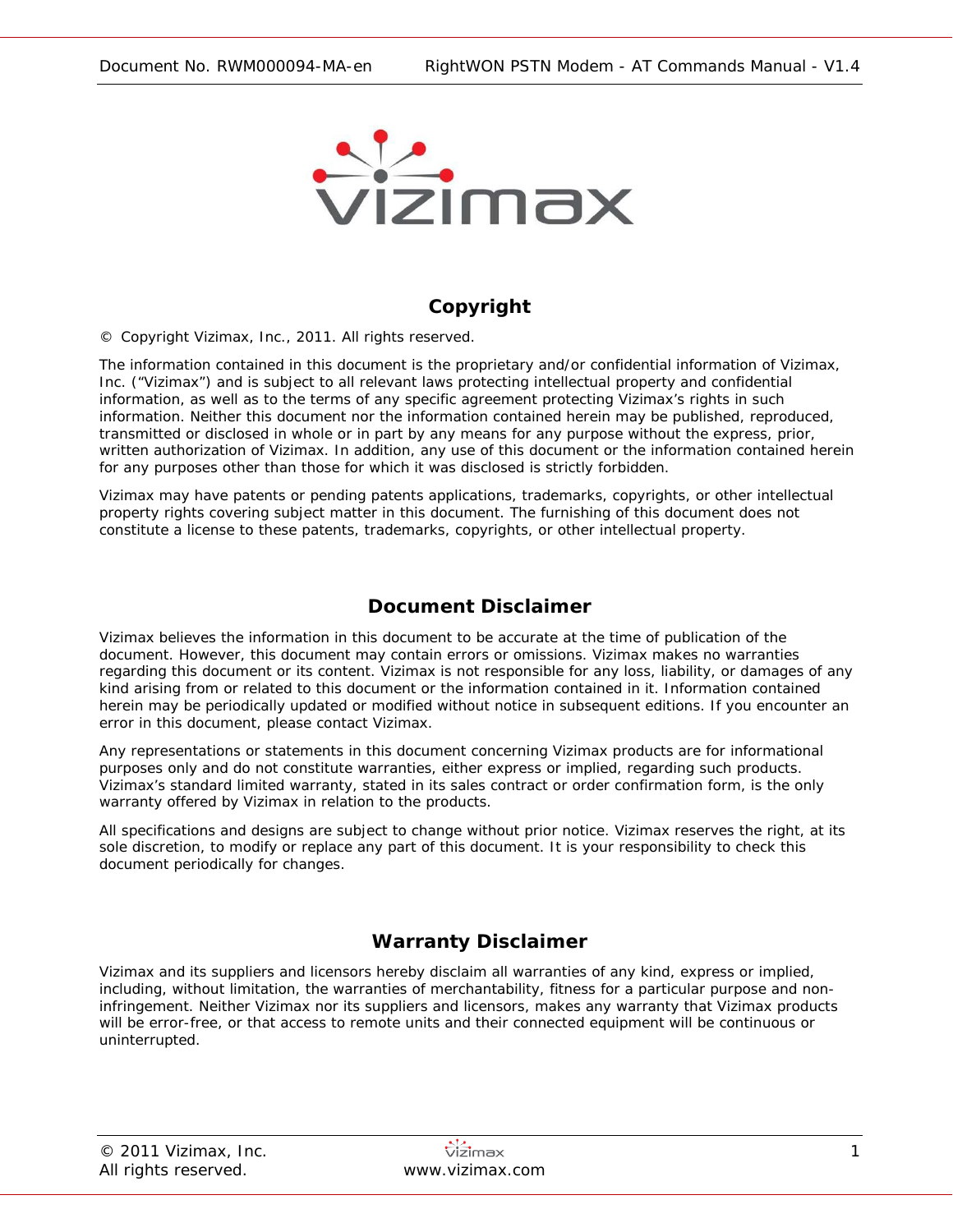## Copyright

© Copyright Vizimax, Inc., 2011. All rights reserved.

The information contained in this document is the proprietary and/or confidential information of Vizimax, Inc. ("Vizimax") and is subject to all relevant laws protecting intellectual property and confidential information, as well as to the terms of any specific agreement protecting Vizimax's rights in such information. Neither this document nor the information contained herein may be published, reproduced, transmitted or disclosed in whole or in part by any means for any purpose without the express, prior, written authorization of Vizimax. In addition, any use of this document or the information contained herein for any purposes other than those for which it was disclosed is strictly forbidden.

Vizimax may have patents or pending patents applications, trademarks, copyrights, or other intellectual property rights covering subject matter in this document. The furnishing of this document does not constitute a license to these patents, trademarks, copyrights, or other intellectual property.

## Document Disclaimer

Vizimax believes the information in this document to be accurate at the time of publication of the document. However, this document may contain errors or omissions. Vizimax makes no warranties regarding this document or its content. Vizimax is not responsible for any loss, liability, or damages of any kind arising from or related to this document or the information contained in it. Information contained herein may be periodically updated or modified without notice in subsequent editions. If you encounter an error in this document, please contact Vizimax.

Any representations or statements in this document concerning Vizimax products are for informational purposes only and do not constitute warranties, either express or implied, regarding such products. Vizimax's standard limited warranty, stated in its sales contract or order confirmation form, is the only warranty offered by Vizimax in relation to the products.

All specifications and designs are subject to change without prior notice. Vizimax reserves the right, at its sole discretion, to modify or replace any part of this document. It is your responsibility to check this document periodically for changes.

## Warranty Disclaimer

Vizimax and its suppliers and licensors hereby disclaim all warranties of any kind, express or implied, including, without limitation, the warranties of merchantability, fitness for a particular purpose and non-infringement. Neither Vizimax nor its suppliers and licensors, makes any warranty that Vizimax products will be error-free, or that access to remote units and their connected equipment will be continuous or uninterrupted.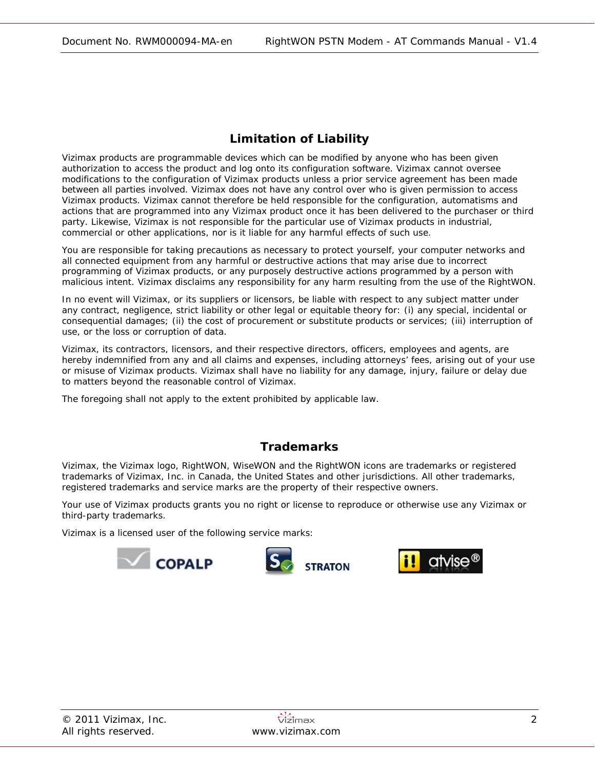## Limitation of Liability

Vizimax products are programmable devices which can be modified by anyone who has been given authorization to access the product and log onto its configuration software. Vizimax cannot oversee modifications to the configuration of Vizimax products unless a prior service agreement has been made between all parties involved. Vizimax does not have any control over who is given permission to access Vizimax products. Vizimax cannot therefore be held responsible for the configuration, automatisms and actions that are programmed into any Vizimax product once it has been delivered to the purchaser or third party. Likewise, Vizimax is not responsible for the particular use of Vizimax products in industrial, commercial or other applications, nor is it liable for any harmful effects of such use.

You are responsible for taking precautions as necessary to protect yourself, your computer networks and all connected equipment from any harmful or destructive actions that may arise due to incorrect programming of Vizimax products, or any purposely destructive actions programmed by a person with malicious intent. Vizimax disclaims any responsibility for any harm resulting from the use of the RightWON.

In no event will Vizimax, or its suppliers or licensors, be liable with respect to any subject matter under any contract, negligence, strict liability or other legal or equitable theory for: (i) any special, incidental or consequential damages; (ii) the cost of procurement or substitute products or services; (iii) interruption of use, or the loss or corruption of data.

Vizimax, its contractors, licensors, and their respective directors, officers, employees and agents, are hereby indemnified from any and all claims and expenses, including attorneys' fees, arising out of your use or misuse of Vizimax products. Vizimax shall have no liability for any damage, injury, failure or delay due to matters beyond the reasonable control of Vizimax.

The foregoing shall not apply to the extent prohibited by applicable law.

## Trademarks

Vizimax, the Vizimax logo, RightWON, WiseWON and the RightWON icons are trademarks or registered trademarks of Vizimax, Inc. in Canada, the United States and other jurisdictions. All other trademarks, registered trademarks and service marks are the property of their respective owners.

Your use of Vizimax products grants you no right or license to reproduce or otherwise use any Vizimax or third-party trademarks.

Vizimax is a licensed user of the following service marks:

COPALP    STRATON    atvise®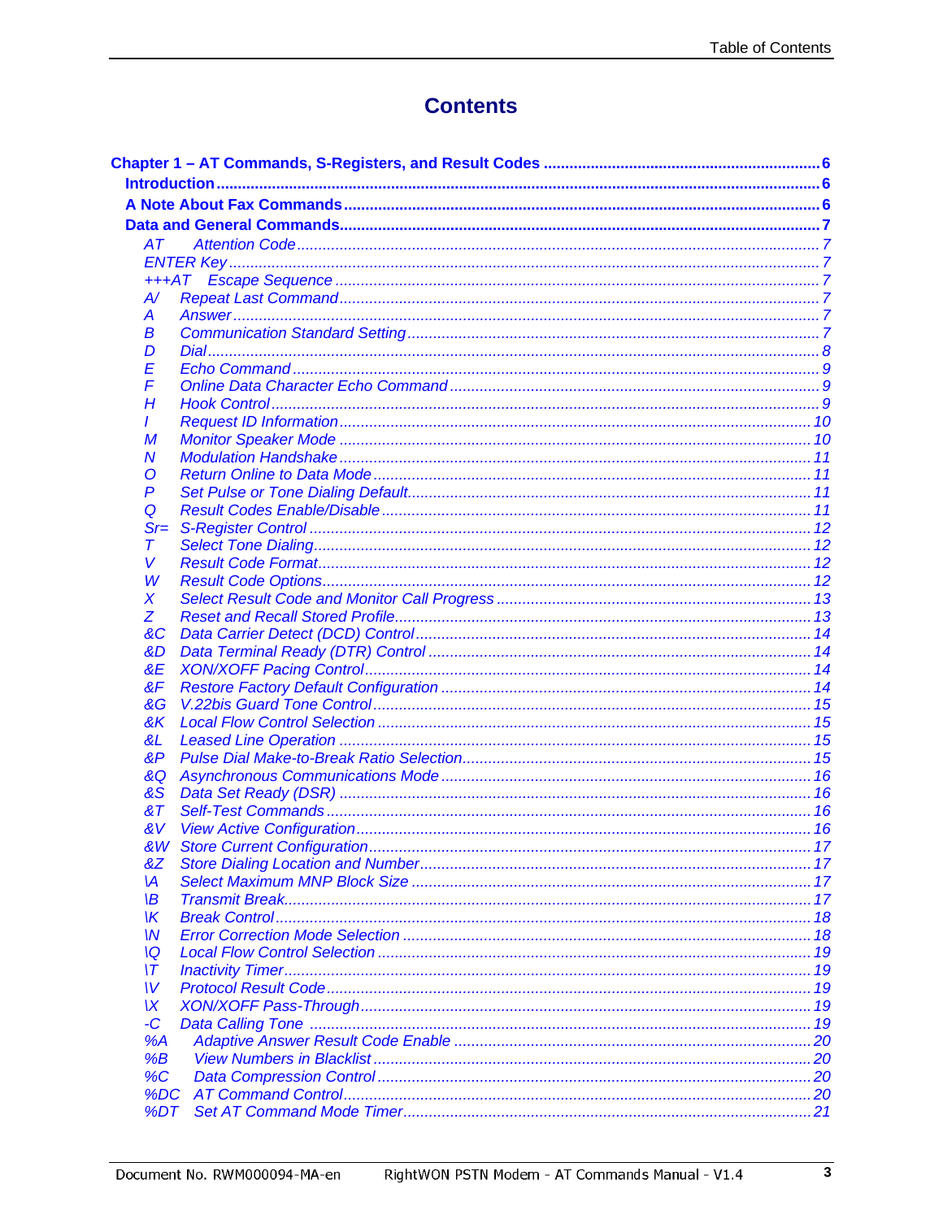# Contents

**Chapter 1 – AT Commands, S-Registers, and Result Codes .......... 6**

- **Introduction .......... 6**
- **A Note About Fax Commands .......... 6**
- **Data and General Commands .......... 7**
  - *AT Attention Code .......... 7*
  - *ENTER Key .......... 7*
  - *+++AT Escape Sequence .......... 7*
  - *A/ Repeat Last Command .......... 7*
  - *A Answer .......... 7*
  - *B Communication Standard Setting .......... 7*
  - *D Dial .......... 8*
  - *E Echo Command .......... 9*
  - *F Online Data Character Echo Command .......... 9*
  - *H Hook Control .......... 9*
  - *I Request ID Information .......... 10*
  - *M Monitor Speaker Mode .......... 10*
  - *N Modulation Handshake .......... 11*
  - *O Return Online to Data Mode .......... 11*
  - *P Set Pulse or Tone Dialing Default .......... 11*
  - *Q Result Codes Enable/Disable .......... 11*
  - *Sr= S-Register Control .......... 12*
  - *T Select Tone Dialing .......... 12*
  - *V Result Code Format .......... 12*
  - *W Result Code Options .......... 12*
  - *X Select Result Code and Monitor Call Progress .......... 13*
  - *Z Reset and Recall Stored Profile .......... 13*
  - *&C Data Carrier Detect (DCD) Control .......... 14*
  - *&D Data Terminal Ready (DTR) Control .......... 14*
  - *&E XON/XOFF Pacing Control .......... 14*
  - *&F Restore Factory Default Configuration .......... 14*
  - *&G V.22bis Guard Tone Control .......... 15*
  - *&K Local Flow Control Selection .......... 15*
  - *&L Leased Line Operation .......... 15*
  - *&P Pulse Dial Make-to-Break Ratio Selection .......... 15*
  - *&Q Asynchronous Communications Mode .......... 16*
  - *&S Data Set Ready (DSR) .......... 16*
  - *&T Self-Test Commands .......... 16*
  - *&V View Active Configuration .......... 16*
  - *&W Store Current Configuration .......... 17*
  - *&Z Store Dialing Location and Number .......... 17*
  - *\A Select Maximum MNP Block Size .......... 17*
  - *\B Transmit Break .......... 17*
  - *\K Break Control .......... 18*
  - *\N Error Correction Mode Selection .......... 18*
  - *\Q Local Flow Control Selection .......... 19*
  - *\T Inactivity Timer .......... 19*
  - *\V Protocol Result Code .......... 19*
  - *\X XON/XOFF Pass-Through .......... 19*
  - *-C Data Calling Tone .......... 19*
  - *%A Adaptive Answer Result Code Enable .......... 20*
  - *%B View Numbers in Blacklist .......... 20*
  - *%C Data Compression Control .......... 20*
  - *%DC AT Command Control .......... 20*
  - *%DT Set AT Command Mode Timer .......... 21*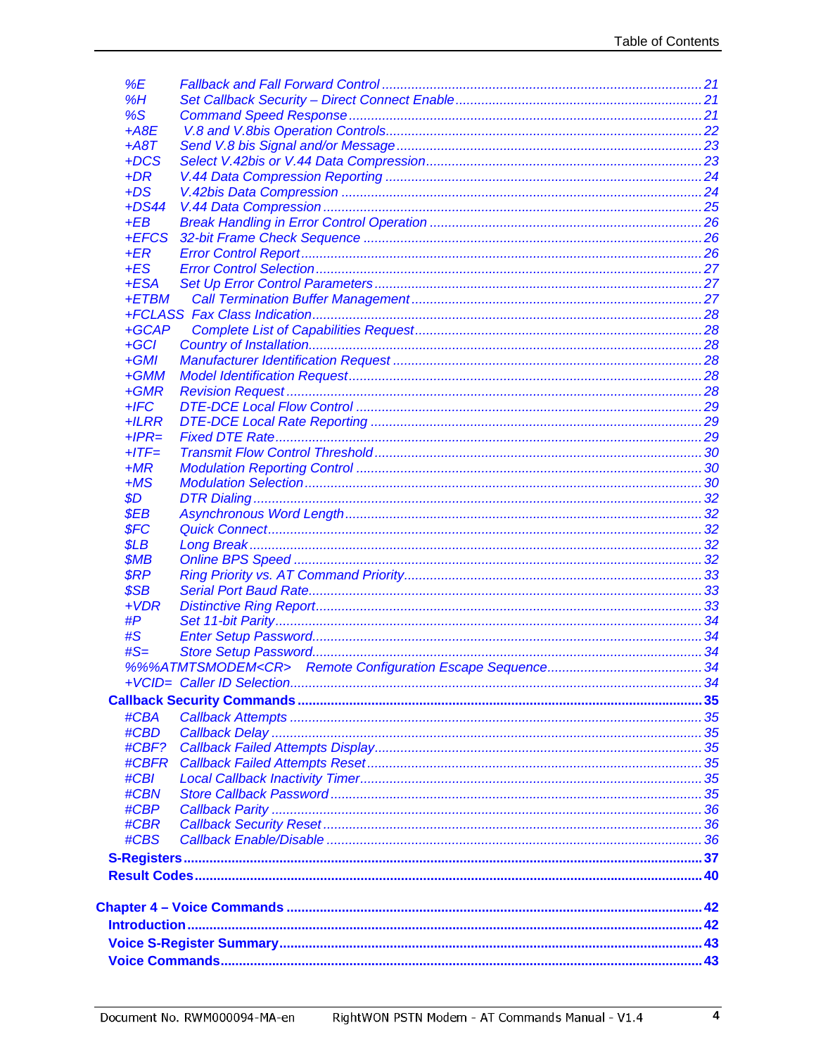- *%E* *Fallback and Fall Forward Control* ... 21
- *%H* *Set Callback Security – Direct Connect Enable* ... 21
- *%S* *Command Speed Response* ... 21
- *+A8E* *V.8 and V.8bis Operation Controls* ... 22
- *+A8T* *Send V.8 bis Signal and/or Message* ... 23
- *+DCS* *Select V.42bis or V.44 Data Compression* ... 23
- *+DR* *V.44 Data Compression Reporting* ... 24
- *+DS* *V.42bis Data Compression* ... 24
- *+DS44* *V.44 Data Compression* ... 25
- *+EB* *Break Handling in Error Control Operation* ... 26
- *+EFCS* *32-bit Frame Check Sequence* ... 26
- *+ER* *Error Control Report* ... 26
- *+ES* *Error Control Selection* ... 27
- *+ESA* *Set Up Error Control Parameters* ... 27
- *+ETBM* *Call Termination Buffer Management* ... 27
- *+FCLASS* *Fax Class Indication* ... 28
- *+GCAP* *Complete List of Capabilities Request* ... 28
- *+GCI* *Country of Installation* ... 28
- *+GMI* *Manufacturer Identification Request* ... 28
- *+GMM* *Model Identification Request* ... 28
- *+GMR* *Revision Request* ... 28
- *+IFC* *DTE-DCE Local Flow Control* ... 29
- *+ILRR* *DTE-DCE Local Rate Reporting* ... 29
- *+IPR=* *Fixed DTE Rate* ... 29
- *+ITF=* *Transmit Flow Control Threshold* ... 30
- *+MR* *Modulation Reporting Control* ... 30
- *+MS* *Modulation Selection* ... 30
- *$D* *DTR Dialing* ... 32
- *$EB* *Asynchronous Word Length* ... 32
- *$FC* *Quick Connect* ... 32
- *$LB* *Long Break* ... 32
- *$MB* *Online BPS Speed* ... 32
- *$RP* *Ring Priority vs. AT Command Priority* ... 33
- *$SB* *Serial Port Baud Rate* ... 33
- *+VDR* *Distinctive Ring Report* ... 33
- *#P* *Set 11-bit Parity* ... 34
- *#S* *Enter Setup Password* ... 34
- *#S=* *Store Setup Password* ... 34
- *%%%ATMTSMODEM<CR>* *Remote Configuration Escape Sequence* ... 34
- *+VCID=* *Caller ID Selection* ... 34

**Callback Security Commands** ... 35

- *#CBA* *Callback Attempts* ... 35
- *#CBD* *Callback Delay* ... 35
- *#CBF?* *Callback Failed Attempts Display* ... 35
- *#CBFR* *Callback Failed Attempts Reset* ... 35
- *#CBI* *Local Callback Inactivity Timer* ... 35
- *#CBN* *Store Callback Password* ... 35
- *#CBP* *Callback Parity* ... 36
- *#CBR* *Callback Security Reset* ... 36
- *#CBS* *Callback Enable/Disable* ... 36

**S-Registers** ... 37

**Result Codes** ... 40

**Chapter 4 – Voice Commands** ... 42

**Introduction** ... 42

**Voice S-Register Summary** ... 43

**Voice Commands** ... 43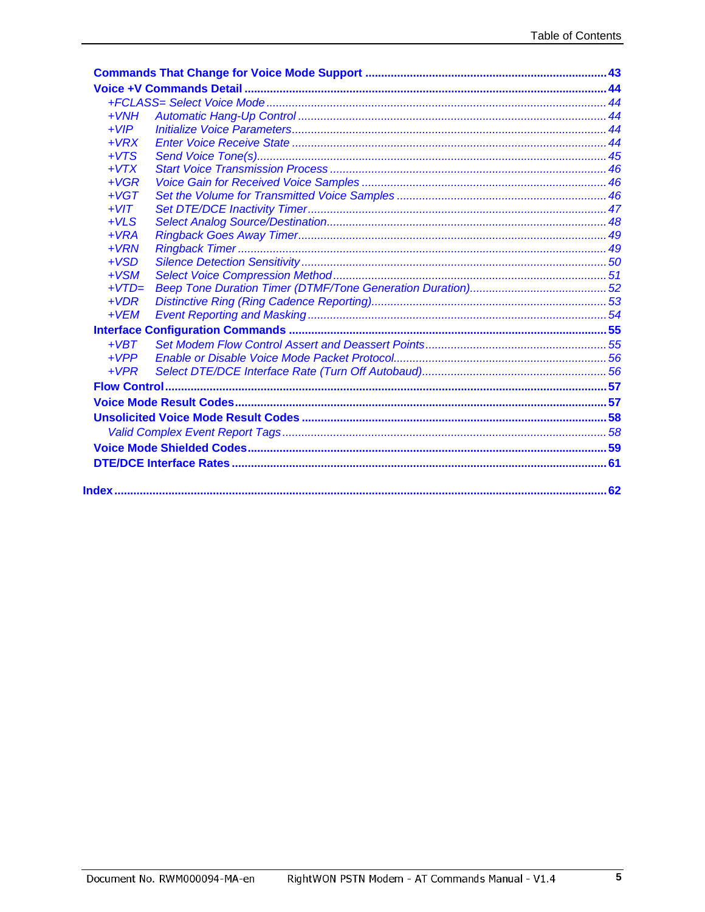**Commands That Change for Voice Mode Support ........................................................................ 43**

**Voice +V Commands Detail ........................................................................................................ 44**

*+FCLASS= Select Voice Mode ........................................................................................................ 44*

*+VNH Automatic Hang-Up Control ................................................................................................. 44*

*+VIP Initialize Voice Parameters ..................................................................................................... 44*

*+VRX Enter Voice Receive State ..................................................................................................... 44*

*+VTS Send Voice Tone(s) ................................................................................................................. 45*

*+VTX Start Voice Transmission Process .......................................................................................... 46*

*+VGR Voice Gain for Received Voice Samples ................................................................................ 46*

*+VGT Set the Volume for Transmitted Voice Samples ...................................................................... 46*

*+VIT Set DTE/DCE Inactivity Timer ................................................................................................. 47*

*+VLS Select Analog Source/Destination .......................................................................................... 48*

*+VRA Ringback Goes Away Timer ................................................................................................... 49*

*+VRN Ringback Timer ..................................................................................................................... 49*

*+VSD Silence Detection Sensitivity .................................................................................................. 50*

*+VSM Select Voice Compression Method ........................................................................................ 51*

*+VTD= Beep Tone Duration Timer (DTMF/Tone Generation Duration) ............................................ 52*

*+VDR Distinctive Ring (Ring Cadence Reporting) ............................................................................ 53*

*+VEM Event Reporting and Masking ................................................................................................ 54*

**Interface Configuration Commands ........................................................................................... 55**

*+VBT Set Modem Flow Control Assert and Deassert Points ............................................................. 55*

*+VPP Enable or Disable Voice Mode Packet Protocol ...................................................................... 56*

*+VPR Select DTE/DCE Interface Rate (Turn Off Autobaud) .............................................................. 56*

**Flow Control ................................................................................................................................ 57**

**Voice Mode Result Codes ............................................................................................................ 57**

**Unsolicited Voice Mode Result Codes ....................................................................................... 58**

*Valid Complex Event Report Tags ..................................................................................................... 58*

**Voice Mode Shielded Codes ........................................................................................................ 59**

**DTE/DCE Interface Rates ............................................................................................................. 61**

**Index ............................................................................................................................................. 62**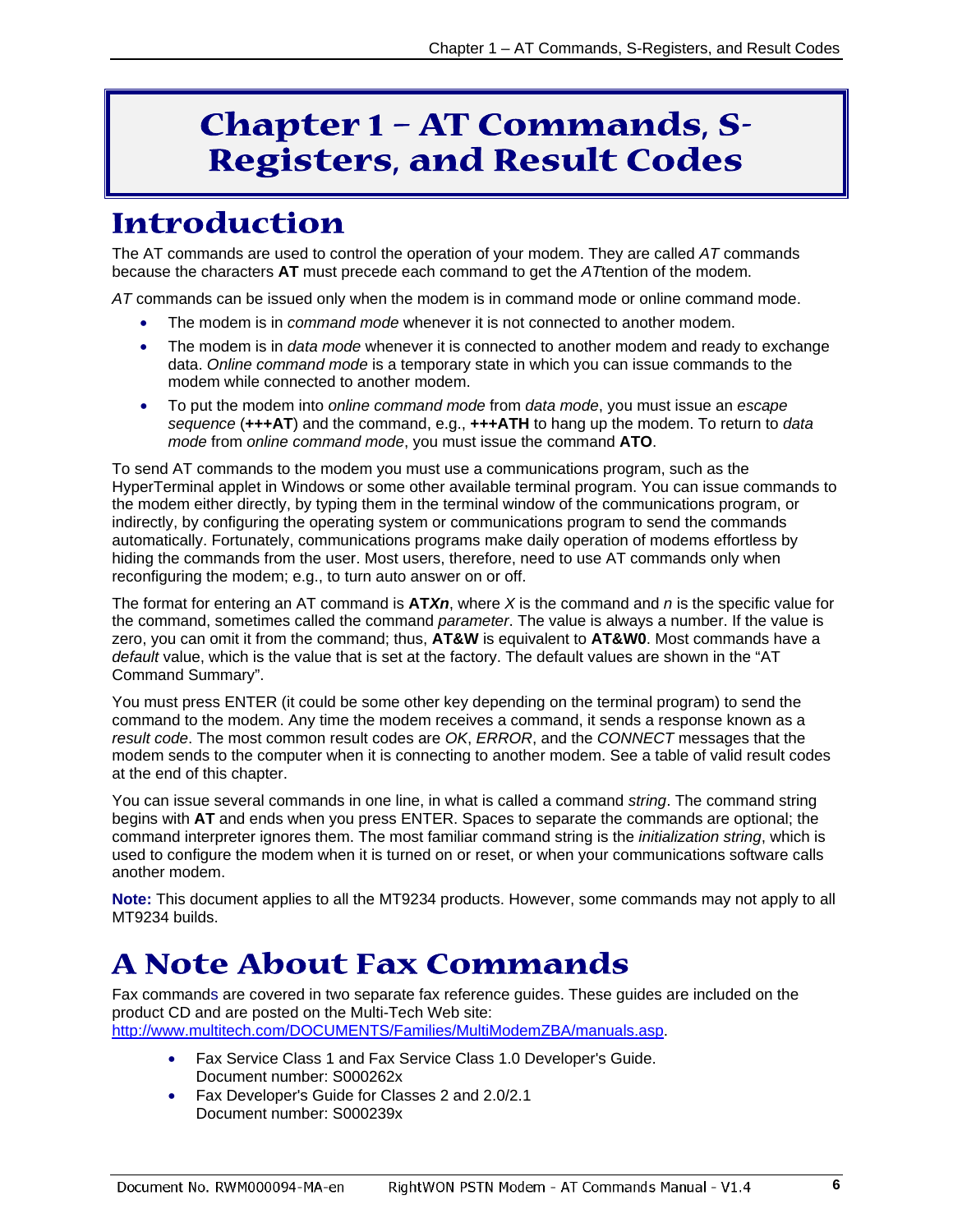# Chapter 1 – AT Commands, S-Registers, and Result Codes

## Introduction

The AT commands are used to control the operation of your modem. They are called *AT* commands because the characters **AT** must precede each command to get the *AT*tention of the modem.

*AT* commands can be issued only when the modem is in command mode or online command mode.

- The modem is in *command mode* whenever it is not connected to another modem.
- The modem is in *data mode* whenever it is connected to another modem and ready to exchange data. *Online command mode* is a temporary state in which you can issue commands to the modem while connected to another modem.
- To put the modem into *online command mode* from *data mode*, you must issue an *escape sequence* (**+++AT**) and the command, e.g., **+++ATH** to hang up the modem. To return to *data mode* from *online command mode*, you must issue the command **ATO**.

To send AT commands to the modem you must use a communications program, such as the HyperTerminal applet in Windows or some other available terminal program. You can issue commands to the modem either directly, by typing them in the terminal window of the communications program, or indirectly, by configuring the operating system or communications program to send the commands automatically. Fortunately, communications programs make daily operation of modems effortless by hiding the commands from the user. Most users, therefore, need to use AT commands only when reconfiguring the modem; e.g., to turn auto answer on or off.

The format for entering an AT command is **AT*Xn***, where *X* is the command and *n* is the specific value for the command, sometimes called the command *parameter*. The value is always a number. If the value is zero, you can omit it from the command; thus, **AT&W** is equivalent to **AT&W0**. Most commands have a *default* value, which is the value that is set at the factory. The default values are shown in the "AT Command Summary".

You must press ENTER (it could be some other key depending on the terminal program) to send the command to the modem. Any time the modem receives a command, it sends a response known as a *result code*. The most common result codes are *OK*, *ERROR*, and the *CONNECT* messages that the modem sends to the computer when it is connecting to another modem. See a table of valid result codes at the end of this chapter.

You can issue several commands in one line, in what is called a command *string*. The command string begins with **AT** and ends when you press ENTER. Spaces to separate the commands are optional; the command interpreter ignores them. The most familiar command string is the *initialization string*, which is used to configure the modem when it is turned on or reset, or when your communications software calls another modem.

**Note:** This document applies to all the MT9234 products. However, some commands may not apply to all MT9234 builds.

## A Note About Fax Commands

Fax commands are covered in two separate fax reference guides. These guides are included on the product CD and are posted on the Multi-Tech Web site: http://www.multitech.com/DOCUMENTS/Families/MultiModemZBA/manuals.asp.

- Fax Service Class 1 and Fax Service Class 1.0 Developer's Guide.
  Document number: S000262x
- Fax Developer's Guide for Classes 2 and 2.0/2.1
  Document number: S000239x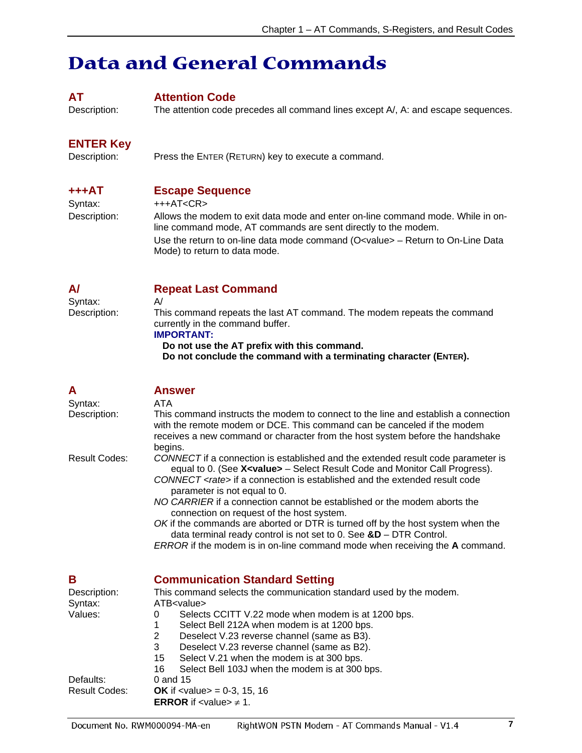# Data and General Commands

### AT — Attention Code

Description: The attention code precedes all command lines except A/, A: and escape sequences.

### ENTER Key

Description: Press the ENTER (RETURN) key to execute a command.

### +++AT — Escape Sequence

Syntax: +++AT<CR>

Description: Allows the modem to exit data mode and enter on-line command mode. While in on-line command mode, AT commands are sent directly to the modem.

Use the return to on-line data mode command (O<value> – Return to On-Line Data Mode) to return to data mode.

### A/ — Repeat Last Command

Syntax: A/

Description: This command repeats the last AT command. The modem repeats the command currently in the command buffer.

**IMPORTANT:**

**Do not use the AT prefix with this command.**
**Do not conclude the command with a terminating character (ENTER).**

### A — Answer

Syntax: ATA

Description: This command instructs the modem to connect to the line and establish a connection with the remote modem or DCE. This command can be canceled if the modem receives a new command or character from the host system before the handshake begins.

Result Codes:

*CONNECT* if a connection is established and the extended result code parameter is equal to 0. (See **X<value>** – Select Result Code and Monitor Call Progress).

*CONNECT <rate>* if a connection is established and the extended result code parameter is not equal to 0.

*NO CARRIER* if a connection cannot be established or the modem aborts the connection on request of the host system.

*OK* if the commands are aborted or DTR is turned off by the host system when the data terminal ready control is not set to 0. See **&D** – DTR Control.

*ERROR* if the modem is in on-line command mode when receiving the **A** command.

### B — Communication Standard Setting

Description: This command selects the communication standard used by the modem.

Syntax: ATB<value>

Values:

| Value | Description |
|---|---|
| 0 | Selects CCITT V.22 mode when modem is at 1200 bps. |
| 1 | Select Bell 212A when modem is at 1200 bps. |
| 2 | Deselect V.23 reverse channel (same as B3). |
| 3 | Deselect V.23 reverse channel (same as B2). |
| 15 | Select V.21 when the modem is at 300 bps. |
| 16 | Select Bell 103J when the modem is at 300 bps. |

Defaults: 0 and 15

Result Codes:

**OK** if <value> = 0-3, 15, 16

**ERROR** if <value> ≠ 1.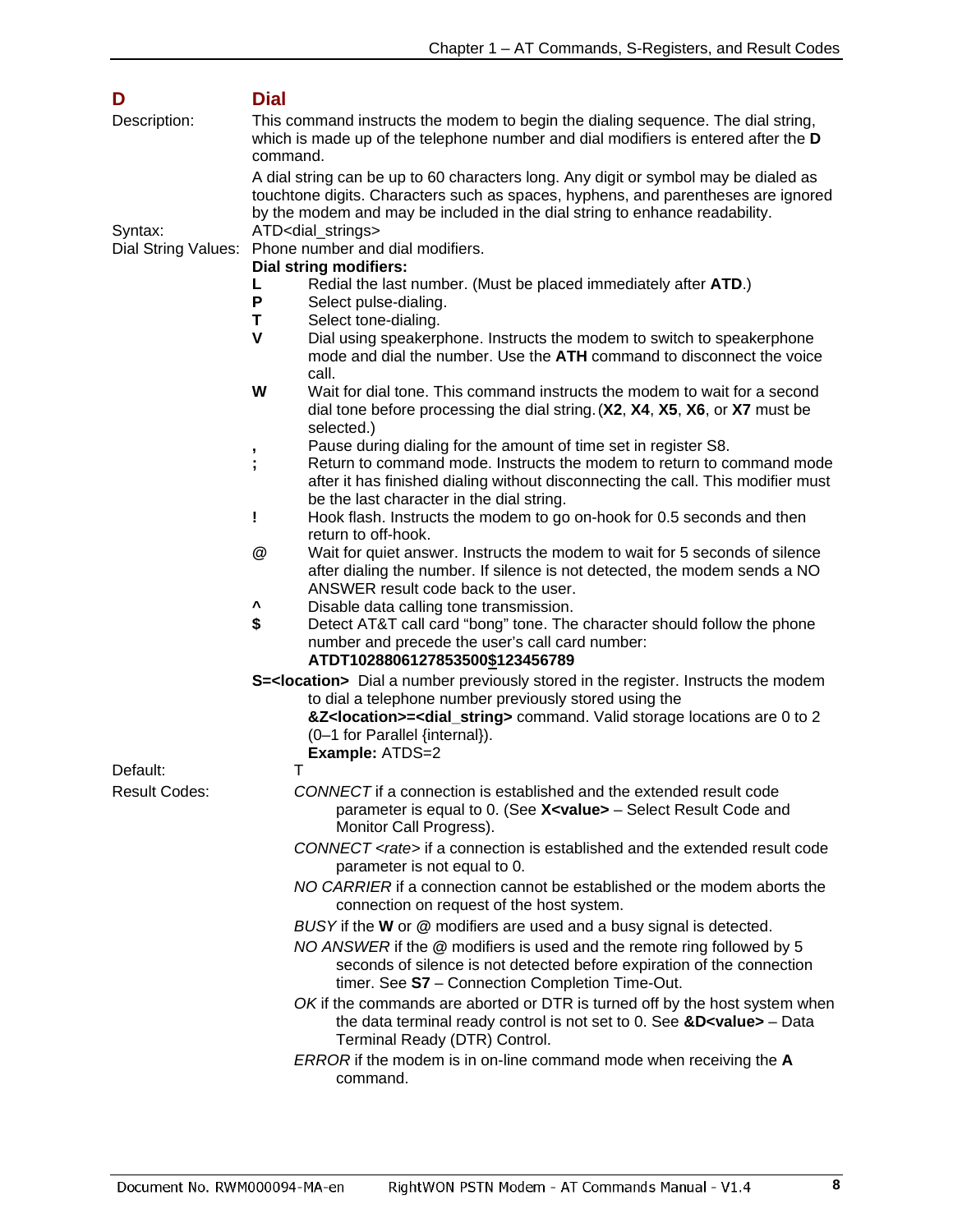## D **Dial**

**Description:** This command instructs the modem to begin the dialing sequence. The dial string, which is made up of the telephone number and dial modifiers is entered after the **D** command.

A dial string can be up to 60 characters long. Any digit or symbol may be dialed as touchtone digits. Characters such as spaces, hyphens, and parentheses are ignored by the modem and may be included in the dial string to enhance readability.

**Syntax:** ATD<dial_strings>

**Dial String Values:** Phone number and dial modifiers.

**Dial string modifiers:**

- **L** Redial the last number. (Must be placed immediately after **ATD**.)
- **P** Select pulse-dialing.
- **T** Select tone-dialing.
- **V** Dial using speakerphone. Instructs the modem to switch to speakerphone mode and dial the number. Use the **ATH** command to disconnect the voice call.
- **W** Wait for dial tone. This command instructs the modem to wait for a second dial tone before processing the dial string. (**X2**, **X4**, **X5**, **X6**, or **X7** must be selected.)
- **,** Pause during dialing for the amount of time set in register S8.
- **;** Return to command mode. Instructs the modem to return to command mode after it has finished dialing without disconnecting the call. This modifier must be the last character in the dial string.
- **!** Hook flash. Instructs the modem to go on-hook for 0.5 seconds and then return to off-hook.
- **@** Wait for quiet answer. Instructs the modem to wait for 5 seconds of silence after dialing the number. If silence is not detected, the modem sends a NO ANSWER result code back to the user.
- **^** Disable data calling tone transmission.
- **$** Detect AT&T call card "bong" tone. The character should follow the phone number and precede the user's call card number: **ATDT10288061278535OO$123456789**
- **S=<location>** Dial a number previously stored in the register. Instructs the modem to dial a telephone number previously stored using the **&Z<location>=<dial_string>** command. Valid storage locations are 0 to 2 (0–1 for Parallel {internal}). **Example:** ATDS=2

**Default:** T

**Result Codes:**

*CONNECT* if a connection is established and the extended result code parameter is equal to 0. (See **X<value>** – Select Result Code and Monitor Call Progress).

*CONNECT <rate>* if a connection is established and the extended result code parameter is not equal to 0.

*NO CARRIER* if a connection cannot be established or the modem aborts the connection on request of the host system.

*BUSY* if the **W** or @ modifiers are used and a busy signal is detected.

*NO ANSWER* if the @ modifiers is used and the remote ring followed by 5 seconds of silence is not detected before expiration of the connection timer. See **S7** – Connection Completion Time-Out.

*OK* if the commands are aborted or DTR is turned off by the host system when the data terminal ready control is not set to 0. See **&D<value>** – Data Terminal Ready (DTR) Control.

*ERROR* if the modem is in on-line command mode when receiving the **A** command.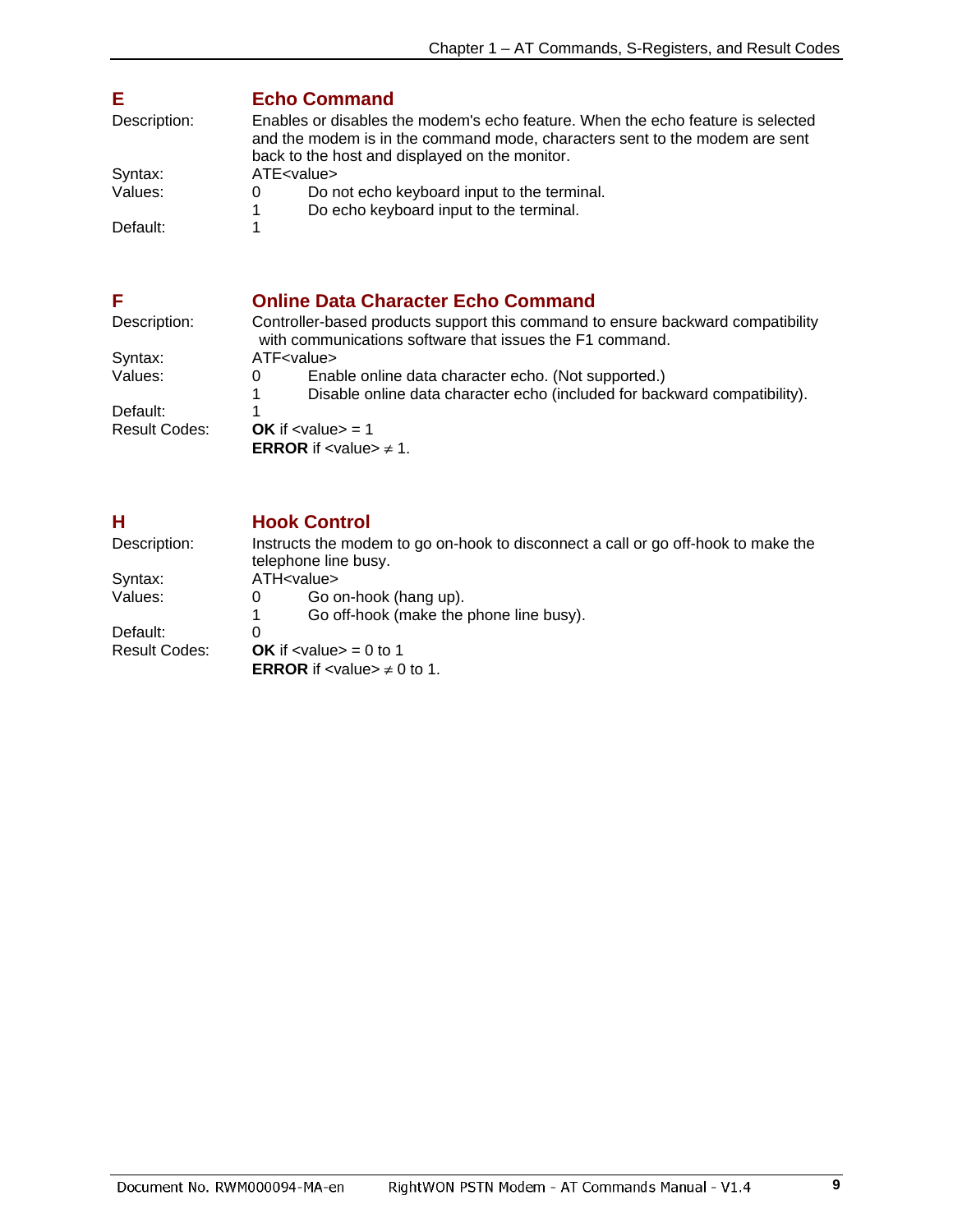## E — Echo Command

Description: Enables or disables the modem's echo feature. When the echo feature is selected and the modem is in the command mode, characters sent to the modem are sent back to the host and displayed on the monitor.

Syntax: ATE<value>

Values:
- 0 — Do not echo keyboard input to the terminal.
- 1 — Do echo keyboard input to the terminal.

Default: 1

## F — Online Data Character Echo Command

Description: Controller-based products support this command to ensure backward compatibility with communications software that issues the F1 command.

Syntax: ATF<value>

Values:
- 0 — Enable online data character echo. (Not supported.)
- 1 — Disable online data character echo (included for backward compatibility).

Default: 1

Result Codes:
**OK** if <value> = 1
**ERROR** if <value> ≠ 1.

## H — Hook Control

Description: Instructs the modem to go on-hook to disconnect a call or go off-hook to make the telephone line busy.

Syntax: ATH<value>

Values:
- 0 — Go on-hook (hang up).
- 1 — Go off-hook (make the phone line busy).

Default: 0

Result Codes:
**OK** if <value> = 0 to 1
**ERROR** if <value> ≠ 0 to 1.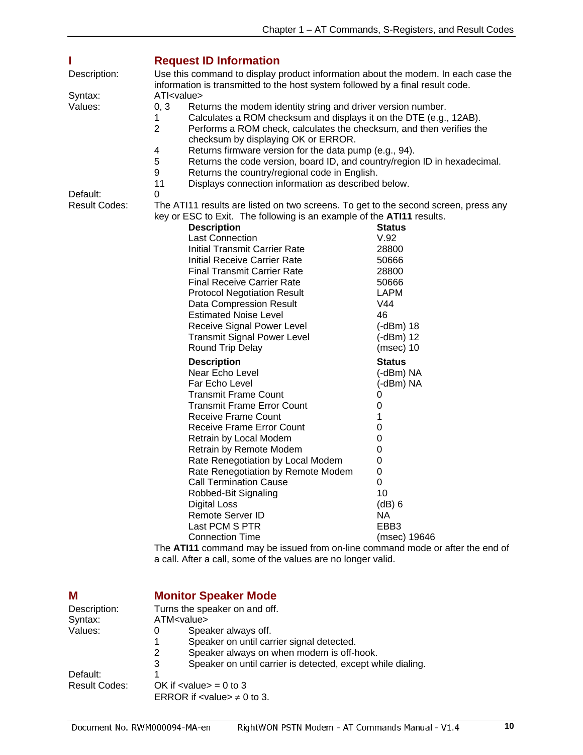## I Request ID Information

**Description:** Use this command to display product information about the modem. In each case the information is transmitted to the host system followed by a final result code.

**Syntax:** ATI<value>

**Values:**

| | |
|---|---|
| 0, 3 | Returns the modem identity string and driver version number. |
| 1 | Calculates a ROM checksum and displays it on the DTE (e.g., 12AB). |
| 2 | Performs a ROM check, calculates the checksum, and then verifies the checksum by displaying OK or ERROR. |
| 4 | Returns firmware version for the data pump (e.g., 94). |
| 5 | Returns the code version, board ID, and country/region ID in hexadecimal. |
| 9 | Returns the country/regional code in English. |
| 11 | Displays connection information as described below. |

**Default:** 0

**Result Codes:** The ATI11 results are listed on two screens. To get to the second screen, press any key or ESC to Exit. The following is an example of the **ATI11** results.

| Description | Status |
|---|---|
| Last Connection | V.92 |
| Initial Transmit Carrier Rate | 28800 |
| Initial Receive Carrier Rate | 50666 |
| Final Transmit Carrier Rate | 28800 |
| Final Receive Carrier Rate | 50666 |
| Protocol Negotiation Result | LAPM |
| Data Compression Result | V44 |
| Estimated Noise Level | 46 |
| Receive Signal Power Level | (-dBm) 18 |
| Transmit Signal Power Level | (-dBm) 12 |
| Round Trip Delay | (msec) 10 |

| Description | Status |
|---|---|
| Near Echo Level | (-dBm) NA |
| Far Echo Level | (-dBm) NA |
| Transmit Frame Count | 0 |
| Transmit Frame Error Count | 0 |
| Receive Frame Count | 1 |
| Receive Frame Error Count | 0 |
| Retrain by Local Modem | 0 |
| Retrain by Remote Modem | 0 |
| Rate Renegotiation by Local Modem | 0 |
| Rate Renegotiation by Remote Modem | 0 |
| Call Termination Cause | 0 |
| Robbed-Bit Signaling | 10 |
| Digital Loss | (dB) 6 |
| Remote Server ID | NA |
| Last PCM S PTR | EBB3 |
| Connection Time | (msec) 19646 |

The **ATI11** command may be issued from on-line command mode or after the end of a call. After a call, some of the values are no longer valid.

## M Monitor Speaker Mode

**Description:** Turns the speaker on and off.

**Syntax:** ATM<value>

**Values:**

| | |
|---|---|
| 0 | Speaker always off. |
| 1 | Speaker on until carrier signal detected. |
| 2 | Speaker always on when modem is off-hook. |
| 3 | Speaker on until carrier is detected, except while dialing. |

**Default:** 1

**Result Codes:** OK if <value> = 0 to 3
ERROR if <value> ≠ 0 to 3.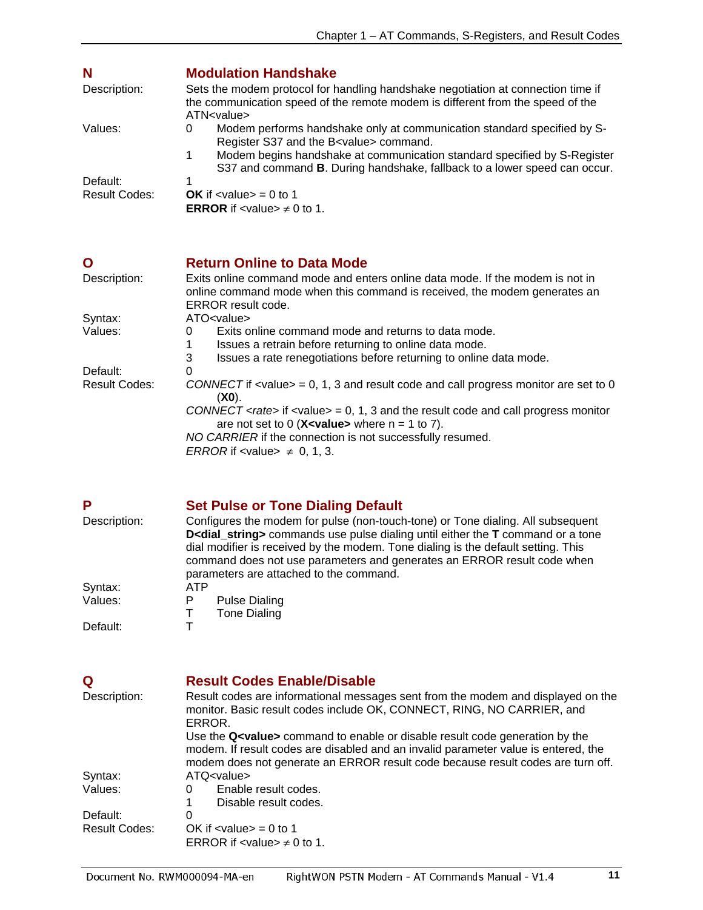## N — Modulation Handshake

Description: Sets the modem protocol for handling handshake negotiation at connection time if the communication speed of the remote modem is different from the speed of the ATN<value>

Values:

- 0 — Modem performs handshake only at communication standard specified by S-Register S37 and the B<value> command.
- 1 — Modem begins handshake at communication standard specified by S-Register S37 and command **B**. During handshake, fallback to a lower speed can occur.

Default: 1

Result Codes:

**OK** if <value> = 0 to 1
**ERROR** if <value> ≠ 0 to 1.

## O — Return Online to Data Mode

Description: Exits online command mode and enters online data mode. If the modem is not in online command mode when this command is received, the modem generates an ERROR result code.

Syntax: ATO<value>

Values:

- 0 — Exits online command mode and returns to data mode.
- 1 — Issues a retrain before returning to online data mode.
- 3 — Issues a rate renegotiations before returning to online data mode.

Default: 0

Result Codes:

*CONNECT* if <value> = 0, 1, 3 and result code and call progress monitor are set to 0 (**X0**).
*CONNECT <rate>* if <value> = 0, 1, 3 and the result code and call progress monitor are not set to 0 (**X<value>** where n = 1 to 7).
*NO CARRIER* if the connection is not successfully resumed.
*ERROR* if <value> ≠ 0, 1, 3.

## P — Set Pulse or Tone Dialing Default

Description: Configures the modem for pulse (non-touch-tone) or Tone dialing. All subsequent **D<dial_string>** commands use pulse dialing until either the **T** command or a tone dial modifier is received by the modem. Tone dialing is the default setting. This command does not use parameters and generates an ERROR result code when parameters are attached to the command.

Syntax: ATP

Values:

- P — Pulse Dialing
- T — Tone Dialing

Default: T

## Q — Result Codes Enable/Disable

Description: Result codes are informational messages sent from the modem and displayed on the monitor. Basic result codes include OK, CONNECT, RING, NO CARRIER, and ERROR.

Use the **Q<value>** command to enable or disable result code generation by the modem. If result codes are disabled and an invalid parameter value is entered, the modem does not generate an ERROR result code because result codes are turn off.

Syntax: ATQ<value>

Values:

- 0 — Enable result codes.
- 1 — Disable result codes.

Default: 0

Result Codes:

OK if <value> = 0 to 1
ERROR if <value> ≠ 0 to 1.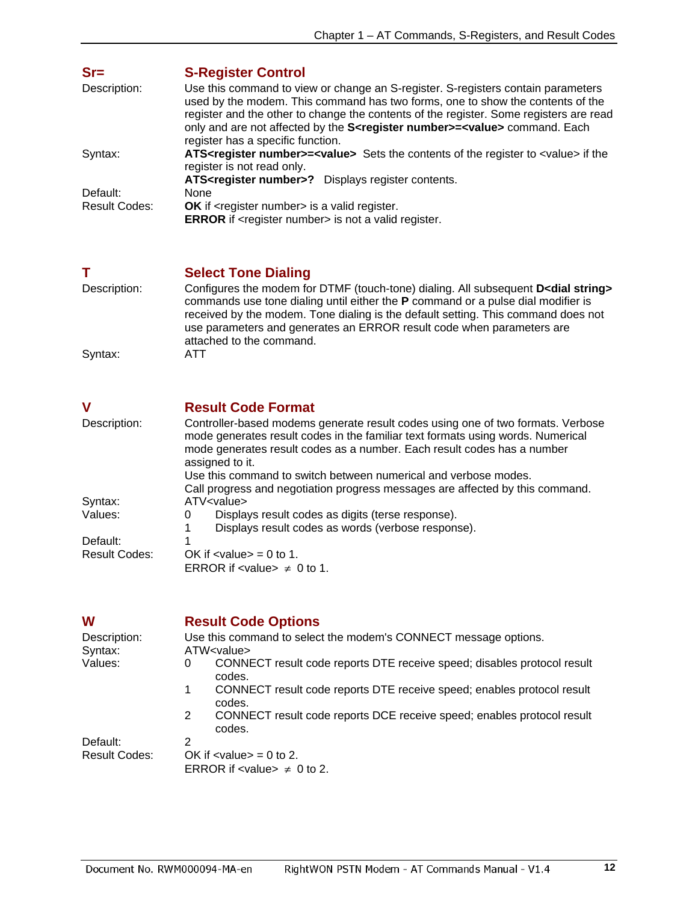## Sr= S-Register Control

Description: Use this command to view or change an S-register. S-registers contain parameters used by the modem. This command has two forms, one to show the contents of the register and the other to change the contents of the register. Some registers are read only and are not affected by the **S<register number>=<value>** command. Each register has a specific function.

Syntax: **ATS<register number>=<value>** Sets the contents of the register to <value> if the register is not read only.
**ATS<register number>?** Displays register contents.

Default: None

Result Codes: **OK** if <register number> is a valid register.
**ERROR** if <register number> is not a valid register.

## T Select Tone Dialing

Description: Configures the modem for DTMF (touch-tone) dialing. All subsequent **D<dial string>** commands use tone dialing until either the **P** command or a pulse dial modifier is received by the modem. Tone dialing is the default setting. This command does not use parameters and generates an ERROR result code when parameters are attached to the command.

Syntax: ATT

## V Result Code Format

Description: Controller-based modems generate result codes using one of two formats. Verbose mode generates result codes in the familiar text formats using words. Numerical mode generates result codes as a number. Each result codes has a number assigned to it.
Use this command to switch between numerical and verbose modes.
Call progress and negotiation progress messages are affected by this command.

Syntax: ATV<value>

Values:
- 0 Displays result codes as digits (terse response).
- 1 Displays result codes as words (verbose response).

Default: 1

Result Codes: OK if <value> = 0 to 1.
ERROR if <value> ≠ 0 to 1.

## W Result Code Options

Description: Use this command to select the modem's CONNECT message options.

Syntax: ATW<value>

Values:
- 0 CONNECT result code reports DTE receive speed; disables protocol result codes.
- 1 CONNECT result code reports DTE receive speed; enables protocol result codes.
- 2 CONNECT result code reports DCE receive speed; enables protocol result codes.

Default: 2

Result Codes: OK if <value> = 0 to 2.
ERROR if <value> ≠ 0 to 2.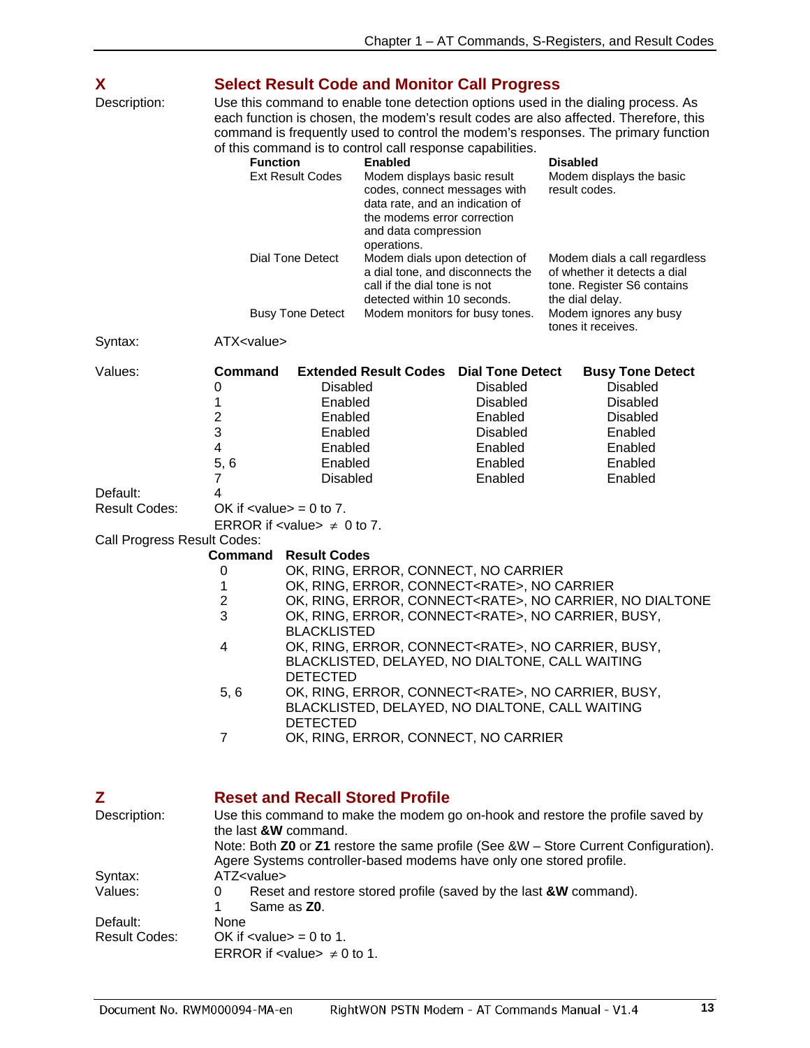## X — Select Result Code and Monitor Call Progress

**Description:** Use this command to enable tone detection options used in the dialing process. As each function is chosen, the modem's result codes are also affected. Therefore, this command is frequently used to control the modem's responses. The primary function of this command is to control call response capabilities.

| Function | Enabled | Disabled |
|---|---|---|
| Ext Result Codes | Modem displays basic result codes, connect messages with data rate, and an indication of the modems error correction and data compression operations. | Modem displays the basic result codes. |
| Dial Tone Detect | Modem dials upon detection of a dial tone, and disconnects the call if the dial tone is not detected within 10 seconds. | Modem dials a call regardless of whether it detects a dial tone. Register S6 contains the dial delay. |
| Busy Tone Detect | Modem monitors for busy tones. | Modem ignores any busy tones it receives. |

**Syntax:** ATX<value>

**Values:**

| Command | Extended Result Codes | Dial Tone Detect | Busy Tone Detect |
|---|---|---|---|
| 0 | Disabled | Disabled | Disabled |
| 1 | Enabled | Disabled | Disabled |
| 2 | Enabled | Enabled | Disabled |
| 3 | Enabled | Disabled | Enabled |
| 4 | Enabled | Enabled | Enabled |
| 5, 6 | Enabled | Enabled | Enabled |
| 7 | Disabled | Enabled | Enabled |

**Default:** 4

**Result Codes:**
OK if <value> = 0 to 7.
ERROR if <value> ≠ 0 to 7.

**Call Progress Result Codes:**

| Command | Result Codes |
|---|---|
| 0 | OK, RING, ERROR, CONNECT, NO CARRIER |
| 1 | OK, RING, ERROR, CONNECT<RATE>, NO CARRIER |
| 2 | OK, RING, ERROR, CONNECT<RATE>, NO CARRIER, NO DIALTONE |
| 3 | OK, RING, ERROR, CONNECT<RATE>, NO CARRIER, BUSY, BLACKLISTED |
| 4 | OK, RING, ERROR, CONNECT<RATE>, NO CARRIER, BUSY, BLACKLISTED, DELAYED, NO DIALTONE, CALL WAITING DETECTED |
| 5, 6 | OK, RING, ERROR, CONNECT<RATE>, NO CARRIER, BUSY, BLACKLISTED, DELAYED, NO DIALTONE, CALL WAITING DETECTED |
| 7 | OK, RING, ERROR, CONNECT, NO CARRIER |

## Z — Reset and Recall Stored Profile

**Description:** Use this command to make the modem go on-hook and restore the profile saved by the last **&W** command.
Note: Both **Z0** or **Z1** restore the same profile (See &W – Store Current Configuration). Agere Systems controller-based modems have only one stored profile.

**Syntax:** ATZ<value>

**Values:**
0 Reset and restore stored profile (saved by the last **&W** command).
1 Same as **Z0**.

**Default:** None

**Result Codes:**
OK if <value> = 0 to 1.
ERROR if <value> ≠ 0 to 1.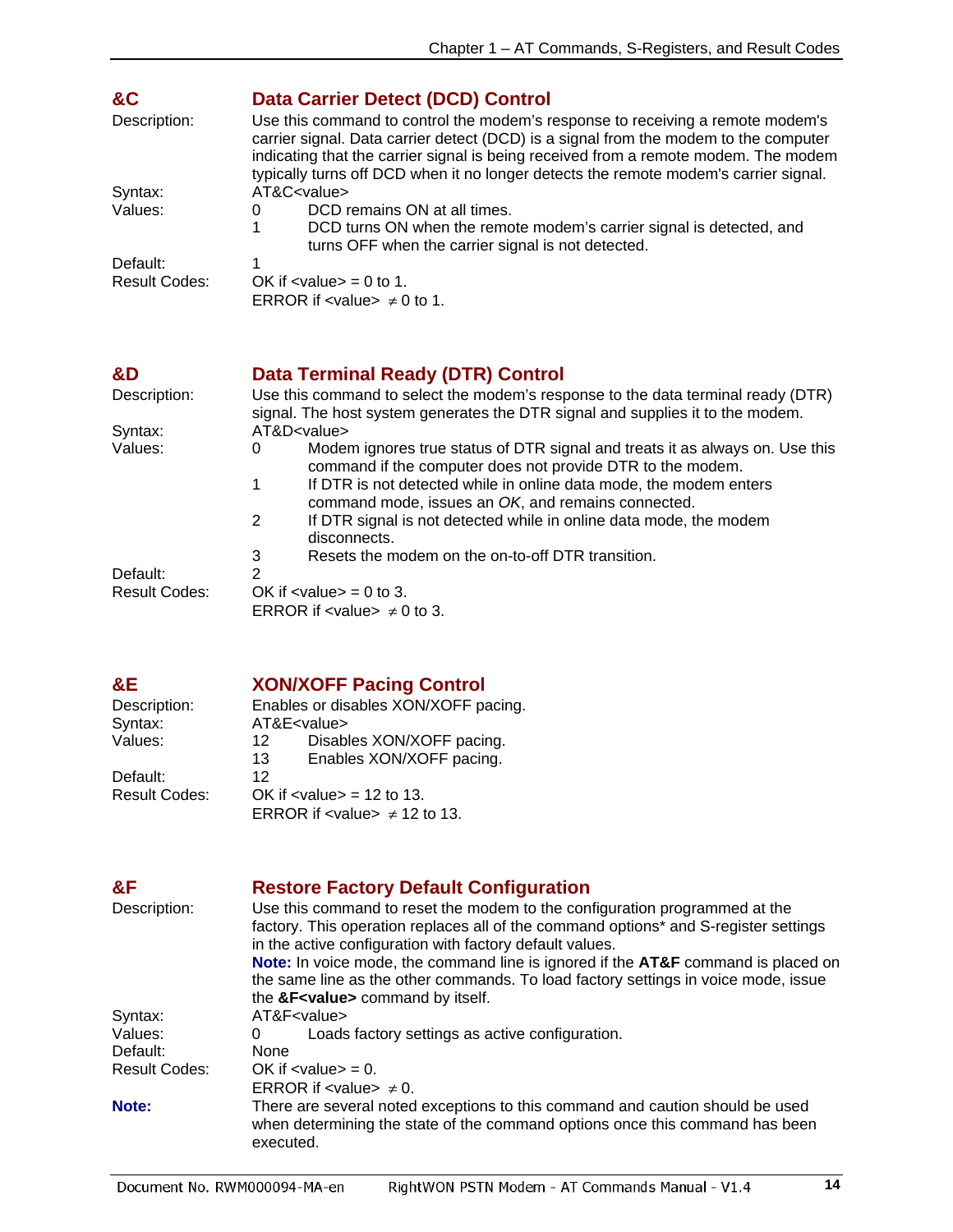## &C Data Carrier Detect (DCD) Control

**Description:** Use this command to control the modem's response to receiving a remote modem's carrier signal. Data carrier detect (DCD) is a signal from the modem to the computer indicating that the carrier signal is being received from a remote modem. The modem typically turns off DCD when it no longer detects the remote modem's carrier signal.

**Syntax:** AT&C<value>

**Values:**

- 0 DCD remains ON at all times.
- 1 DCD turns ON when the remote modem's carrier signal is detected, and turns OFF when the carrier signal is not detected.

**Default:** 1

**Result Codes:** OK if <value> = 0 to 1.
ERROR if <value> ≠ 0 to 1.

## &D Data Terminal Ready (DTR) Control

**Description:** Use this command to select the modem's response to the data terminal ready (DTR) signal. The host system generates the DTR signal and supplies it to the modem.

**Syntax:** AT&D<value>

**Values:**

- 0 Modem ignores true status of DTR signal and treats it as always on. Use this command if the computer does not provide DTR to the modem.
- 1 If DTR is not detected while in online data mode, the modem enters command mode, issues an *OK*, and remains connected.
- 2 If DTR signal is not detected while in online data mode, the modem disconnects.
- 3 Resets the modem on the on-to-off DTR transition.

**Default:** 2

**Result Codes:** OK if <value> = 0 to 3.
ERROR if <value> ≠ 0 to 3.

## &E XON/XOFF Pacing Control

**Description:** Enables or disables XON/XOFF pacing.

**Syntax:** AT&E<value>

**Values:**

- 12 Disables XON/XOFF pacing.
- 13 Enables XON/XOFF pacing.

**Default:** 12

**Result Codes:** OK if <value> = 12 to 13.
ERROR if <value> ≠ 12 to 13.

## &F Restore Factory Default Configuration

**Description:** Use this command to reset the modem to the configuration programmed at the factory. This operation replaces all of the command options* and S-register settings in the active configuration with factory default values.
**Note:** In voice mode, the command line is ignored if the **AT&F** command is placed on the same line as the other commands. To load factory settings in voice mode, issue the **&F<value>** command by itself.

**Syntax:** AT&F<value>

**Values:**

- 0 Loads factory settings as active configuration.

**Default:** None

**Result Codes:** OK if <value> = 0.
ERROR if <value> ≠ 0.

**Note:** There are several noted exceptions to this command and caution should be used when determining the state of the command options once this command has been executed.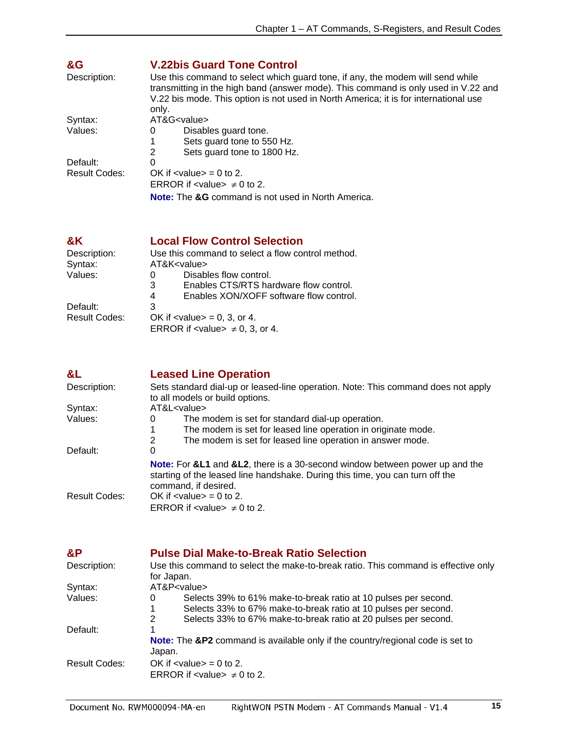## &G V.22bis Guard Tone Control

Description: Use this command to select which guard tone, if any, the modem will send while transmitting in the high band (answer mode). This command is only used in V.22 and V.22 bis mode. This option is not used in North America; it is for international use only.

Syntax: AT&G<value>

Values:

- 0 Disables guard tone.
- 1 Sets guard tone to 550 Hz.
- 2 Sets guard tone to 1800 Hz.

Default: 0

Result Codes: OK if <value> = 0 to 2.
ERROR if <value> ≠ 0 to 2.

**Note:** The **&G** command is not used in North America.

## &K Local Flow Control Selection

Description: Use this command to select a flow control method.

Syntax: AT&K<value>

Values:

- 0 Disables flow control.
- 3 Enables CTS/RTS hardware flow control.
- 4 Enables XON/XOFF software flow control.

Default: 3

Result Codes: OK if <value> = 0, 3, or 4.
ERROR if <value> ≠ 0, 3, or 4.

## &L Leased Line Operation

Description: Sets standard dial-up or leased-line operation. Note: This command does not apply to all models or build options.

Syntax: AT&L<value>

Values:

- 0 The modem is set for standard dial-up operation.
- 1 The modem is set for leased line operation in originate mode.
- 2 The modem is set for leased line operation in answer mode.

Default: 0

**Note:** For **&L1** and **&L2**, there is a 30-second window between power up and the starting of the leased line handshake. During this time, you can turn off the command, if desired.

Result Codes: OK if <value> = 0 to 2.
ERROR if <value> ≠ 0 to 2.

## &P Pulse Dial Make-to-Break Ratio Selection

Description: Use this command to select the make-to-break ratio. This command is effective only for Japan.

Syntax: AT&P<value>

Values:

- 0 Selects 39% to 61% make-to-break ratio at 10 pulses per second.
- 1 Selects 33% to 67% make-to-break ratio at 10 pulses per second.
- 2 Selects 33% to 67% make-to-break ratio at 20 pulses per second.

Default: 1

**Note:** The **&P2** command is available only if the country/regional code is set to Japan.

Result Codes: OK if <value> = 0 to 2.
ERROR if <value> ≠ 0 to 2.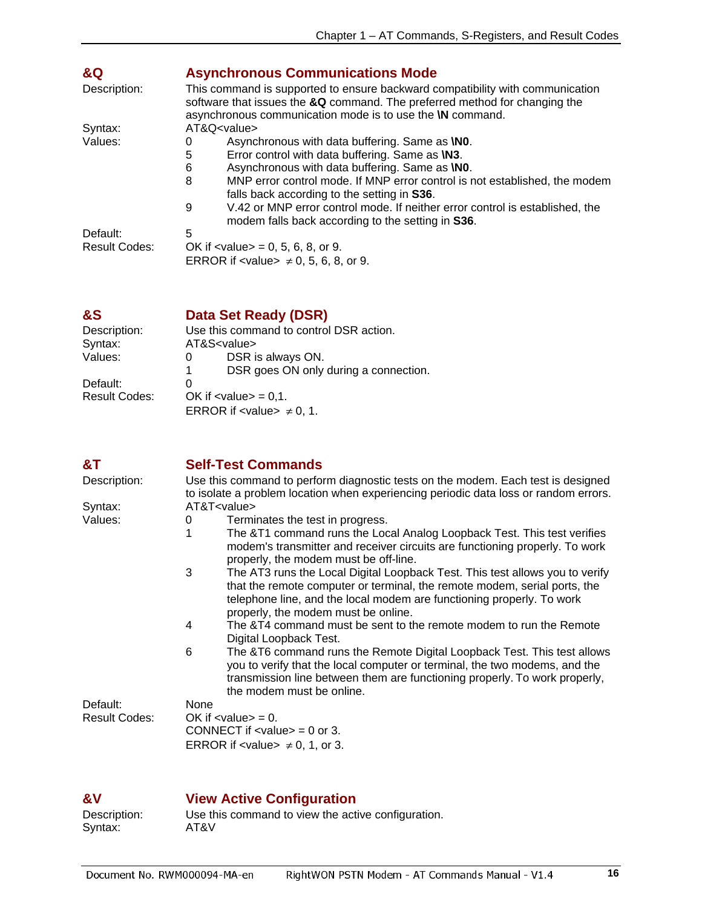## &Q Asynchronous Communications Mode

Description: This command is supported to ensure backward compatibility with communication software that issues the **&Q** command. The preferred method for changing the asynchronous communication mode is to use the **\N** command.

Syntax: AT&Q<value>

Values:

- 0 Asynchronous with data buffering. Same as **\N0**.
- 5 Error control with data buffering. Same as **\N3**.
- 6 Asynchronous with data buffering. Same as **\N0**.
- 8 MNP error control mode. If MNP error control is not established, the modem falls back according to the setting in **S36**.
- 9 V.42 or MNP error control mode. If neither error control is established, the modem falls back according to the setting in **S36**.

Default: 5

Result Codes: OK if <value> = 0, 5, 6, 8, or 9.
ERROR if <value> ≠ 0, 5, 6, 8, or 9.

## &S Data Set Ready (DSR)

Description: Use this command to control DSR action.

Syntax: AT&S<value>

Values:

- 0 DSR is always ON.
- 1 DSR goes ON only during a connection.

Default: 0

Result Codes: OK if <value> = 0,1.
ERROR if <value> ≠ 0, 1.

## &T Self-Test Commands

Description: Use this command to perform diagnostic tests on the modem. Each test is designed to isolate a problem location when experiencing periodic data loss or random errors.

Syntax: AT&T<value>

Values:

- 0 Terminates the test in progress.
- 1 The &T1 command runs the Local Analog Loopback Test. This test verifies modem's transmitter and receiver circuits are functioning properly. To work properly, the modem must be off-line.
- 3 The AT3 runs the Local Digital Loopback Test. This test allows you to verify that the remote computer or terminal, the remote modem, serial ports, the telephone line, and the local modem are functioning properly. To work properly, the modem must be online.
- 4 The &T4 command must be sent to the remote modem to run the Remote Digital Loopback Test.
- 6 The &T6 command runs the Remote Digital Loopback Test. This test allows you to verify that the local computer or terminal, the two modems, and the transmission line between them are functioning properly. To work properly, the modem must be online.

Default: None

Result Codes: OK if <value> = 0.
CONNECT if <value> = 0 or 3.
ERROR if <value> ≠ 0, 1, or 3.

## &V View Active Configuration

Description: Use this command to view the active configuration.

Syntax: AT&V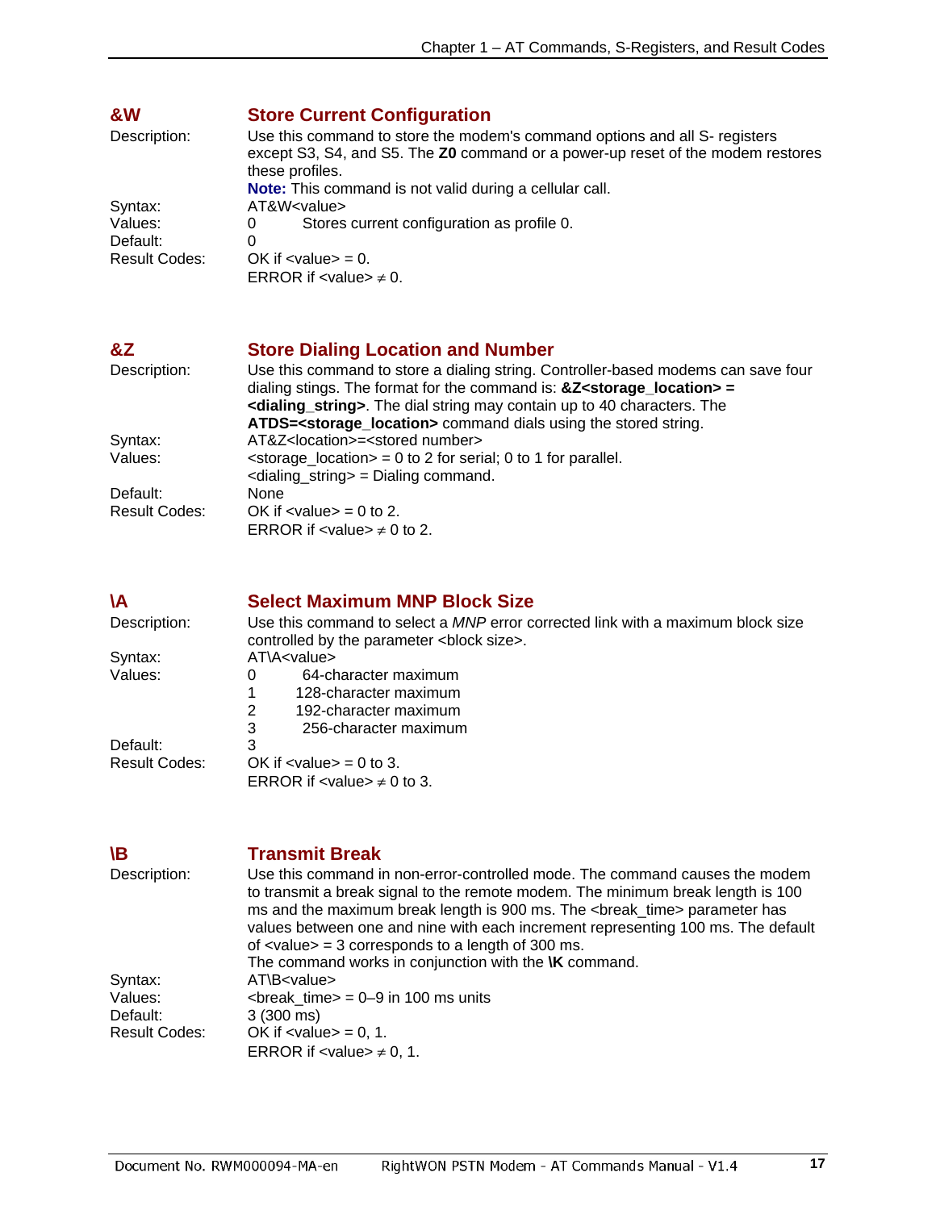## &W Store Current Configuration

Description: Use this command to store the modem's command options and all S- registers except S3, S4, and S5. The **Z0** command or a power-up reset of the modem restores these profiles.
**Note:** This command is not valid during a cellular call.

Syntax: AT&W<value>

Values: 0 Stores current configuration as profile 0.

Default: 0

Result Codes: OK if <value> = 0.
ERROR if <value> ≠ 0.

## &Z Store Dialing Location and Number

Description: Use this command to store a dialing string. Controller-based modems can save four dialing stings. The format for the command is: **&Z<storage_location> = <dialing_string>**. The dial string may contain up to 40 characters. The **ATDS=<storage_location>** command dials using the stored string.

Syntax: AT&Z<location>=<stored number>

Values: <storage_location> = 0 to 2 for serial; 0 to 1 for parallel.
<dialing_string> = Dialing command.

Default: None

Result Codes: OK if <value> = 0 to 2.
ERROR if <value> ≠ 0 to 2.

## \A Select Maximum MNP Block Size

Description: Use this command to select a *MNP* error corrected link with a maximum block size controlled by the parameter <block size>.

Syntax: AT\A<value>

Values:
0 64-character maximum
1 128-character maximum
2 192-character maximum
3 256-character maximum

Default: 3

Result Codes: OK if <value> = 0 to 3.
ERROR if <value> ≠ 0 to 3.

## \B Transmit Break

Description: Use this command in non-error-controlled mode. The command causes the modem to transmit a break signal to the remote modem. The minimum break length is 100 ms and the maximum break length is 900 ms. The <break_time> parameter has values between one and nine with each increment representing 100 ms. The default of <value> = 3 corresponds to a length of 300 ms.
The command works in conjunction with the **\K** command.

Syntax: AT\B<value>

Values: <break_time> = 0–9 in 100 ms units

Default: 3 (300 ms)

Result Codes: OK if <value> = 0, 1.
ERROR if <value> ≠ 0, 1.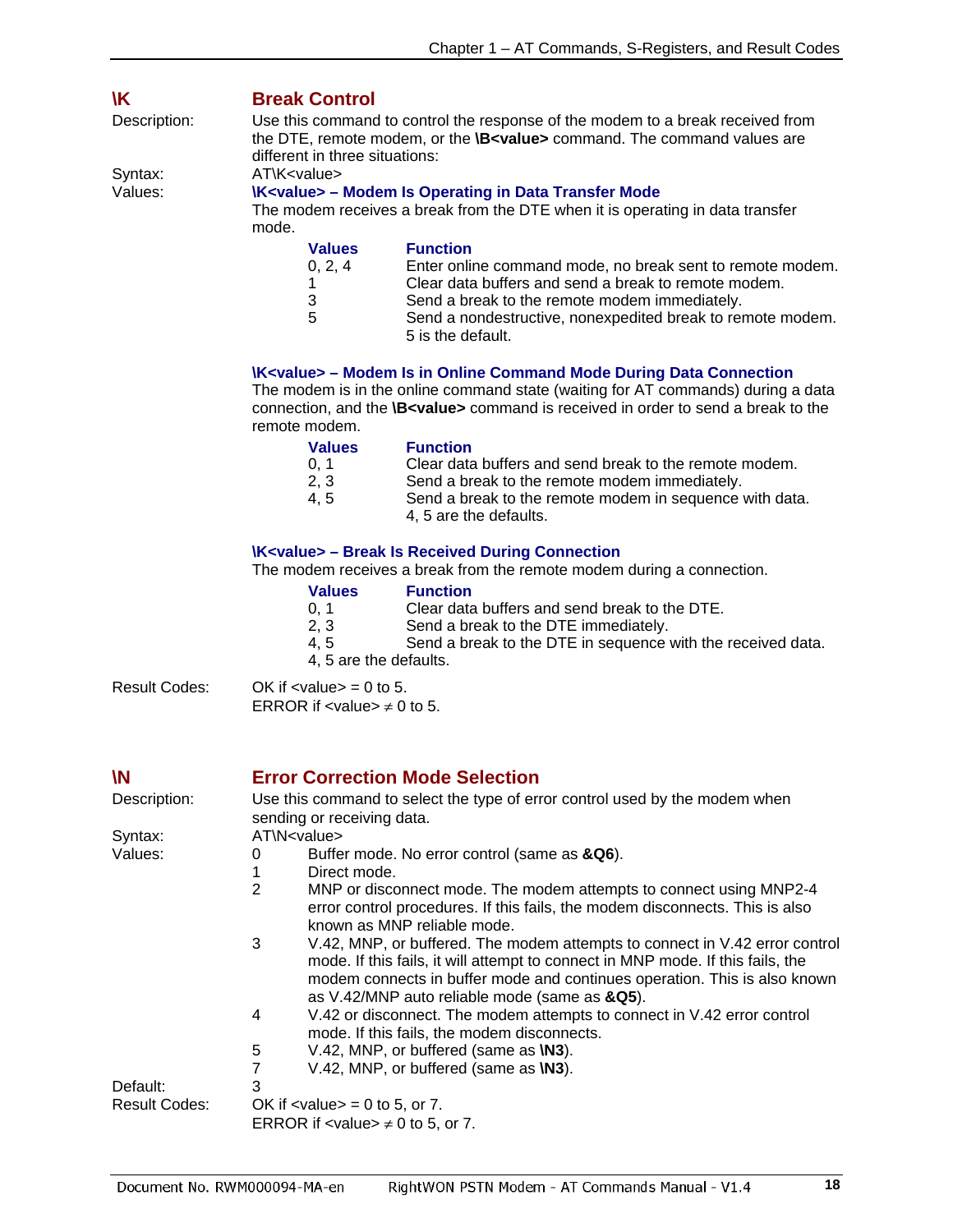## \K Break Control

Description: Use this command to control the response of the modem to a break received from the DTE, remote modem, or the **\B<value>** command. The command values are different in three situations:

Syntax: AT\K<value>

Values:

### \K<value> – Modem Is Operating in Data Transfer Mode

The modem receives a break from the DTE when it is operating in data transfer mode.

| Values | Function |
|---|---|
| 0, 2, 4 | Enter online command mode, no break sent to remote modem. |
| 1 | Clear data buffers and send a break to remote modem. |
| 3 | Send a break to the remote modem immediately. |
| 5 | Send a nondestructive, nonexpedited break to remote modem. 5 is the default. |

### \K<value> – Modem Is in Online Command Mode During Data Connection

The modem is in the online command state (waiting for AT commands) during a data connection, and the **\B<value>** command is received in order to send a break to the remote modem.

| Values | Function |
|---|---|
| 0, 1 | Clear data buffers and send break to the remote modem. |
| 2, 3 | Send a break to the remote modem immediately. |
| 4, 5 | Send a break to the remote modem in sequence with data. 4, 5 are the defaults. |

### \K<value> – Break Is Received During Connection

The modem receives a break from the remote modem during a connection.

| Values | Function |
|---|---|
| 0, 1 | Clear data buffers and send break to the DTE. |
| 2, 3 | Send a break to the DTE immediately. |
| 4, 5 | Send a break to the DTE in sequence with the received data. |

4, 5 are the defaults.

Result Codes: OK if <value> = 0 to 5.
ERROR if <value> ≠ 0 to 5.

## \N Error Correction Mode Selection

Description: Use this command to select the type of error control used by the modem when sending or receiving data.

Syntax: AT\N<value>

Values:

- 0 Buffer mode. No error control (same as **&Q6**).
- 1 Direct mode.
- 2 MNP or disconnect mode. The modem attempts to connect using MNP2-4 error control procedures. If this fails, the modem disconnects. This is also known as MNP reliable mode.
- 3 V.42, MNP, or buffered. The modem attempts to connect in V.42 error control mode. If this fails, it will attempt to connect in MNP mode. If this fails, the modem connects in buffer mode and continues operation. This is also known as V.42/MNP auto reliable mode (same as **&Q5**).
- 4 V.42 or disconnect. The modem attempts to connect in V.42 error control mode. If this fails, the modem disconnects.
- 5 V.42, MNP, or buffered (same as **\N3**).
- 7 V.42, MNP, or buffered (same as **\N3**).

Default: 3

Result Codes: OK if <value> = 0 to 5, or 7.
ERROR if <value> ≠ 0 to 5, or 7.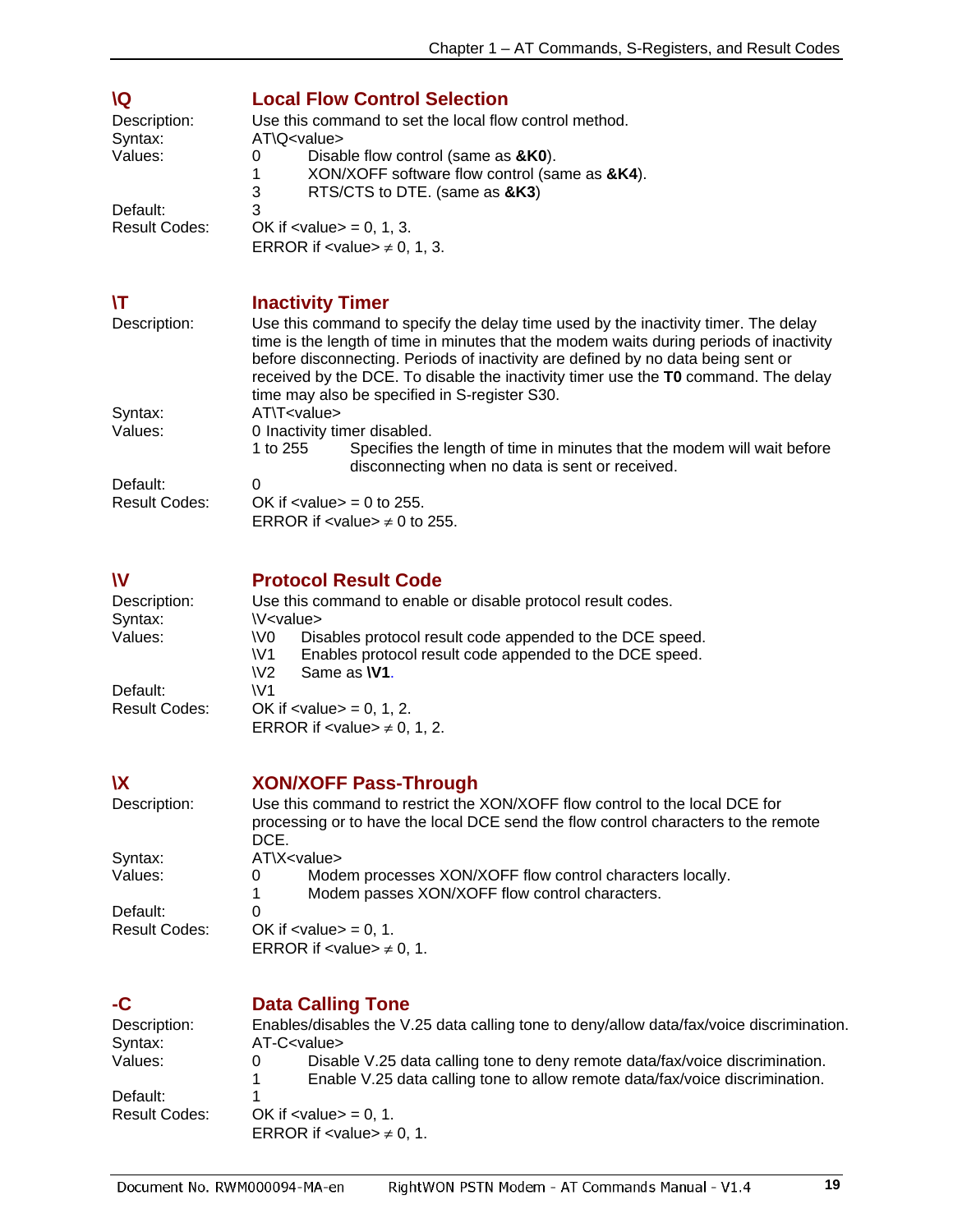## \Q Local Flow Control Selection

Description: Use this command to set the local flow control method.

Syntax: AT\Q<value>

Values:

- 0 Disable flow control (same as **&K0**).
- 1 XON/XOFF software flow control (same as **&K4**).
- 3 RTS/CTS to DTE. (same as **&K3**)

Default: 3

Result Codes: OK if <value> = 0, 1, 3.
ERROR if <value> ≠ 0, 1, 3.

## \T Inactivity Timer

Description: Use this command to specify the delay time used by the inactivity timer. The delay time is the length of time in minutes that the modem waits during periods of inactivity before disconnecting. Periods of inactivity are defined by no data being sent or received by the DCE. To disable the inactivity timer use the **T0** command. The delay time may also be specified in S-register S30.

Syntax: AT\T<value>

Values:

- 0 Inactivity timer disabled.
- 1 to 255 Specifies the length of time in minutes that the modem will wait before disconnecting when no data is sent or received.

Default: 0

Result Codes: OK if <value> = 0 to 255.
ERROR if <value> ≠ 0 to 255.

## \V Protocol Result Code

Description: Use this command to enable or disable protocol result codes.

Syntax: \V<value>

Values:

- \V0 Disables protocol result code appended to the DCE speed.
- \V1 Enables protocol result code appended to the DCE speed.
- \V2 Same as **\V1**.

Default: \V1

Result Codes: OK if <value> = 0, 1, 2.
ERROR if <value> ≠ 0, 1, 2.

## \X XON/XOFF Pass-Through

Description: Use this command to restrict the XON/XOFF flow control to the local DCE for processing or to have the local DCE send the flow control characters to the remote DCE.

Syntax: AT\X<value>

Values:

- 0 Modem processes XON/XOFF flow control characters locally.
- 1 Modem passes XON/XOFF flow control characters.

Default: 0

Result Codes: OK if <value> = 0, 1.
ERROR if <value> ≠ 0, 1.

## -C Data Calling Tone

Description: Enables/disables the V.25 data calling tone to deny/allow data/fax/voice discrimination.

Syntax: AT-C<value>

Values:

- 0 Disable V.25 data calling tone to deny remote data/fax/voice discrimination.
- 1 Enable V.25 data calling tone to allow remote data/fax/voice discrimination.

Default: 1

Result Codes: OK if <value> = 0, 1.
ERROR if <value> ≠ 0, 1.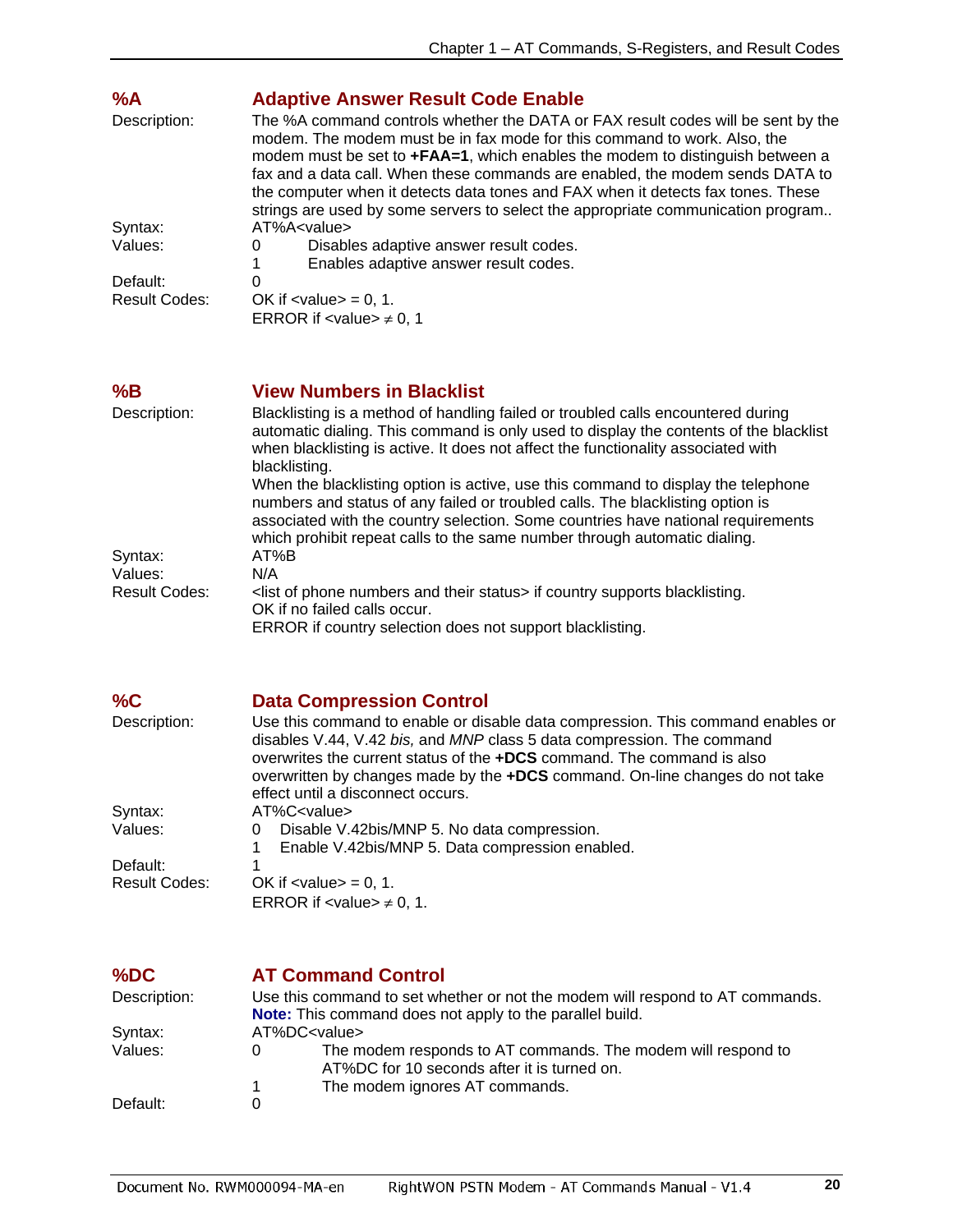## %A Adaptive Answer Result Code Enable

Description: The %A command controls whether the DATA or FAX result codes will be sent by the modem. The modem must be in fax mode for this command to work. Also, the modem must be set to **+FAA=1**, which enables the modem to distinguish between a fax and a data call. When these commands are enabled, the modem sends DATA to the computer when it detects data tones and FAX when it detects fax tones. These strings are used by some servers to select the appropriate communication program..

Syntax: AT%A<value>

Values:
- 0 Disables adaptive answer result codes.
- 1 Enables adaptive answer result codes.

Default: 0

Result Codes:
OK if <value> = 0, 1.
ERROR if <value> ≠ 0, 1

## %B View Numbers in Blacklist

Description: Blacklisting is a method of handling failed or troubled calls encountered during automatic dialing. This command is only used to display the contents of the blacklist when blacklisting is active. It does not affect the functionality associated with blacklisting.
When the blacklisting option is active, use this command to display the telephone numbers and status of any failed or troubled calls. The blacklisting option is associated with the country selection. Some countries have national requirements which prohibit repeat calls to the same number through automatic dialing.

Syntax: AT%B

Values: N/A

Result Codes:
<list of phone numbers and their status> if country supports blacklisting.
OK if no failed calls occur.
ERROR if country selection does not support blacklisting.

## %C Data Compression Control

Description: Use this command to enable or disable data compression. This command enables or disables V.44, V.42 *bis,* and *MNP* class 5 data compression. The command overwrites the current status of the **+DCS** command. The command is also overwritten by changes made by the **+DCS** command. On-line changes do not take effect until a disconnect occurs.

Syntax: AT%C<value>

Values:
- 0 Disable V.42bis/MNP 5. No data compression.
- 1 Enable V.42bis/MNP 5. Data compression enabled.

Default: 1

Result Codes:
OK if <value> = 0, 1.
ERROR if <value> ≠ 0, 1.

## %DC AT Command Control

Description: Use this command to set whether or not the modem will respond to AT commands.
**Note:** This command does not apply to the parallel build.

Syntax: AT%DC<value>

Values:
- 0 The modem responds to AT commands. The modem will respond to AT%DC for 10 seconds after it is turned on.
- 1 The modem ignores AT commands.

Default: 0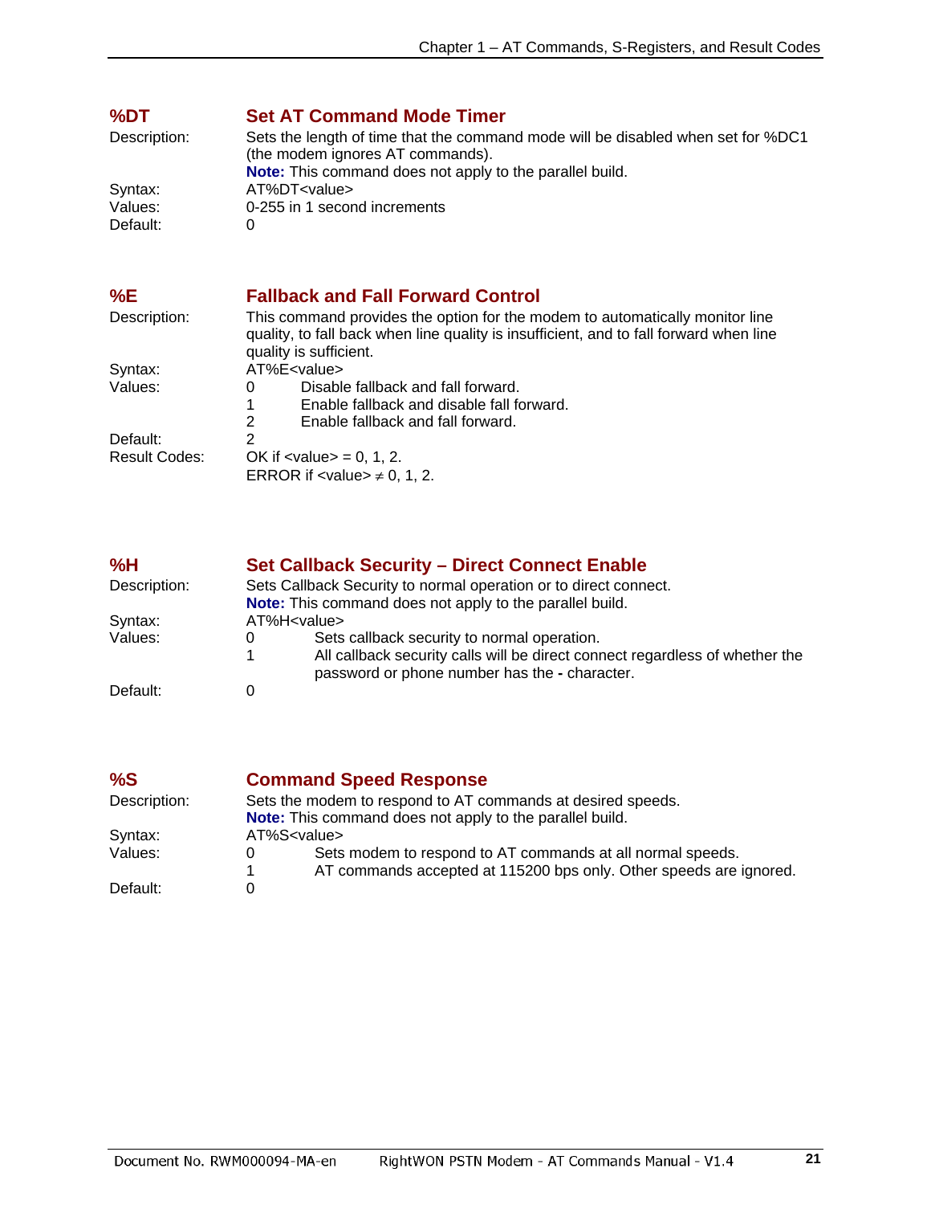### %DT — Set AT Command Mode Timer

**Description:** Sets the length of time that the command mode will be disabled when set for %DC1 (the modem ignores AT commands).
**Note:** This command does not apply to the parallel build.

**Syntax:** AT%DT<value>

**Values:** 0-255 in 1 second increments

**Default:** 0

### %E — Fallback and Fall Forward Control

**Description:** This command provides the option for the modem to automatically monitor line quality, to fall back when line quality is insufficient, and to fall forward when line quality is sufficient.

**Syntax:** AT%E<value>

**Values:**

- 0 Disable fallback and fall forward.
- 1 Enable fallback and disable fall forward.
- 2 Enable fallback and fall forward.

**Default:** 2

**Result Codes:**
OK if <value> = 0, 1, 2.
ERROR if <value> ≠ 0, 1, 2.

### %H — Set Callback Security – Direct Connect Enable

**Description:** Sets Callback Security to normal operation or to direct connect.
**Note:** This command does not apply to the parallel build.

**Syntax:** AT%H<value>

**Values:**

- 0 Sets callback security to normal operation.
- 1 All callback security calls will be direct connect regardless of whether the password or phone number has the **-** character.

**Default:** 0

### %S — Command Speed Response

**Description:** Sets the modem to respond to AT commands at desired speeds.
**Note:** This command does not apply to the parallel build.

**Syntax:** AT%S<value>

**Values:**

- 0 Sets modem to respond to AT commands at all normal speeds.
- 1 AT commands accepted at 115200 bps only. Other speeds are ignored.

**Default:** 0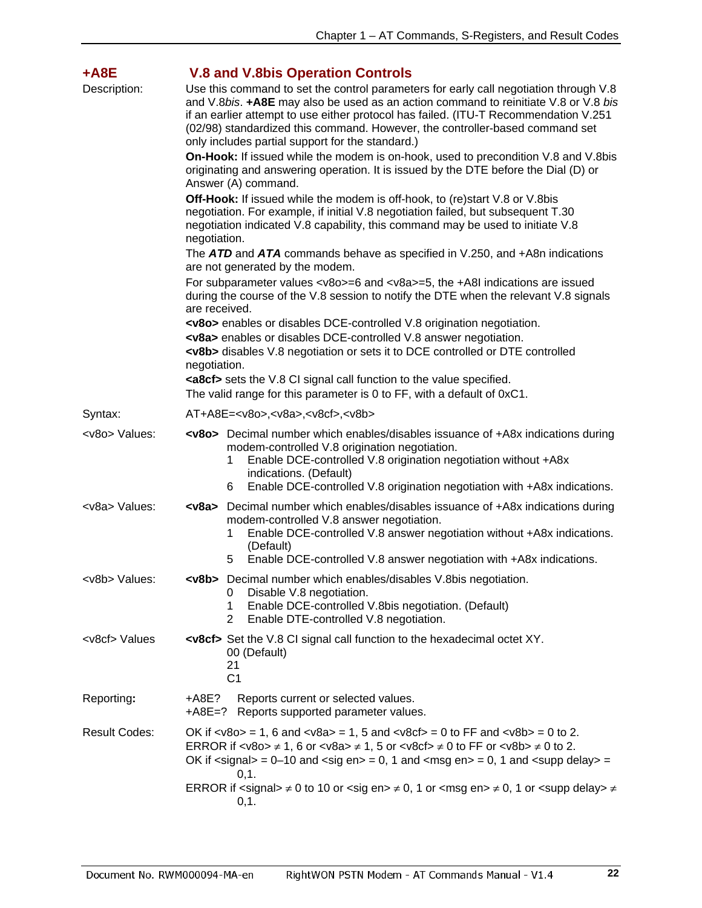## +A8E V.8 and V.8bis Operation Controls

**Description:** Use this command to set the control parameters for early call negotiation through V.8 and V.8*bis*. **+A8E** may also be used as an action command to reinitiate V.8 or V.8 *bis* if an earlier attempt to use either protocol has failed. (ITU-T Recommendation V.251 (02/98) standardized this command. However, the controller-based command set only includes partial support for the standard.)

**On-Hook:** If issued while the modem is on-hook, used to precondition V.8 and V.8bis originating and answering operation. It is issued by the DTE before the Dial (D) or Answer (A) command.

**Off-Hook:** If issued while the modem is off-hook, to (re)start V.8 or V.8bis negotiation. For example, if initial V.8 negotiation failed, but subsequent T.30 negotiation indicated V.8 capability, this command may be used to initiate V.8 negotiation.

The ***ATD*** and ***ATA*** commands behave as specified in V.250, and +A8n indications are not generated by the modem.

For subparameter values <v8o>=6 and <v8a>=5, the +A8I indications are issued during the course of the V.8 session to notify the DTE when the relevant V.8 signals are received.

**<v8o>** enables or disables DCE-controlled V.8 origination negotiation.
**<v8a>** enables or disables DCE-controlled V.8 answer negotiation.
**<v8b>** disables V.8 negotiation or sets it to DCE controlled or DTE controlled negotiation.
**<a8cf>** sets the V.8 CI signal call function to the value specified.
The valid range for this parameter is 0 to FF, with a default of 0xC1.

**Syntax:** AT+A8E=<v8o>,<v8a>,<v8cf>,<v8b>

**<v8o> Values:** **<v8o>** Decimal number which enables/disables issuance of +A8x indications during modem-controlled V.8 origination negotiation.
- 1 Enable DCE-controlled V.8 origination negotiation without +A8x indications. (Default)
- 6 Enable DCE-controlled V.8 origination negotiation with +A8x indications.

**<v8a> Values:** **<v8a>** Decimal number which enables/disables issuance of +A8x indications during modem-controlled V.8 answer negotiation.
- 1 Enable DCE-controlled V.8 answer negotiation without +A8x indications. (Default)
- 5 Enable DCE-controlled V.8 answer negotiation with +A8x indications.

**<v8b> Values:** **<v8b>** Decimal number which enables/disables V.8bis negotiation.
- 0 Disable V.8 negotiation.
- 1 Enable DCE-controlled V.8bis negotiation. (Default)
- 2 Enable DTE-controlled V.8 negotiation.

**<v8cf> Values** **<v8cf>** Set the V.8 CI signal call function to the hexadecimal octet XY.
- 00 (Default)
- 21
- C1

**Reporting:**
- +A8E? Reports current or selected values.
- +A8E=? Reports supported parameter values.

**Result Codes:**
- OK if <v8o> = 1, 6 and <v8a> = 1, 5 and <v8cf> = 0 to FF and <v8b> = 0 to 2.
- ERROR if <v8o> ≠ 1, 6 or <v8a> ≠ 1, 5 or <v8cf> ≠ 0 to FF or <v8b> ≠ 0 to 2.
- OK if <signal> = 0–10 and <sig en> = 0, 1 and <msg en> = 0, 1 and <supp delay> = 0,1.
- ERROR if <signal> ≠ 0 to 10 or <sig en> ≠ 0, 1 or <msg en> ≠ 0, 1 or <supp delay> ≠ 0,1.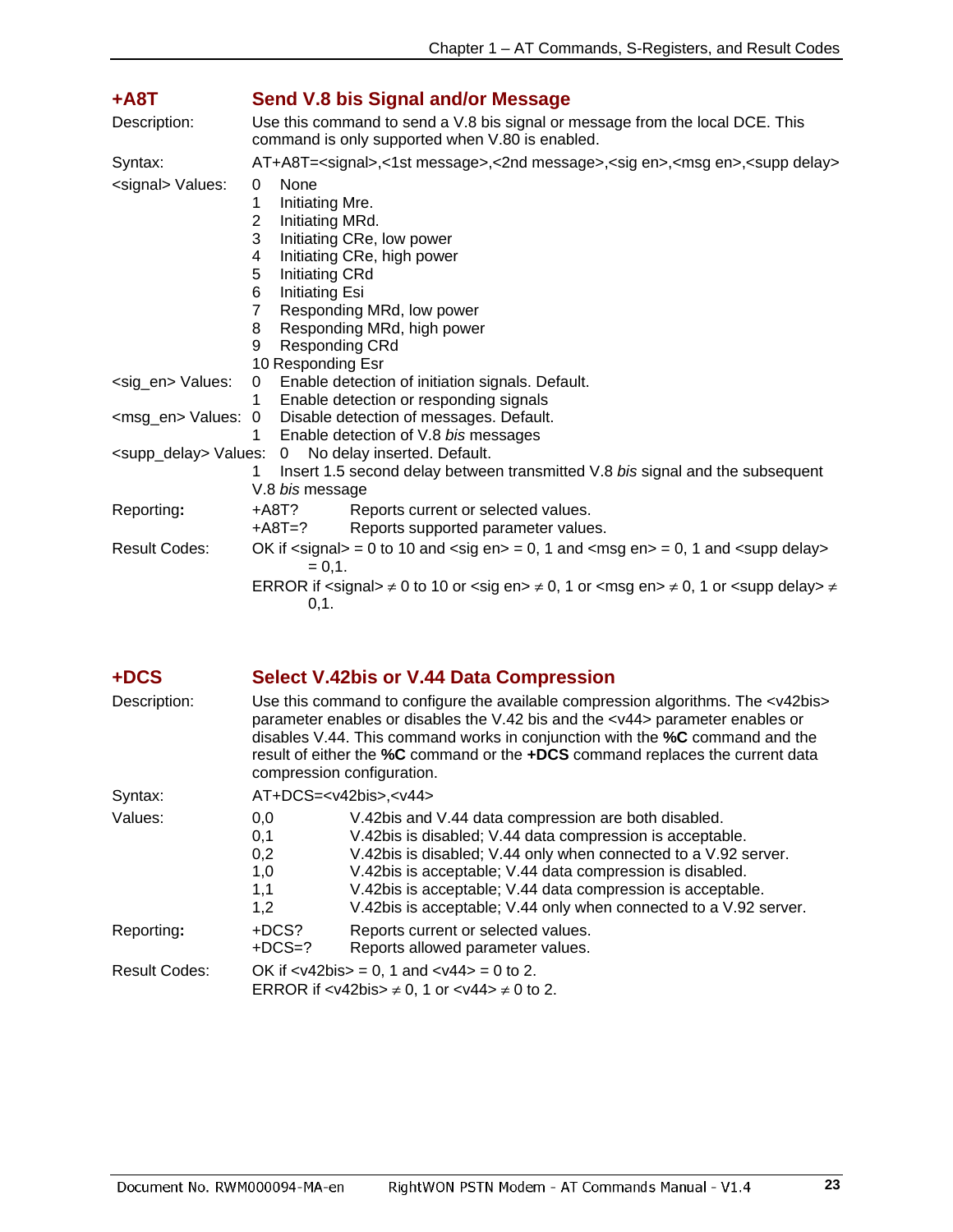## +A8T Send V.8 bis Signal and/or Message

**Description:** Use this command to send a V.8 bis signal or message from the local DCE. This command is only supported when V.80 is enabled.

**Syntax:** AT+A8T=<signal>,<1st message>,<2nd message>,<sig en>,<msg en>,<supp delay>

**<signal> Values:**

- 0 None
- 1 Initiating Mre.
- 2 Initiating MRd.
- 3 Initiating CRe, low power
- 4 Initiating CRe, high power
- 5 Initiating CRd
- 6 Initiating Esi
- 7 Responding MRd, low power
- 8 Responding MRd, high power
- 9 Responding CRd
- 10 Responding Esr

**<sig_en> Values:**

- 0 Enable detection of initiation signals. Default.
- 1 Enable detection or responding signals

**<msg_en> Values:**

- 0 Disable detection of messages. Default.
- 1 Enable detection of V.8 *bis* messages

**<supp_delay> Values:**

- 0 No delay inserted. Default.
- 1 Insert 1.5 second delay between transmitted V.8 *bis* signal and the subsequent V.8 *bis* message

**Reporting:**

| | |
|---|---|
| +A8T? | Reports current or selected values. |
| +A8T=? | Reports supported parameter values. |

**Result Codes:**

OK if <signal> = 0 to 10 and <sig en> = 0, 1 and <msg en> = 0, 1 and <supp delay> = 0,1.

ERROR if <signal> ≠ 0 to 10 or <sig en> ≠ 0, 1 or <msg en> ≠ 0, 1 or <supp delay> ≠ 0,1.

## +DCS Select V.42bis or V.44 Data Compression

**Description:** Use this command to configure the available compression algorithms. The <v42bis> parameter enables or disables the V.42 bis and the <v44> parameter enables or disables V.44. This command works in conjunction with the **%C** command and the result of either the **%C** command or the **+DCS** command replaces the current data compression configuration.

**Syntax:** AT+DCS=<v42bis>,<v44>

**Values:**

| | |
|---|---|
| 0,0 | V.42bis and V.44 data compression are both disabled. |
| 0,1 | V.42bis is disabled; V.44 data compression is acceptable. |
| 0,2 | V.42bis is disabled; V.44 only when connected to a V.92 server. |
| 1,0 | V.42bis is acceptable; V.44 data compression is disabled. |
| 1,1 | V.42bis is acceptable; V.44 data compression is acceptable. |
| 1,2 | V.42bis is acceptable; V.44 only when connected to a V.92 server. |

**Reporting:**

| | |
|---|---|
| +DCS? | Reports current or selected values. |
| +DCS=? | Reports allowed parameter values. |

**Result Codes:**

OK if <v42bis> = 0, 1 and <v44> = 0 to 2.
ERROR if <v42bis> ≠ 0, 1 or <v44> ≠ 0 to 2.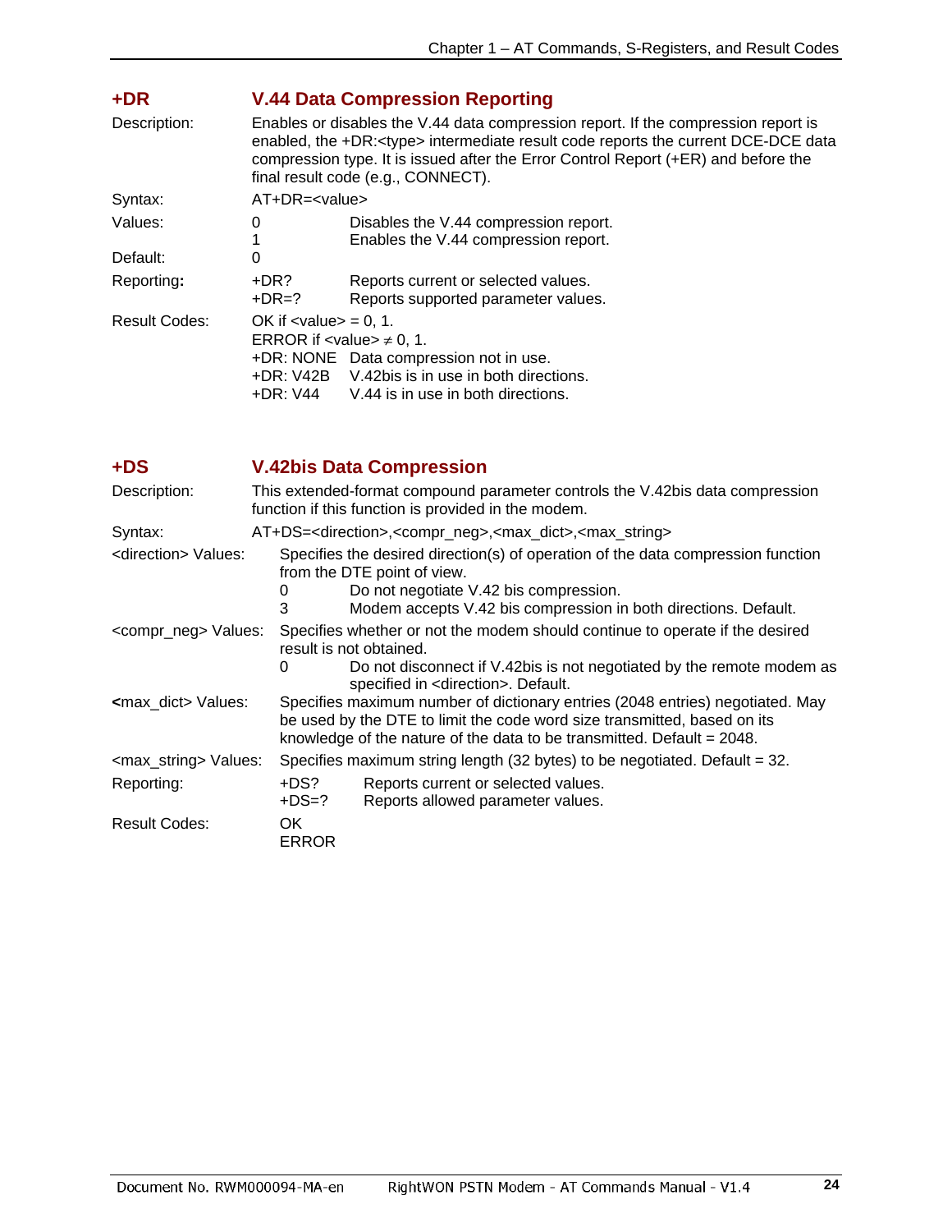## +DR V.44 Data Compression Reporting

**Description:** Enables or disables the V.44 data compression report. If the compression report is enabled, the +DR:<type> intermediate result code reports the current DCE-DCE data compression type. It is issued after the Error Control Report (+ER) and before the final result code (e.g., CONNECT).

**Syntax:** AT+DR=<value>

**Values:**

| | |
|---|---|
| 0 | Disables the V.44 compression report. |
| 1 | Enables the V.44 compression report. |

**Default:** 0

**Reporting:**

| | |
|---|---|
| +DR? | Reports current or selected values. |
| +DR=? | Reports supported parameter values. |

**Result Codes:**

OK if <value> = 0, 1.
ERROR if <value> ≠ 0, 1.

| | |
|---|---|
| +DR: NONE | Data compression not in use. |
| +DR: V42B | V.42bis is in use in both directions. |
| +DR: V44 | V.44 is in use in both directions. |

## +DS V.42bis Data Compression

**Description:** This extended-format compound parameter controls the V.42bis data compression function if this function is provided in the modem.

**Syntax:** AT+DS=<direction>,<compr_neg>,<max_dict>,<max_string>

**<direction> Values:** Specifies the desired direction(s) of operation of the data compression function from the DTE point of view.

| | |
|---|---|
| 0 | Do not negotiate V.42 bis compression. |
| 3 | Modem accepts V.42 bis compression in both directions. Default. |

**<compr_neg> Values:** Specifies whether or not the modem should continue to operate if the desired result is not obtained.

| | |
|---|---|
| 0 | Do not disconnect if V.42bis is not negotiated by the remote modem as specified in <direction>. Default. |

**<max_dict> Values:** Specifies maximum number of dictionary entries (2048 entries) negotiated. May be used by the DTE to limit the code word size transmitted, based on its knowledge of the nature of the data to be transmitted. Default = 2048.

**<max_string> Values:** Specifies maximum string length (32 bytes) to be negotiated. Default = 32.

**Reporting:**

| | |
|---|---|
| +DS? | Reports current or selected values. |
| +DS=? | Reports allowed parameter values. |

**Result Codes:**

OK
ERROR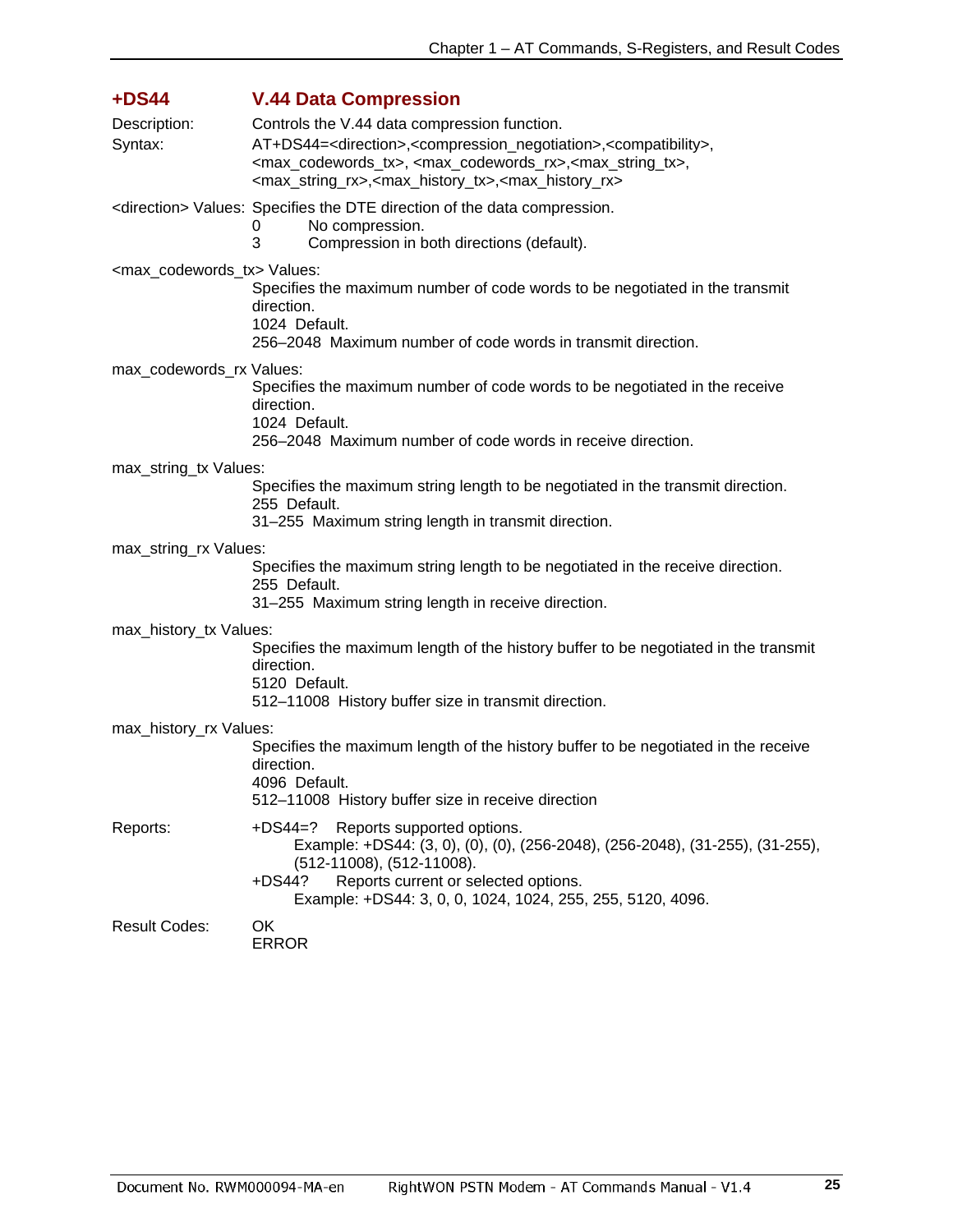## +DS44 V.44 Data Compression

Description: Controls the V.44 data compression function.

Syntax: AT+DS44=<direction>,<compression_negotiation>,<compatibility>, <max_codewords_tx>, <max_codewords_rx>,<max_string_tx>, <max_string_rx>,<max_history_tx>,<max_history_rx>

<direction> Values: Specifies the DTE direction of the data compression.
- 0 No compression.
- 3 Compression in both directions (default).

<max_codewords_tx> Values:
Specifies the maximum number of code words to be negotiated in the transmit direction.
- 1024 Default.
- 256–2048 Maximum number of code words in transmit direction.

max_codewords_rx Values:
Specifies the maximum number of code words to be negotiated in the receive direction.
- 1024 Default.
- 256–2048 Maximum number of code words in receive direction.

max_string_tx Values:
Specifies the maximum string length to be negotiated in the transmit direction.
- 255 Default.
- 31–255 Maximum string length in transmit direction.

max_string_rx Values:
Specifies the maximum string length to be negotiated in the receive direction.
- 255 Default.
- 31–255 Maximum string length in receive direction.

max_history_tx Values:
Specifies the maximum length of the history buffer to be negotiated in the transmit direction.
- 5120 Default.
- 512–11008 History buffer size in transmit direction.

max_history_rx Values:
Specifies the maximum length of the history buffer to be negotiated in the receive direction.
- 4096 Default.
- 512–11008 History buffer size in receive direction

Reports:
- +DS44=? Reports supported options.
  Example: +DS44: (3, 0), (0), (0), (256-2048), (256-2048), (31-255), (31-255), (512-11008), (512-11008).
- +DS44? Reports current or selected options.
  Example: +DS44: 3, 0, 0, 1024, 1024, 255, 255, 5120, 4096.

Result Codes: OK
ERROR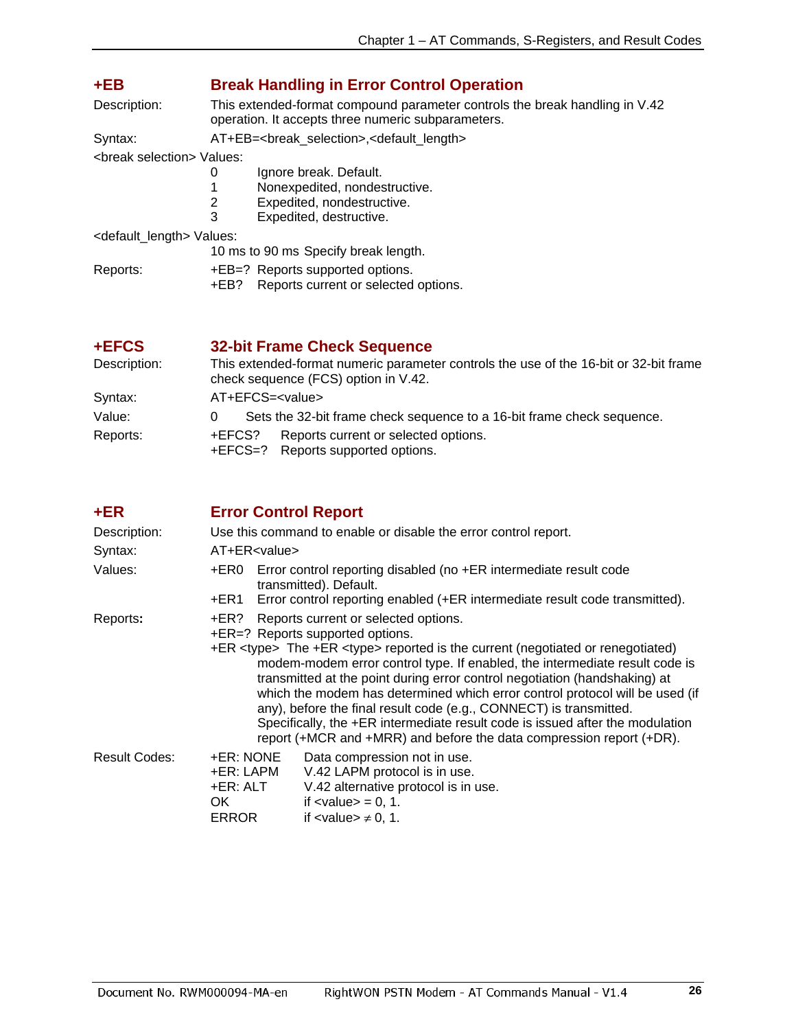## +EB Break Handling in Error Control Operation

Description: This extended-format compound parameter controls the break handling in V.42 operation. It accepts three numeric subparameters.

Syntax: AT+EB=<break_selection>,<default_length>

<break selection> Values:

- 0 Ignore break. Default.
- 1 Nonexpedited, nondestructive.
- 2 Expedited, nondestructive.
- 3 Expedited, destructive.

<default_length> Values:

10 ms to 90 ms Specify break length.

Reports:

- +EB=? Reports supported options.
- +EB? Reports current or selected options.

## +EFCS 32-bit Frame Check Sequence

Description: This extended-format numeric parameter controls the use of the 16-bit or 32-bit frame check sequence (FCS) option in V.42.

Syntax: AT+EFCS=<value>

Value: 0 Sets the 32-bit frame check sequence to a 16-bit frame check sequence.

Reports:

- +EFCS? Reports current or selected options.
- +EFCS=? Reports supported options.

## +ER Error Control Report

Description: Use this command to enable or disable the error control report.

Syntax: AT+ER<value>

Values:

- +ER0 Error control reporting disabled (no +ER intermediate result code transmitted). Default.
- +ER1 Error control reporting enabled (+ER intermediate result code transmitted).

**Reports:**

- +ER? Reports current or selected options.
- +ER=? Reports supported options.
- +ER <type> The +ER <type> reported is the current (negotiated or renegotiated) modem-modem error control type. If enabled, the intermediate result code is transmitted at the point during error control negotiation (handshaking) at which the modem has determined which error control protocol will be used (if any), before the final result code (e.g., CONNECT) is transmitted. Specifically, the +ER intermediate result code is issued after the modulation report (+MCR and +MRR) and before the data compression report (+DR).

Result Codes:

| | |
|---|---|
| +ER: NONE | Data compression not in use. |
| +ER: LAPM | V.42 LAPM protocol is in use. |
| +ER: ALT | V.42 alternative protocol is in use. |
| OK | if <value> = 0, 1. |
| ERROR | if <value> ≠ 0, 1. |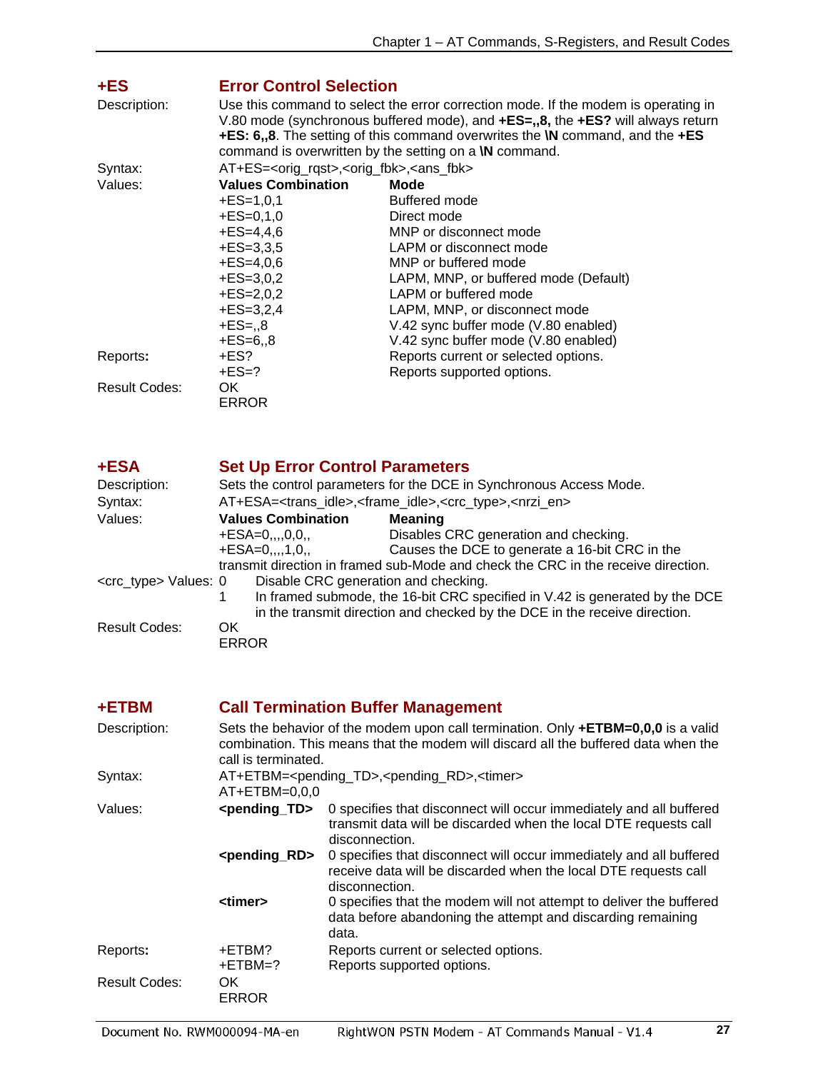## +ES Error Control Selection

**Description:** Use this command to select the error correction mode. If the modem is operating in V.80 mode (synchronous buffered mode), and **+ES=,,8,** the **+ES?** will always return **+ES: 6,,8**. The setting of this command overwrites the **\N** command, and the **+ES** command is overwritten by the setting on a **\N** command.

**Syntax:** AT+ES=<orig_rqst>,<orig_fbk>,<ans_fbk>

**Values:**

| Values Combination | Mode |
|---|---|
| +ES=1,0,1 | Buffered mode |
| +ES=0,1,0 | Direct mode |
| +ES=4,4,6 | MNP or disconnect mode |
| +ES=3,3,5 | LAPM or disconnect mode |
| +ES=4,0,6 | MNP or buffered mode |
| +ES=3,0,2 | LAPM, MNP, or buffered mode (Default) |
| +ES=2,0,2 | LAPM or buffered mode |
| +ES=3,2,4 | LAPM, MNP, or disconnect mode |
| +ES=,,8 | V.42 sync buffer mode (V.80 enabled) |
| +ES=6,,8 | V.42 sync buffer mode (V.80 enabled) |

**Reports:**

| | |
|---|---|
| +ES? | Reports current or selected options. |
| +ES=? | Reports supported options. |

**Result Codes:** OK
ERROR

## +ESA Set Up Error Control Parameters

**Description:** Sets the control parameters for the DCE in Synchronous Access Mode.

**Syntax:** AT+ESA=<trans_idle>,<frame_idle>,<crc_type>,<nrzi_en>

**Values:**

| Values Combination | Meaning |
|---|---|
| +ESA=0,,,,0,0,, | Disables CRC generation and checking. |
| +ESA=0,,,,1,0,, | Causes the DCE to generate a 16-bit CRC in the transmit direction in framed sub-Mode and check the CRC in the receive direction. |

**<crc_type> Values:**

- 0 Disable CRC generation and checking.
- 1 In framed submode, the 16-bit CRC specified in V.42 is generated by the DCE in the transmit direction and checked by the DCE in the receive direction.

**Result Codes:** OK
ERROR

## +ETBM Call Termination Buffer Management

**Description:** Sets the behavior of the modem upon call termination. Only **+ETBM=0,0,0** is a valid combination. This means that the modem will discard all the buffered data when the call is terminated.

**Syntax:** AT+ETBM=<pending_TD>,<pending_RD>,<timer>
AT+ETBM=0,0,0

**Values:**

| | |
|---|---|
| **<pending_TD>** | 0 specifies that disconnect will occur immediately and all buffered transmit data will be discarded when the local DTE requests call disconnection. |
| **<pending_RD>** | 0 specifies that disconnect will occur immediately and all buffered receive data will be discarded when the local DTE requests call disconnection. |
| **<timer>** | 0 specifies that the modem will not attempt to deliver the buffered data before abandoning the attempt and discarding remaining data. |

**Reports:**

| | |
|---|---|
| +ETBM? | Reports current or selected options. |
| +ETBM=? | Reports supported options. |

**Result Codes:** OK
ERROR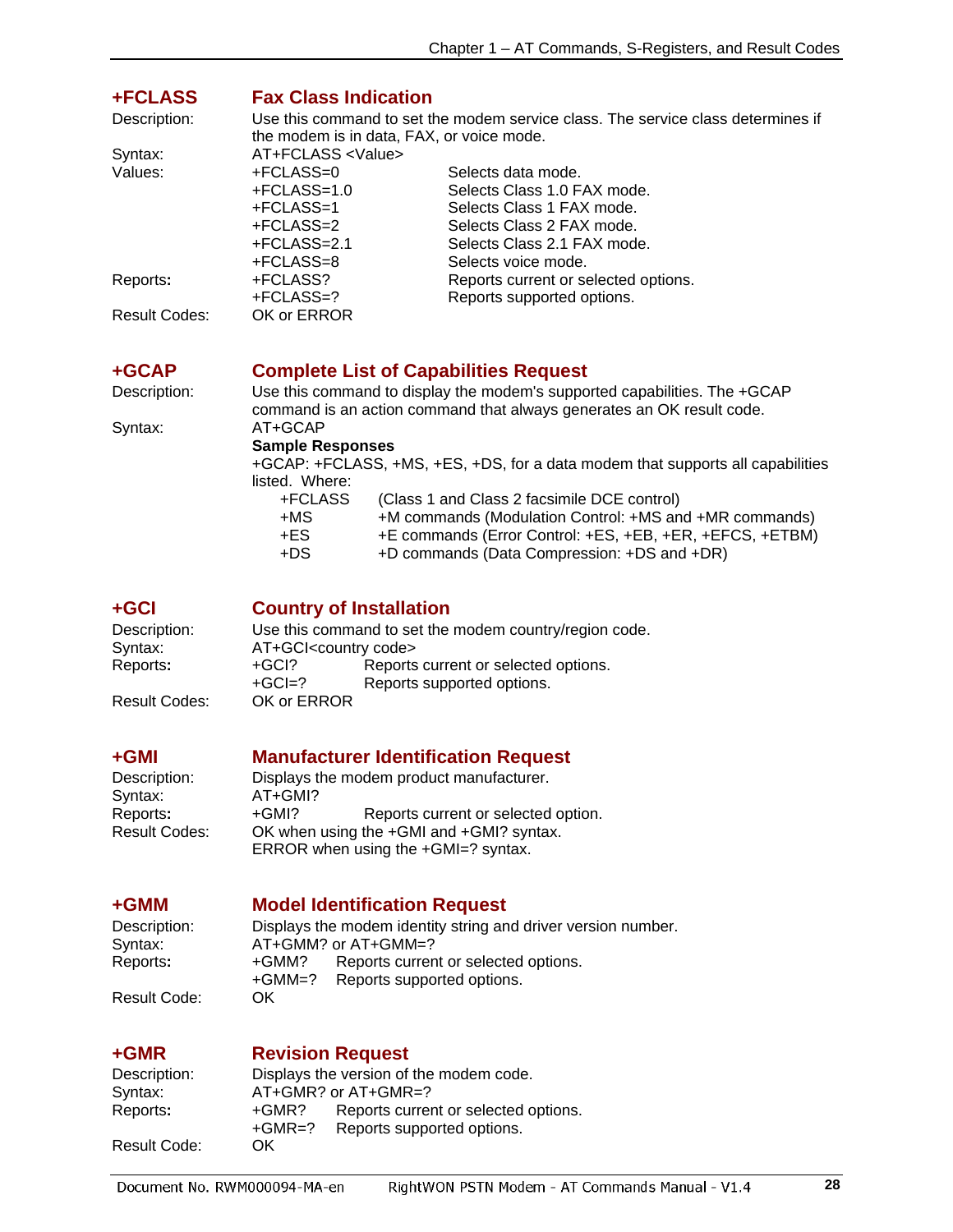## +FCLASS Fax Class Indication

Description: Use this command to set the modem service class. The service class determines if the modem is in data, FAX, or voice mode.

Syntax: AT+FCLASS <Value>

Values:

| | |
|---|---|
| +FCLASS=0 | Selects data mode. |
| +FCLASS=1.0 | Selects Class 1.0 FAX mode. |
| +FCLASS=1 | Selects Class 1 FAX mode. |
| +FCLASS=2 | Selects Class 2 FAX mode. |
| +FCLASS=2.1 | Selects Class 2.1 FAX mode. |
| +FCLASS=8 | Selects voice mode. |

Reports:

| | |
|---|---|
| +FCLASS? | Reports current or selected options. |
| +FCLASS=? | Reports supported options. |

Result Codes: OK or ERROR

## +GCAP Complete List of Capabilities Request

Description: Use this command to display the modem's supported capabilities. The +GCAP command is an action command that always generates an OK result code.

Syntax: AT+GCAP

**Sample Responses**

+GCAP: +FCLASS, +MS, +ES, +DS, for a data modem that supports all capabilities listed. Where:

| | |
|---|---|
| +FCLASS | (Class 1 and Class 2 facsimile DCE control) |
| +MS | +M commands (Modulation Control: +MS and +MR commands) |
| +ES | +E commands (Error Control: +ES, +EB, +ER, +EFCS, +ETBM) |
| +DS | +D commands (Data Compression: +DS and +DR) |

## +GCI Country of Installation

Description: Use this command to set the modem country/region code.

Syntax: AT+GCI<country code>

Reports:

| | |
|---|---|
| +GCI? | Reports current or selected options. |
| +GCI=? | Reports supported options. |

Result Codes: OK or ERROR

## +GMI Manufacturer Identification Request

Description: Displays the modem product manufacturer.

Syntax: AT+GMI?

Reports: +GMI? Reports current or selected option.

Result Codes: OK when using the +GMI and +GMI? syntax.
ERROR when using the +GMI=? syntax.

## +GMM Model Identification Request

Description: Displays the modem identity string and driver version number.

Syntax: AT+GMM? or AT+GMM=?

Reports:

| | |
|---|---|
| +GMM? | Reports current or selected options. |
| +GMM=? | Reports supported options. |

Result Code: OK

## +GMR Revision Request

Description: Displays the version of the modem code.

Syntax: AT+GMR? or AT+GMR=?

Reports:

| | |
|---|---|
| +GMR? | Reports current or selected options. |
| +GMR=? | Reports supported options. |

Result Code: OK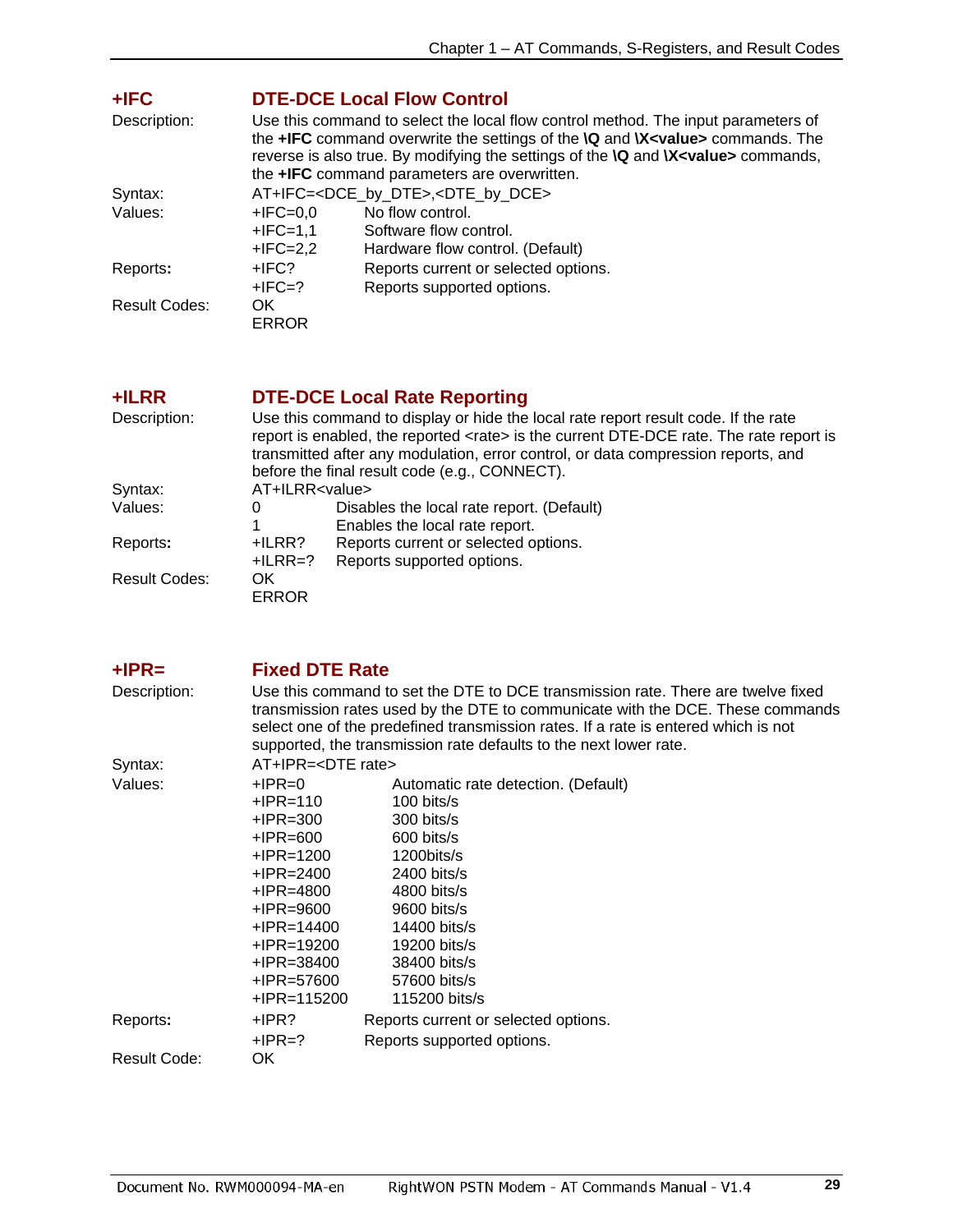## +IFC DTE-DCE Local Flow Control

Description: Use this command to select the local flow control method. The input parameters of the **+IFC** command overwrite the settings of the **\Q** and **\X<value>** commands. The reverse is also true. By modifying the settings of the **\Q** and **\X<value>** commands, the **+IFC** command parameters are overwritten.

Syntax: AT+IFC=<DCE_by_DTE>,<DTE_by_DCE>

Values:

| | |
|---|---|
| +IFC=0,0 | No flow control. |
| +IFC=1,1 | Software flow control. |
| +IFC=2,2 | Hardware flow control. (Default) |

Reports:

| | |
|---|---|
| +IFC? | Reports current or selected options. |
| +IFC=? | Reports supported options. |

Result Codes: OK  
ERROR

## +ILRR DTE-DCE Local Rate Reporting

Description: Use this command to display or hide the local rate report result code. If the rate report is enabled, the reported <rate> is the current DTE-DCE rate. The rate report is transmitted after any modulation, error control, or data compression reports, and before the final result code (e.g., CONNECT).

Syntax: AT+ILRR<value>

Values:

| | |
|---|---|
| 0 | Disables the local rate report. (Default) |
| 1 | Enables the local rate report. |

Reports:

| | |
|---|---|
| +ILRR? | Reports current or selected options. |
| +ILRR=? | Reports supported options. |

Result Codes: OK  
ERROR

## +IPR= Fixed DTE Rate

Description: Use this command to set the DTE to DCE transmission rate. There are twelve fixed transmission rates used by the DTE to communicate with the DCE. These commands select one of the predefined transmission rates. If a rate is entered which is not supported, the transmission rate defaults to the next lower rate.

Syntax: AT+IPR=<DTE rate>

Values:

| | |
|---|---|
| +IPR=0 | Automatic rate detection. (Default) |
| +IPR=110 | 100 bits/s |
| +IPR=300 | 300 bits/s |
| +IPR=600 | 600 bits/s |
| +IPR=1200 | 1200bits/s |
| +IPR=2400 | 2400 bits/s |
| +IPR=4800 | 4800 bits/s |
| +IPR=9600 | 9600 bits/s |
| +IPR=14400 | 14400 bits/s |
| +IPR=19200 | 19200 bits/s |
| +IPR=38400 | 38400 bits/s |
| +IPR=57600 | 57600 bits/s |
| +IPR=115200 | 115200 bits/s |

Reports:

| | |
|---|---|
| +IPR? | Reports current or selected options. |
| +IPR=? | Reports supported options. |

Result Code: OK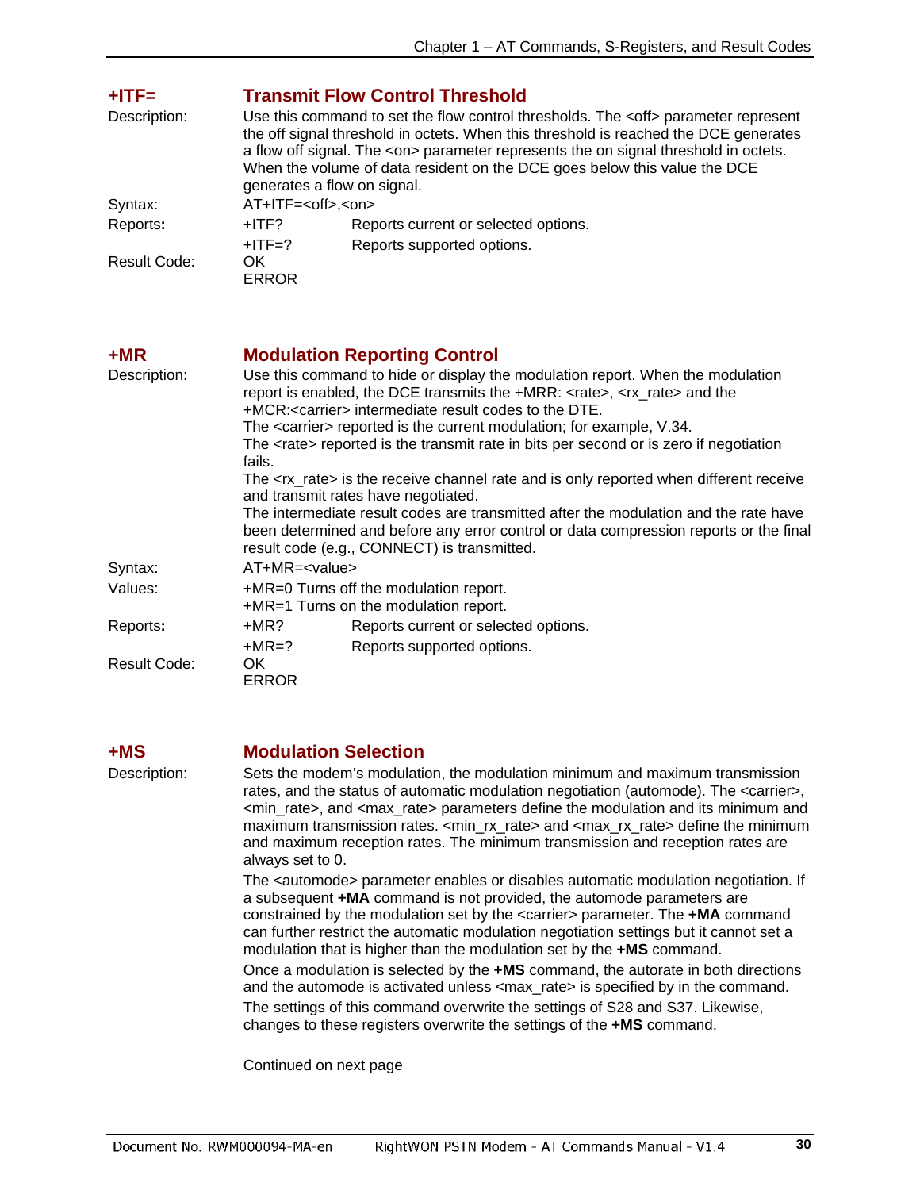## +ITF= Transmit Flow Control Threshold

Description: Use this command to set the flow control thresholds. The <off> parameter represent the off signal threshold in octets. When this threshold is reached the DCE generates a flow off signal. The <on> parameter represents the on signal threshold in octets. When the volume of data resident on the DCE goes below this value the DCE generates a flow on signal.

Syntax: AT+ITF=<off>,<on>

Reports:

| | |
|---|---|
| +ITF? | Reports current or selected options. |
| +ITF=? | Reports supported options. |

Result Code: OK
ERROR

## +MR Modulation Reporting Control

Description: Use this command to hide or display the modulation report. When the modulation report is enabled, the DCE transmits the +MRR: <rate>, <rx_rate> and the +MCR:<carrier> intermediate result codes to the DTE.
The <carrier> reported is the current modulation; for example, V.34.
The <rate> reported is the transmit rate in bits per second or is zero if negotiation fails.
The <rx_rate> is the receive channel rate and is only reported when different receive and transmit rates have negotiated.
The intermediate result codes are transmitted after the modulation and the rate have been determined and before any error control or data compression reports or the final result code (e.g., CONNECT) is transmitted.

Syntax: AT+MR=<value>

Values: +MR=0 Turns off the modulation report.
+MR=1 Turns on the modulation report.

Reports:

| | |
|---|---|
| +MR? | Reports current or selected options. |
| +MR=? | Reports supported options. |

Result Code: OK
ERROR

## +MS Modulation Selection

Description: Sets the modem's modulation, the modulation minimum and maximum transmission rates, and the status of automatic modulation negotiation (automode). The <carrier>, <min_rate>, and <max_rate> parameters define the modulation and its minimum and maximum transmission rates. <min_rx_rate> and <max_rx_rate> define the minimum and maximum reception rates. The minimum transmission and reception rates are always set to 0.

The <automode> parameter enables or disables automatic modulation negotiation. If a subsequent **+MA** command is not provided, the automode parameters are constrained by the modulation set by the <carrier> parameter. The **+MA** command can further restrict the automatic modulation negotiation settings but it cannot set a modulation that is higher than the modulation set by the **+MS** command.

Once a modulation is selected by the **+MS** command, the autorate in both directions and the automode is activated unless <max_rate> is specified by in the command.

The settings of this command overwrite the settings of S28 and S37. Likewise, changes to these registers overwrite the settings of the **+MS** command.

Continued on next page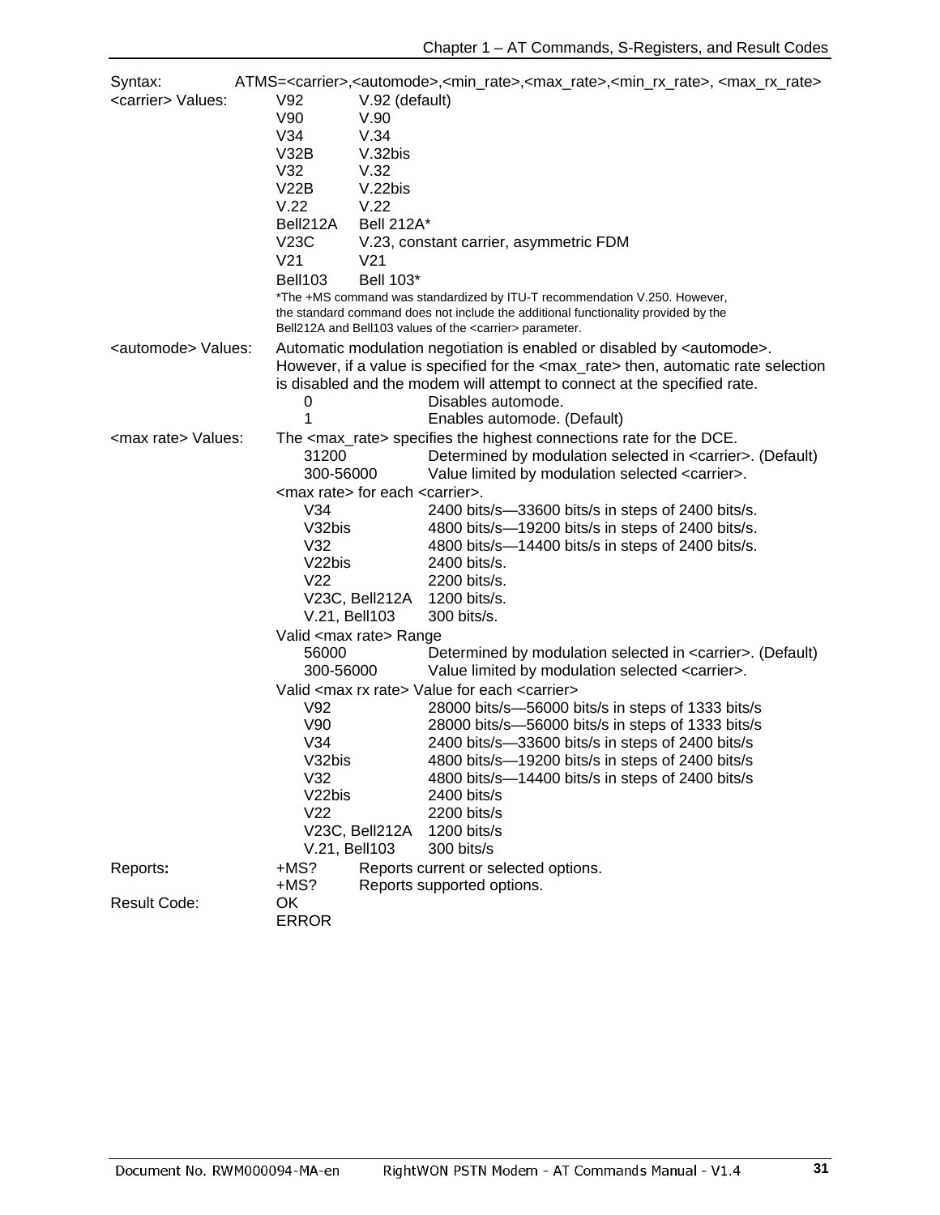| | | |
|---|---|---|
| Syntax: | ATMS=<carrier>,<automode>,<min_rate>,<max_rate>,<min_rx_rate>, <max_rx_rate> | |
| <carrier> Values: | V92 | V.92 (default) |
| | V90 | V.90 |
| | V34 | V.34 |
| | V32B | V.32bis |
| | V32 | V.32 |
| | V22B | V.22bis |
| | V.22 | V.22 |
| | Bell212A | Bell 212A* |
| | V23C | V.23, constant carrier, asymmetric FDM |
| | V21 | V21 |
| | Bell103 | Bell 103* |

*The +MS command was standardized by ITU-T recommendation V.250. However, the standard command does not include the additional functionality provided by the Bell212A and Bell103 values of the <carrier> parameter.

**<automode> Values:** Automatic modulation negotiation is enabled or disabled by <automode>. However, if a value is specified for the <max_rate> then, automatic rate selection is disabled and the modem will attempt to connect at the specified rate.

| | |
|---|---|
| 0 | Disables automode. |
| 1 | Enables automode. (Default) |

**<max rate> Values:** The <max_rate> specifies the highest connections rate for the DCE.

| | |
|---|---|
| 31200 | Determined by modulation selected in <carrier>. (Default) |
| 300-56000 | Value limited by modulation selected <carrier>. |

<max rate> for each <carrier>.

| | |
|---|---|
| V34 | 2400 bits/s—33600 bits/s in steps of 2400 bits/s. |
| V32bis | 4800 bits/s—19200 bits/s in steps of 2400 bits/s. |
| V32 | 4800 bits/s—14400 bits/s in steps of 2400 bits/s. |
| V22bis | 2400 bits/s. |
| V22 | 2200 bits/s. |
| V23C, Bell212A | 1200 bits/s. |
| V.21, Bell103 | 300 bits/s. |

Valid <max rate> Range

| | |
|---|---|
| 56000 | Determined by modulation selected in <carrier>. (Default) |
| 300-56000 | Value limited by modulation selected <carrier>. |

Valid <max rx rate> Value for each <carrier>

| | |
|---|---|
| V92 | 28000 bits/s—56000 bits/s in steps of 1333 bits/s |
| V90 | 28000 bits/s—56000 bits/s in steps of 1333 bits/s |
| V34 | 2400 bits/s—33600 bits/s in steps of 2400 bits/s |
| V32bis | 4800 bits/s—19200 bits/s in steps of 2400 bits/s |
| V32 | 4800 bits/s—14400 bits/s in steps of 2400 bits/s |
| V22bis | 2400 bits/s |
| V22 | 2200 bits/s |
| V23C, Bell212A | 1200 bits/s |
| V.21, Bell103 | 300 bits/s |

| | | |
|---|---|---|
| **Reports:** | +MS? | Reports current or selected options. |
| | +MS? | Reports supported options. |
| Result Code: | OK | |
| | ERROR | |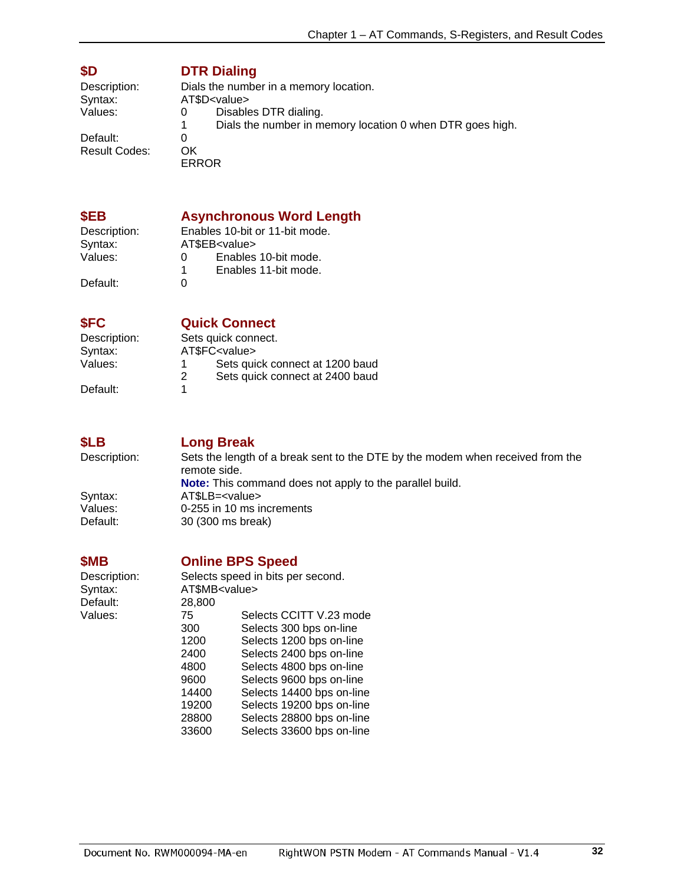## $D DTR Dialing

Description: Dials the number in a memory location.
Syntax: AT$D<value>
Values:

- 0 Disables DTR dialing.
- 1 Dials the number in memory location 0 when DTR goes high.

Default: 0
Result Codes: OK
ERROR

## $EB Asynchronous Word Length

Description: Enables 10-bit or 11-bit mode.
Syntax: AT$EB<value>
Values:

- 0 Enables 10-bit mode.
- 1 Enables 11-bit mode.

Default: 0

## $FC Quick Connect

Description: Sets quick connect.
Syntax: AT$FC<value>
Values:

- 1 Sets quick connect at 1200 baud
- 2 Sets quick connect at 2400 baud

Default: 1

## $LB Long Break

Description: Sets the length of a break sent to the DTE by the modem when received from the remote side.
**Note:** This command does not apply to the parallel build.
Syntax: AT$LB=<value>
Values: 0-255 in 10 ms increments
Default: 30 (300 ms break)

## $MB Online BPS Speed

Description: Selects speed in bits per second.
Syntax: AT$MB<value>
Default: 28,800
Values:

| Value | Description |
|---|---|
| 75 | Selects CCITT V.23 mode |
| 300 | Selects 300 bps on-line |
| 1200 | Selects 1200 bps on-line |
| 2400 | Selects 2400 bps on-line |
| 4800 | Selects 4800 bps on-line |
| 9600 | Selects 9600 bps on-line |
| 14400 | Selects 14400 bps on-line |
| 19200 | Selects 19200 bps on-line |
| 28800 | Selects 28800 bps on-line |
| 33600 | Selects 33600 bps on-line |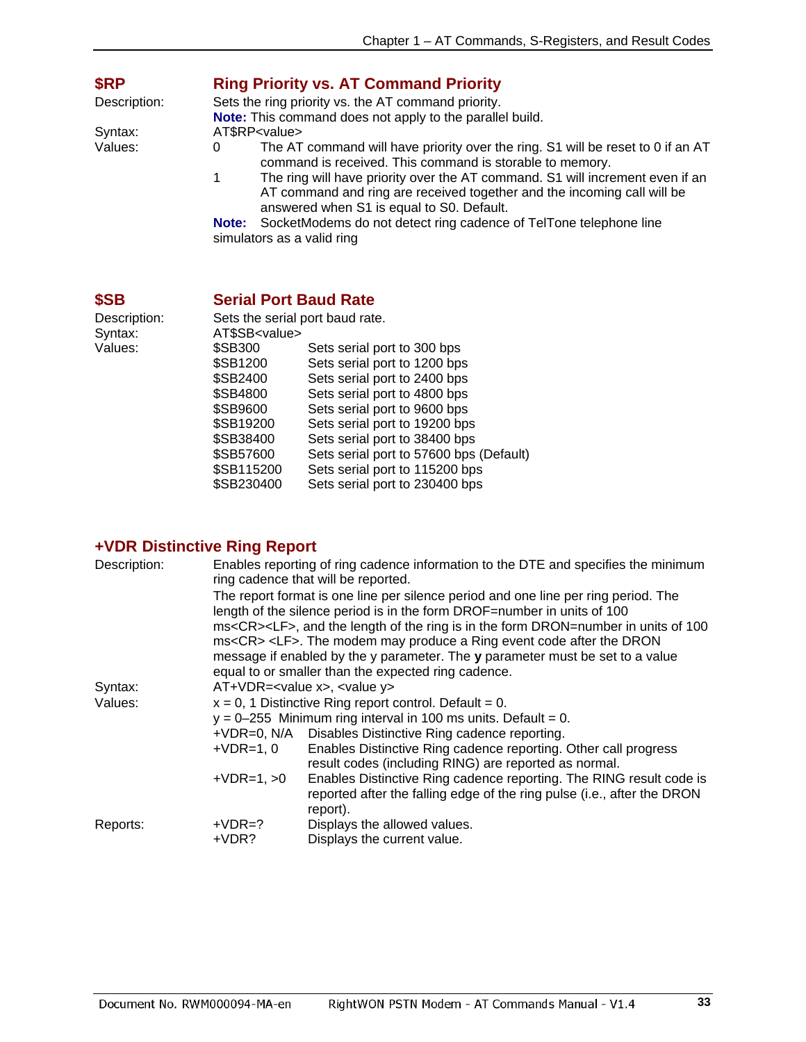## $RP — Ring Priority vs. AT Command Priority

**Description:** Sets the ring priority vs. the AT command priority.

**Note:** This command does not apply to the parallel build.

**Syntax:** AT$RP<value>

**Values:**

- 0 — The AT command will have priority over the ring. S1 will be reset to 0 if an AT command is received. This command is storable to memory.
- 1 — The ring will have priority over the AT command. S1 will increment even if an AT command and ring are received together and the incoming call will be answered when S1 is equal to S0. Default.

**Note:** SocketModems do not detect ring cadence of TelTone telephone line simulators as a valid ring

## $SB — Serial Port Baud Rate

**Description:** Sets the serial port baud rate.

**Syntax:** AT$SB<value>

**Values:**

| Value | Description |
|---|---|
| $SB300 | Sets serial port to 300 bps |
| $SB1200 | Sets serial port to 1200 bps |
| $SB2400 | Sets serial port to 2400 bps |
| $SB4800 | Sets serial port to 4800 bps |
| $SB9600 | Sets serial port to 9600 bps |
| $SB19200 | Sets serial port to 19200 bps |
| $SB38400 | Sets serial port to 38400 bps |
| $SB57600 | Sets serial port to 57600 bps (Default) |
| $SB115200 | Sets serial port to 115200 bps |
| $SB230400 | Sets serial port to 230400 bps |

## +VDR Distinctive Ring Report

**Description:** Enables reporting of ring cadence information to the DTE and specifies the minimum ring cadence that will be reported.

The report format is one line per silence period and one line per ring period. The length of the silence period is in the form DROF=number in units of 100 ms<CR><LF>, and the length of the ring is in the form DRON=number in units of 100 ms<CR> <LF>. The modem may produce a Ring event code after the DRON message if enabled by the y parameter. The **y** parameter must be set to a value equal to or smaller than the expected ring cadence.

**Syntax:** AT+VDR=<value x>, <value y>

**Values:**

x = 0, 1 Distinctive Ring report control. Default = 0.

y = 0–255 Minimum ring interval in 100 ms units. Default = 0.

| Value | Description |
|---|---|
| +VDR=0, N/A | Disables Distinctive Ring cadence reporting. |
| +VDR=1, 0 | Enables Distinctive Ring cadence reporting. Other call progress result codes (including RING) are reported as normal. |
| +VDR=1, >0 | Enables Distinctive Ring cadence reporting. The RING result code is reported after the falling edge of the ring pulse (i.e., after the DRON report). |

**Reports:**

| Command | Description |
|---|---|
| +VDR=? | Displays the allowed values. |
| +VDR? | Displays the current value. |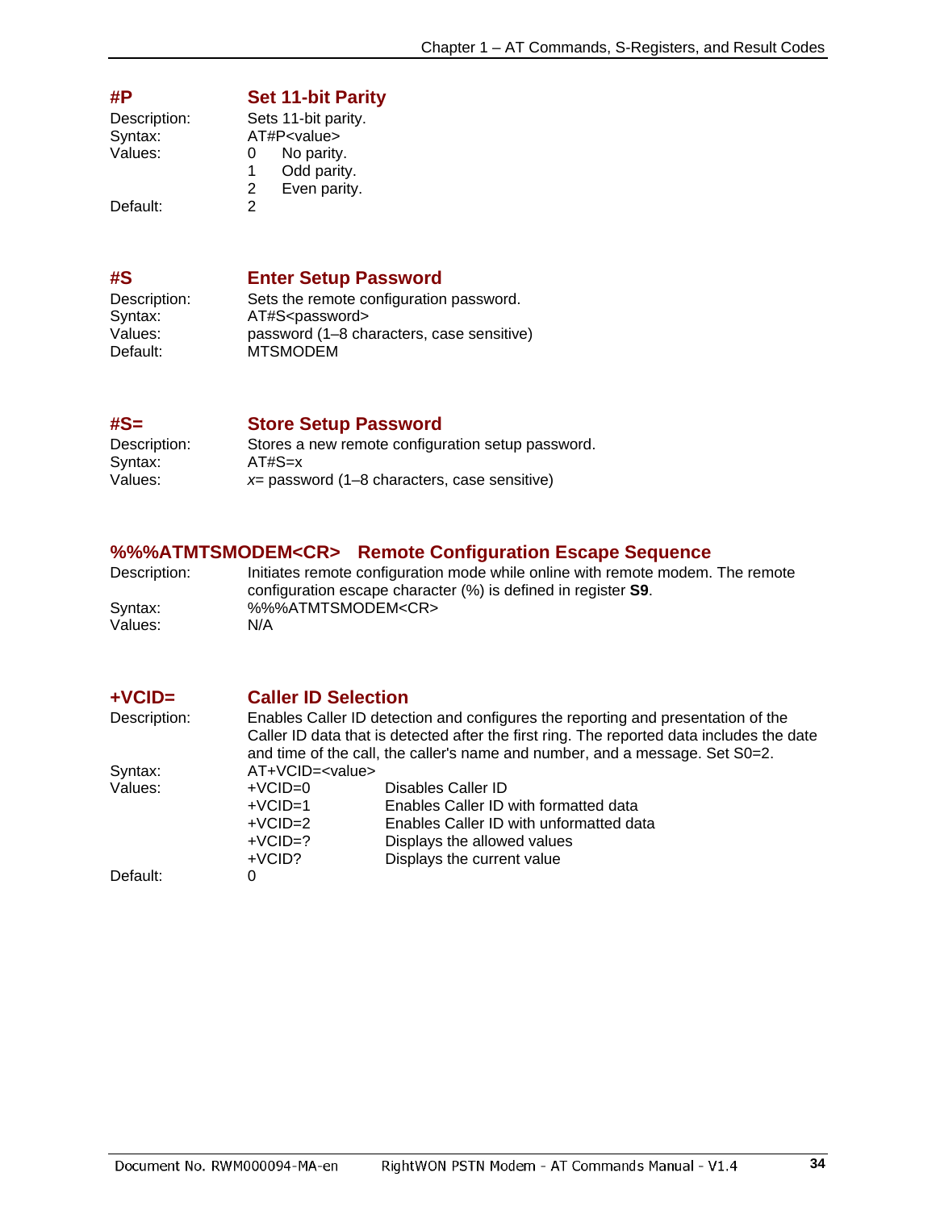## #P Set 11-bit Parity

Description: Sets 11-bit parity.

Syntax: AT#P<value>

Values:
- 0 No parity.
- 1 Odd parity.
- 2 Even parity.

Default: 2

## #S Enter Setup Password

Description: Sets the remote configuration password.

Syntax: AT#S<password>

Values: password (1–8 characters, case sensitive)

Default: MTSMODEM

## #S= Store Setup Password

Description: Stores a new remote configuration setup password.

Syntax: AT#S=x

Values: *x*= password (1–8 characters, case sensitive)

## %%%ATMTSMODEM<CR> Remote Configuration Escape Sequence

Description: Initiates remote configuration mode while online with remote modem. The remote configuration escape character (%) is defined in register **S9**.

Syntax: %%%ATMTSMODEM<CR>

Values: N/A

## +VCID= Caller ID Selection

Description: Enables Caller ID detection and configures the reporting and presentation of the Caller ID data that is detected after the first ring. The reported data includes the date and time of the call, the caller's name and number, and a message. Set S0=2.

Syntax: AT+VCID=<value>

Values:

| Value | Meaning |
|---|---|
| +VCID=0 | Disables Caller ID |
| +VCID=1 | Enables Caller ID with formatted data |
| +VCID=2 | Enables Caller ID with unformatted data |
| +VCID=? | Displays the allowed values |
| +VCID? | Displays the current value |

Default: 0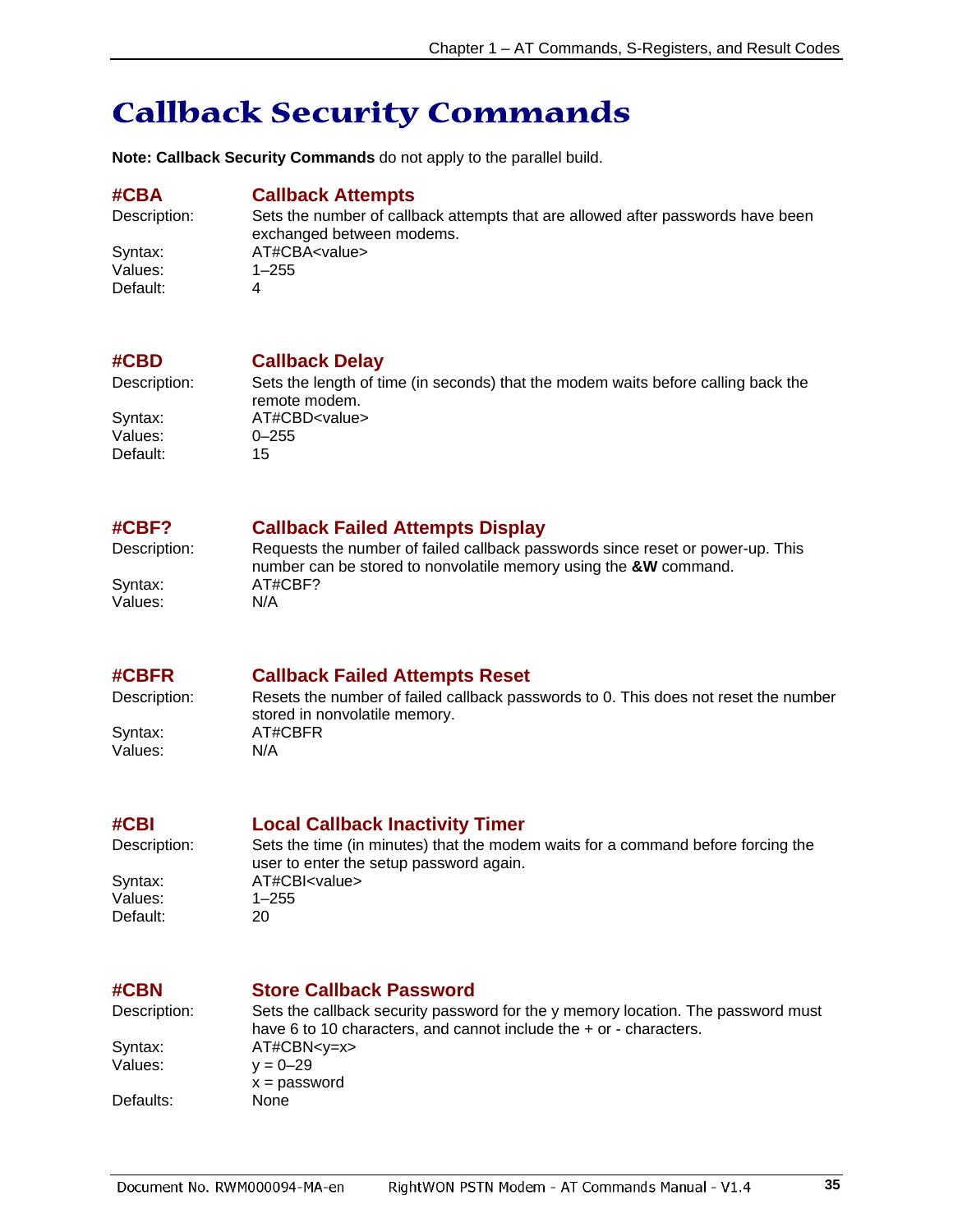# Callback Security Commands

**Note: Callback Security Commands** do not apply to the parallel build.

### #CBA Callback Attempts

Description: Sets the number of callback attempts that are allowed after passwords have been exchanged between modems.
Syntax: AT#CBA<value>
Values: 1–255
Default: 4

### #CBD Callback Delay

Description: Sets the length of time (in seconds) that the modem waits before calling back the remote modem.
Syntax: AT#CBD<value>
Values: 0–255
Default: 15

### #CBF? Callback Failed Attempts Display

Description: Requests the number of failed callback passwords since reset or power-up. This number can be stored to nonvolatile memory using the **&W** command.
Syntax: AT#CBF?
Values: N/A

### #CBFR Callback Failed Attempts Reset

Description: Resets the number of failed callback passwords to 0. This does not reset the number stored in nonvolatile memory.
Syntax: AT#CBFR
Values: N/A

### #CBI Local Callback Inactivity Timer

Description: Sets the time (in minutes) that the modem waits for a command before forcing the user to enter the setup password again.
Syntax: AT#CBI<value>
Values: 1–255
Default: 20

### #CBN Store Callback Password

Description: Sets the callback security password for the y memory location. The password must have 6 to 10 characters, and cannot include the + or - characters.
Syntax: AT#CBN<y=x>
Values: y = 0–29
x = password
Defaults: None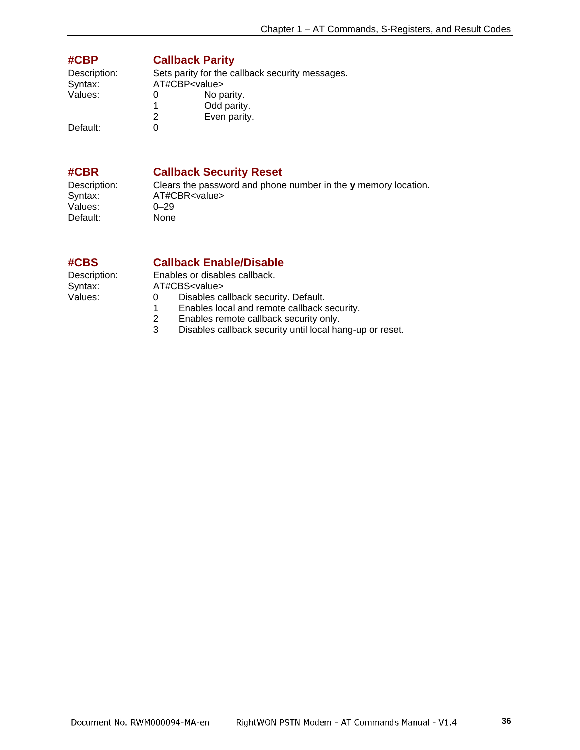## #CBP Callback Parity

Description: Sets parity for the callback security messages.

Syntax: AT#CBP<value>

Values:
- 0 No parity.
- 1 Odd parity.
- 2 Even parity.

Default: 0

## #CBR Callback Security Reset

Description: Clears the password and phone number in the **y** memory location.

Syntax: AT#CBR<value>

Values: 0–29

Default: None

## #CBS Callback Enable/Disable

Description: Enables or disables callback.

Syntax: AT#CBS<value>

Values:
- 0 Disables callback security. Default.
- 1 Enables local and remote callback security.
- 2 Enables remote callback security only.
- 3 Disables callback security until local hang-up or reset.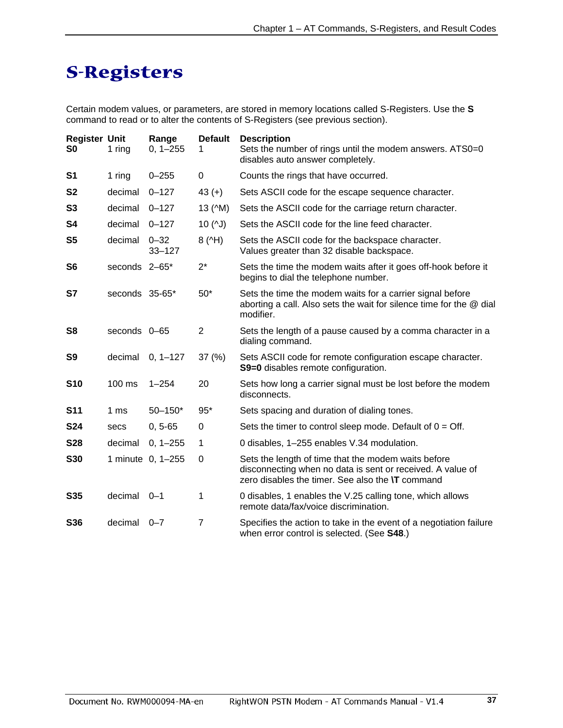# S-Registers

Certain modem values, or parameters, are stored in memory locations called S-Registers. Use the **S** command to read or to alter the contents of S-Registers (see previous section).

| Register | Unit | Range | Default | Description |
|---|---|---|---|---|
| **S0** | 1 ring | 0, 1–255 | 1 | Sets the number of rings until the modem answers. ATS0=0 disables auto answer completely. |
| **S1** | 1 ring | 0–255 | 0 | Counts the rings that have occurred. |
| **S2** | decimal | 0–127 | 43 (+) | Sets ASCII code for the escape sequence character. |
| **S3** | decimal | 0–127 | 13 (^M) | Sets the ASCII code for the carriage return character. |
| **S4** | decimal | 0–127 | 10 (^J) | Sets the ASCII code for the line feed character. |
| **S5** | decimal | 0–32 33–127 | 8 (^H) | Sets the ASCII code for the backspace character. Values greater than 32 disable backspace. |
| **S6** | seconds | 2–65* | 2* | Sets the time the modem waits after it goes off-hook before it begins to dial the telephone number. |
| **S7** | seconds | 35-65* | 50* | Sets the time the modem waits for a carrier signal before aborting a call. Also sets the wait for silence time for the @ dial modifier. |
| **S8** | seconds | 0–65 | 2 | Sets the length of a pause caused by a comma character in a dialing command. |
| **S9** | decimal | 0, 1–127 | 37 (%) | Sets ASCII code for remote configuration escape character. **S9=0** disables remote configuration. |
| **S10** | 100 ms | 1–254 | 20 | Sets how long a carrier signal must be lost before the modem disconnects. |
| **S11** | 1 ms | 50–150* | 95* | Sets spacing and duration of dialing tones. |
| **S24** | secs | 0, 5-65 | 0 | Sets the timer to control sleep mode. Default of 0 = Off. |
| **S28** | decimal | 0, 1–255 | 1 | 0 disables, 1–255 enables V.34 modulation. |
| **S30** | 1 minute | 0, 1–255 | 0 | Sets the length of time that the modem waits before disconnecting when no data is sent or received. A value of zero disables the timer. See also the **\T** command |
| **S35** | decimal | 0–1 | 1 | 0 disables, 1 enables the V.25 calling tone, which allows remote data/fax/voice discrimination. |
| **S36** | decimal | 0–7 | 7 | Specifies the action to take in the event of a negotiation failure when error control is selected. (See **S48**.) |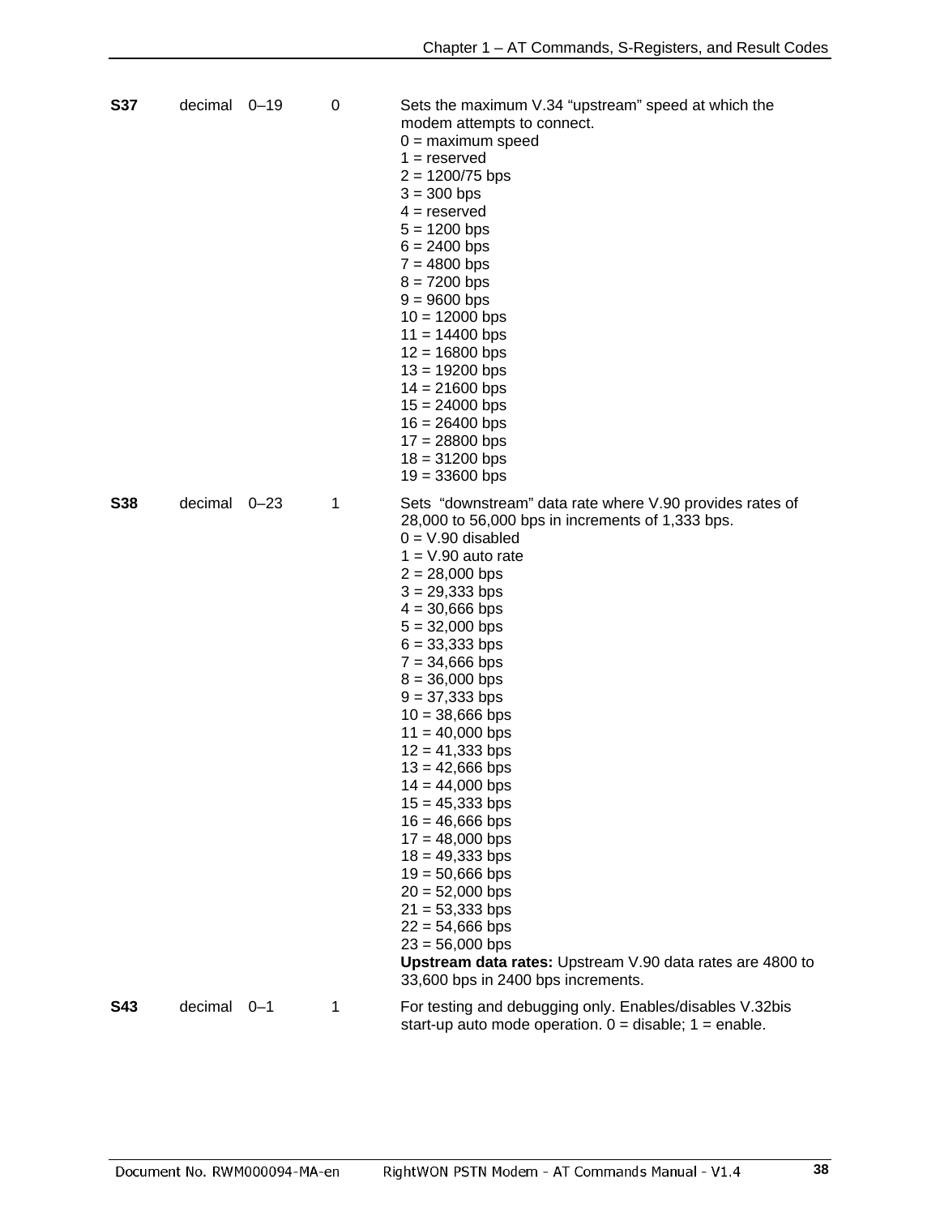| | | | | |
|---|---|---|---|---|
| **S37** | decimal | 0–19 | 0 | Sets the maximum V.34 "upstream" speed at which the modem attempts to connect.<br>0 = maximum speed<br>1 = reserved<br>2 = 1200/75 bps<br>3 = 300 bps<br>4 = reserved<br>5 = 1200 bps<br>6 = 2400 bps<br>7 = 4800 bps<br>8 = 7200 bps<br>9 = 9600 bps<br>10 = 12000 bps<br>11 = 14400 bps<br>12 = 16800 bps<br>13 = 19200 bps<br>14 = 21600 bps<br>15 = 24000 bps<br>16 = 26400 bps<br>17 = 28800 bps<br>18 = 31200 bps<br>19 = 33600 bps |
| **S38** | decimal | 0–23 | 1 | Sets "downstream" data rate where V.90 provides rates of 28,000 to 56,000 bps in increments of 1,333 bps.<br>0 = V.90 disabled<br>1 = V.90 auto rate<br>2 = 28,000 bps<br>3 = 29,333 bps<br>4 = 30,666 bps<br>5 = 32,000 bps<br>6 = 33,333 bps<br>7 = 34,666 bps<br>8 = 36,000 bps<br>9 = 37,333 bps<br>10 = 38,666 bps<br>11 = 40,000 bps<br>12 = 41,333 bps<br>13 = 42,666 bps<br>14 = 44,000 bps<br>15 = 45,333 bps<br>16 = 46,666 bps<br>17 = 48,000 bps<br>18 = 49,333 bps<br>19 = 50,666 bps<br>20 = 52,000 bps<br>21 = 53,333 bps<br>22 = 54,666 bps<br>23 = 56,000 bps<br>**Upstream data rates:** Upstream V.90 data rates are 4800 to 33,600 bps in 2400 bps increments. |
| **S43** | decimal | 0–1 | 1 | For testing and debugging only. Enables/disables V.32bis start-up auto mode operation. 0 = disable; 1 = enable. |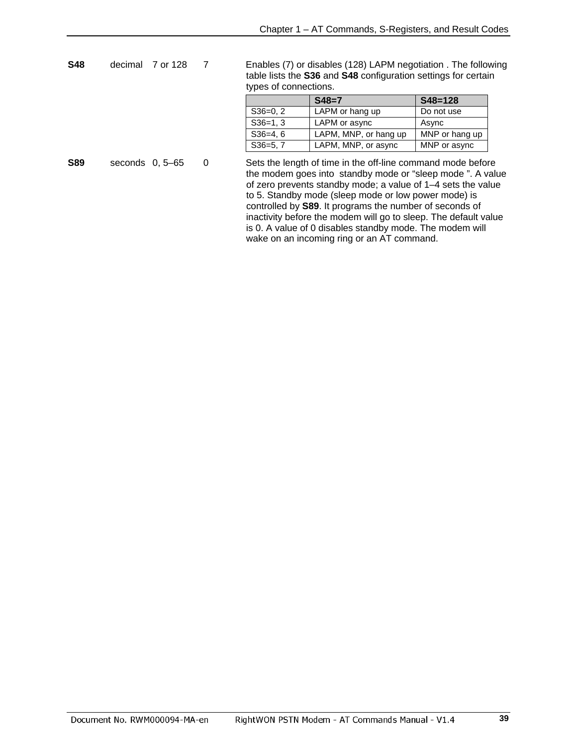| Register | Unit | Range | Default | Description |
|---|---|---|---|---|
| **S48** | decimal | 7 or 128 | 7 | Enables (7) or disables (128) LAPM negotiation . The following table lists the **S36** and **S48** configuration settings for certain types of connections. |

| | S48=7 | S48=128 |
|---|---|---|
| S36=0, 2 | LAPM or hang up | Do not use |
| S36=1, 3 | LAPM or async | Async |
| S36=4, 6 | LAPM, MNP, or hang up | MNP or hang up |
| S36=5, 7 | LAPM, MNP, or async | MNP or async |

| Register | Unit | Range | Default | Description |
|---|---|---|---|---|
| **S89** | seconds | 0, 5–65 | 0 | Sets the length of time in the off-line command mode before the modem goes into standby mode or "sleep mode ". A value of zero prevents standby mode; a value of 1–4 sets the value to 5. Standby mode (sleep mode or low power mode) is controlled by **S89**. It programs the number of seconds of inactivity before the modem will go to sleep. The default value is 0. A value of 0 disables standby mode. The modem will wake on an incoming ring or an AT command. |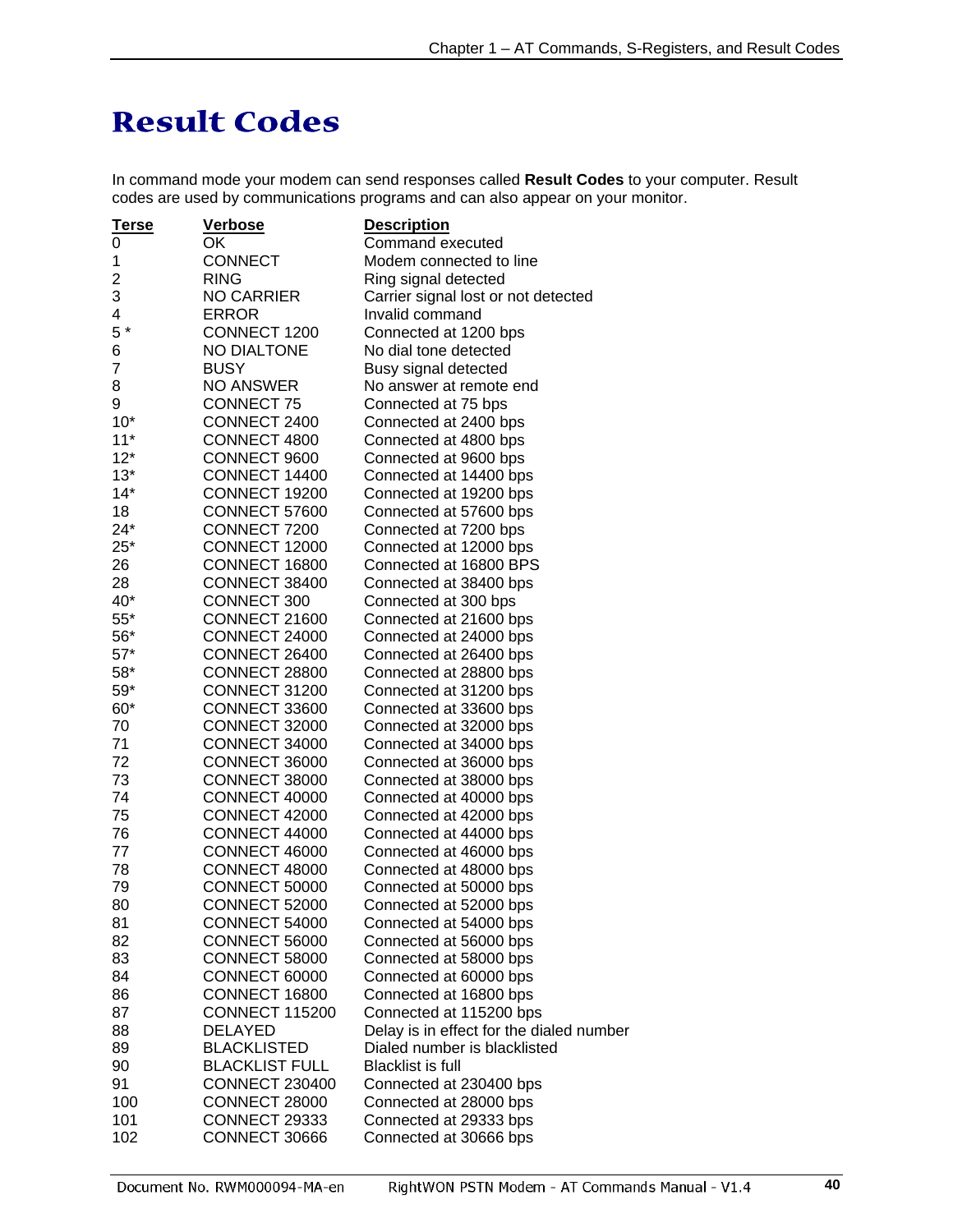# Result Codes

In command mode your modem can send responses called **Result Codes** to your computer. Result codes are used by communications programs and can also appear on your monitor.

| Terse | Verbose | Description |
|---|---|---|
| 0 | OK | Command executed |
| 1 | CONNECT | Modem connected to line |
| 2 | RING | Ring signal detected |
| 3 | NO CARRIER | Carrier signal lost or not detected |
| 4 | ERROR | Invalid command |
| 5 * | CONNECT 1200 | Connected at 1200 bps |
| 6 | NO DIALTONE | No dial tone detected |
| 7 | BUSY | Busy signal detected |
| 8 | NO ANSWER | No answer at remote end |
| 9 | CONNECT 75 | Connected at 75 bps |
| 10* | CONNECT 2400 | Connected at 2400 bps |
| 11* | CONNECT 4800 | Connected at 4800 bps |
| 12* | CONNECT 9600 | Connected at 9600 bps |
| 13* | CONNECT 14400 | Connected at 14400 bps |
| 14* | CONNECT 19200 | Connected at 19200 bps |
| 18 | CONNECT 57600 | Connected at 57600 bps |
| 24* | CONNECT 7200 | Connected at 7200 bps |
| 25* | CONNECT 12000 | Connected at 12000 bps |
| 26 | CONNECT 16800 | Connected at 16800 BPS |
| 28 | CONNECT 38400 | Connected at 38400 bps |
| 40* | CONNECT 300 | Connected at 300 bps |
| 55* | CONNECT 21600 | Connected at 21600 bps |
| 56* | CONNECT 24000 | Connected at 24000 bps |
| 57* | CONNECT 26400 | Connected at 26400 bps |
| 58* | CONNECT 28800 | Connected at 28800 bps |
| 59* | CONNECT 31200 | Connected at 31200 bps |
| 60* | CONNECT 33600 | Connected at 33600 bps |
| 70 | CONNECT 32000 | Connected at 32000 bps |
| 71 | CONNECT 34000 | Connected at 34000 bps |
| 72 | CONNECT 36000 | Connected at 36000 bps |
| 73 | CONNECT 38000 | Connected at 38000 bps |
| 74 | CONNECT 40000 | Connected at 40000 bps |
| 75 | CONNECT 42000 | Connected at 42000 bps |
| 76 | CONNECT 44000 | Connected at 44000 bps |
| 77 | CONNECT 46000 | Connected at 46000 bps |
| 78 | CONNECT 48000 | Connected at 48000 bps |
| 79 | CONNECT 50000 | Connected at 50000 bps |
| 80 | CONNECT 52000 | Connected at 52000 bps |
| 81 | CONNECT 54000 | Connected at 54000 bps |
| 82 | CONNECT 56000 | Connected at 56000 bps |
| 83 | CONNECT 58000 | Connected at 58000 bps |
| 84 | CONNECT 60000 | Connected at 60000 bps |
| 86 | CONNECT 16800 | Connected at 16800 bps |
| 87 | CONNECT 115200 | Connected at 115200 bps |
| 88 | DELAYED | Delay is in effect for the dialed number |
| 89 | BLACKLISTED | Dialed number is blacklisted |
| 90 | BLACKLIST FULL | Blacklist is full |
| 91 | CONNECT 230400 | Connected at 230400 bps |
| 100 | CONNECT 28000 | Connected at 28000 bps |
| 101 | CONNECT 29333 | Connected at 29333 bps |
| 102 | CONNECT 30666 | Connected at 30666 bps |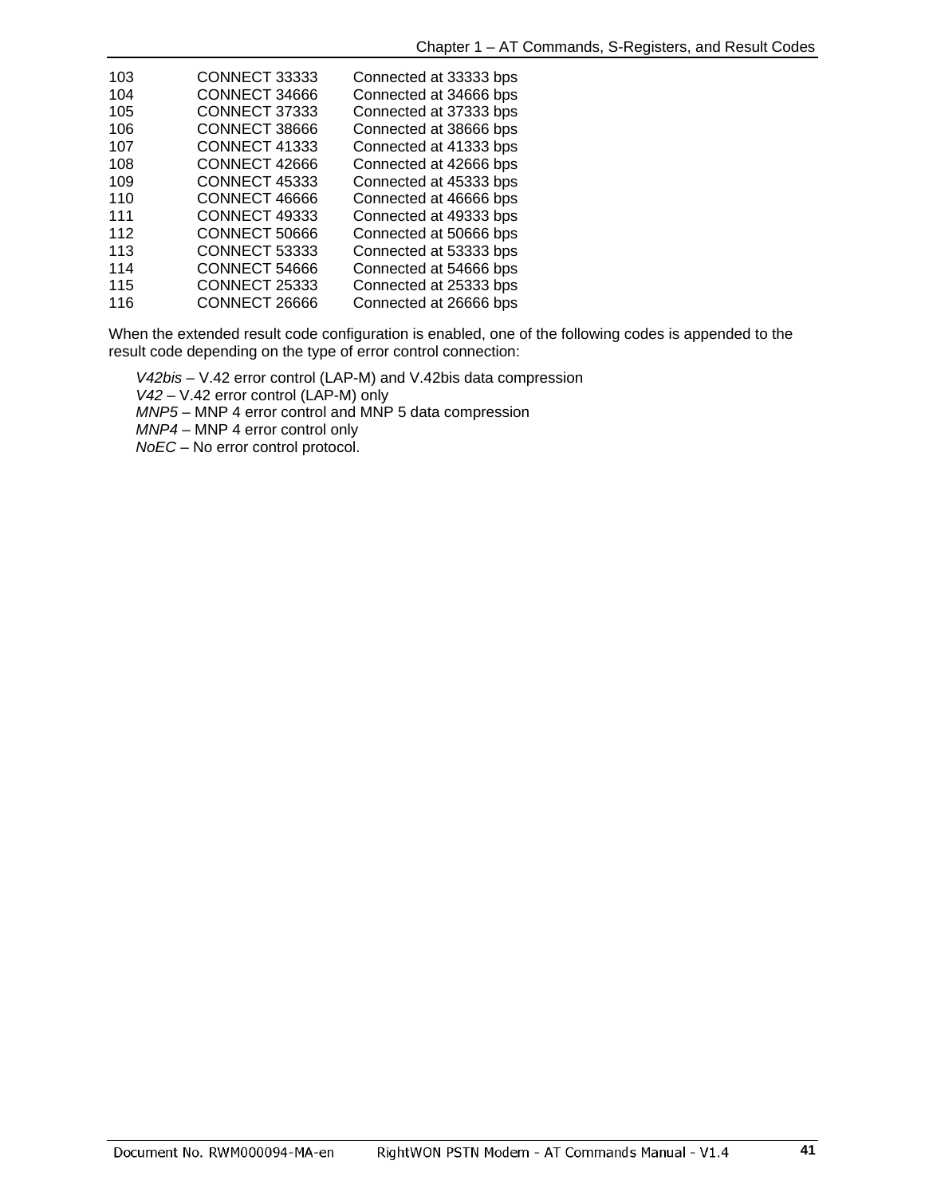| | | |
|---|---|---|
| 103 | CONNECT 33333 | Connected at 33333 bps |
| 104 | CONNECT 34666 | Connected at 34666 bps |
| 105 | CONNECT 37333 | Connected at 37333 bps |
| 106 | CONNECT 38666 | Connected at 38666 bps |
| 107 | CONNECT 41333 | Connected at 41333 bps |
| 108 | CONNECT 42666 | Connected at 42666 bps |
| 109 | CONNECT 45333 | Connected at 45333 bps |
| 110 | CONNECT 46666 | Connected at 46666 bps |
| 111 | CONNECT 49333 | Connected at 49333 bps |
| 112 | CONNECT 50666 | Connected at 50666 bps |
| 113 | CONNECT 53333 | Connected at 53333 bps |
| 114 | CONNECT 54666 | Connected at 54666 bps |
| 115 | CONNECT 25333 | Connected at 25333 bps |
| 116 | CONNECT 26666 | Connected at 26666 bps |

When the extended result code configuration is enabled, one of the following codes is appended to the result code depending on the type of error control connection:

*V42bis* – V.42 error control (LAP-M) and V.42bis data compression
*V42* – V.42 error control (LAP-M) only
*MNP5* – MNP 4 error control and MNP 5 data compression
*MNP4* – MNP 4 error control only
*NoEC* – No error control protocol.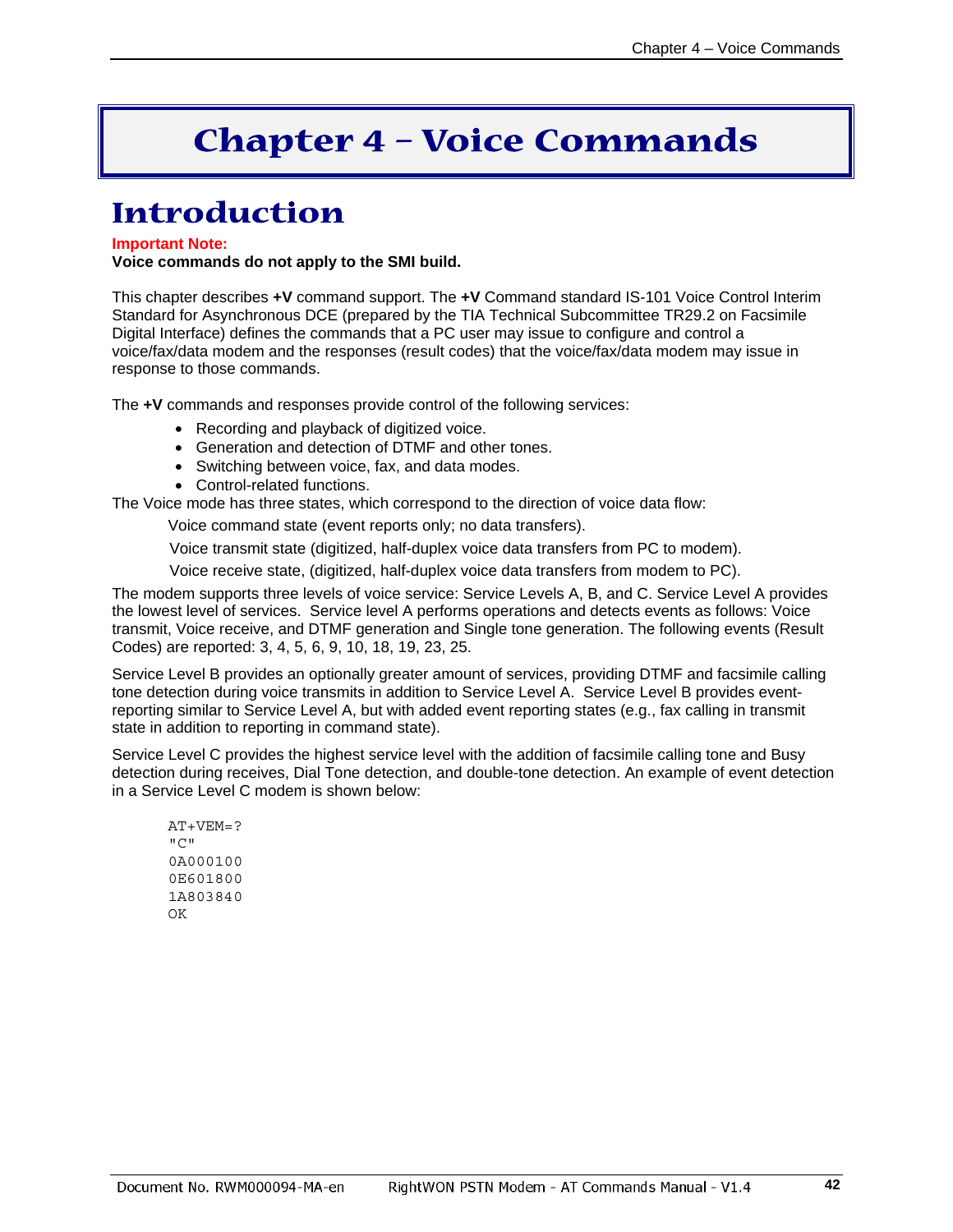# Chapter 4 – Voice Commands

## Introduction

**Important Note:**
**Voice commands do not apply to the SMI build.**

This chapter describes **+V** command support. The **+V** Command standard IS-101 Voice Control Interim Standard for Asynchronous DCE (prepared by the TIA Technical Subcommittee TR29.2 on Facsimile Digital Interface) defines the commands that a PC user may issue to configure and control a voice/fax/data modem and the responses (result codes) that the voice/fax/data modem may issue in response to those commands.

The **+V** commands and responses provide control of the following services:

- Recording and playback of digitized voice.
- Generation and detection of DTMF and other tones.
- Switching between voice, fax, and data modes.
- Control-related functions.

The Voice mode has three states, which correspond to the direction of voice data flow:

Voice command state (event reports only; no data transfers).

Voice transmit state (digitized, half-duplex voice data transfers from PC to modem).

Voice receive state, (digitized, half-duplex voice data transfers from modem to PC).

The modem supports three levels of voice service: Service Levels A, B, and C. Service Level A provides the lowest level of services. Service level A performs operations and detects events as follows: Voice transmit, Voice receive, and DTMF generation and Single tone generation. The following events (Result Codes) are reported: 3, 4, 5, 6, 9, 10, 18, 19, 23, 25.

Service Level B provides an optionally greater amount of services, providing DTMF and facsimile calling tone detection during voice transmits in addition to Service Level A. Service Level B provides event-reporting similar to Service Level A, but with added event reporting states (e.g., fax calling in transmit state in addition to reporting in command state).

Service Level C provides the highest service level with the addition of facsimile calling tone and Busy detection during receives, Dial Tone detection, and double-tone detection. An example of event detection in a Service Level C modem is shown below:

```
AT+VEM=?
"C"
0A000100
0E601800
1A803840
OK
```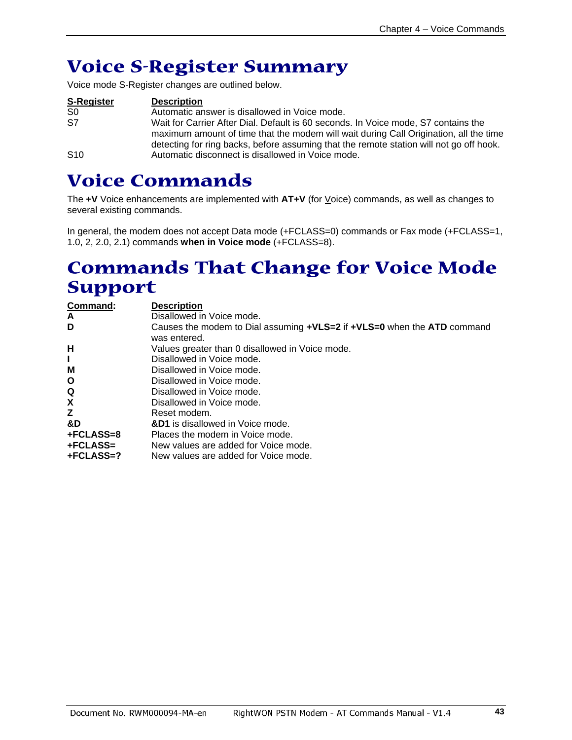# Voice S-Register Summary

Voice mode S-Register changes are outlined below.

| S-Register | Description |
|---|---|
| S0 | Automatic answer is disallowed in Voice mode. |
| S7 | Wait for Carrier After Dial. Default is 60 seconds. In Voice mode, S7 contains the maximum amount of time that the modem will wait during Call Origination, all the time detecting for ring backs, before assuming that the remote station will not go off hook. |
| S10 | Automatic disconnect is disallowed in Voice mode. |

# Voice Commands

The **+V** Voice enhancements are implemented with **AT+V** (for Voice) commands, as well as changes to several existing commands.

In general, the modem does not accept Data mode (+FCLASS=0) commands or Fax mode (+FCLASS=1, 1.0, 2, 2.0, 2.1) commands **when in Voice mode** (+FCLASS=8).

# Commands That Change for Voice Mode Support

| Command: | Description |
|---|---|
| **A** | Disallowed in Voice mode. |
| **D** | Causes the modem to Dial assuming **+VLS=2** if **+VLS=0** when the **ATD** command was entered. |
| **H** | Values greater than 0 disallowed in Voice mode. |
| **I** | Disallowed in Voice mode. |
| **M** | Disallowed in Voice mode. |
| **O** | Disallowed in Voice mode. |
| **Q** | Disallowed in Voice mode. |
| **X** | Disallowed in Voice mode. |
| **Z** | Reset modem. |
| **&D** | **&D1** is disallowed in Voice mode. |
| **+FCLASS=8** | Places the modem in Voice mode. |
| **+FCLASS=** | New values are added for Voice mode. |
| **+FCLASS=?** | New values are added for Voice mode. |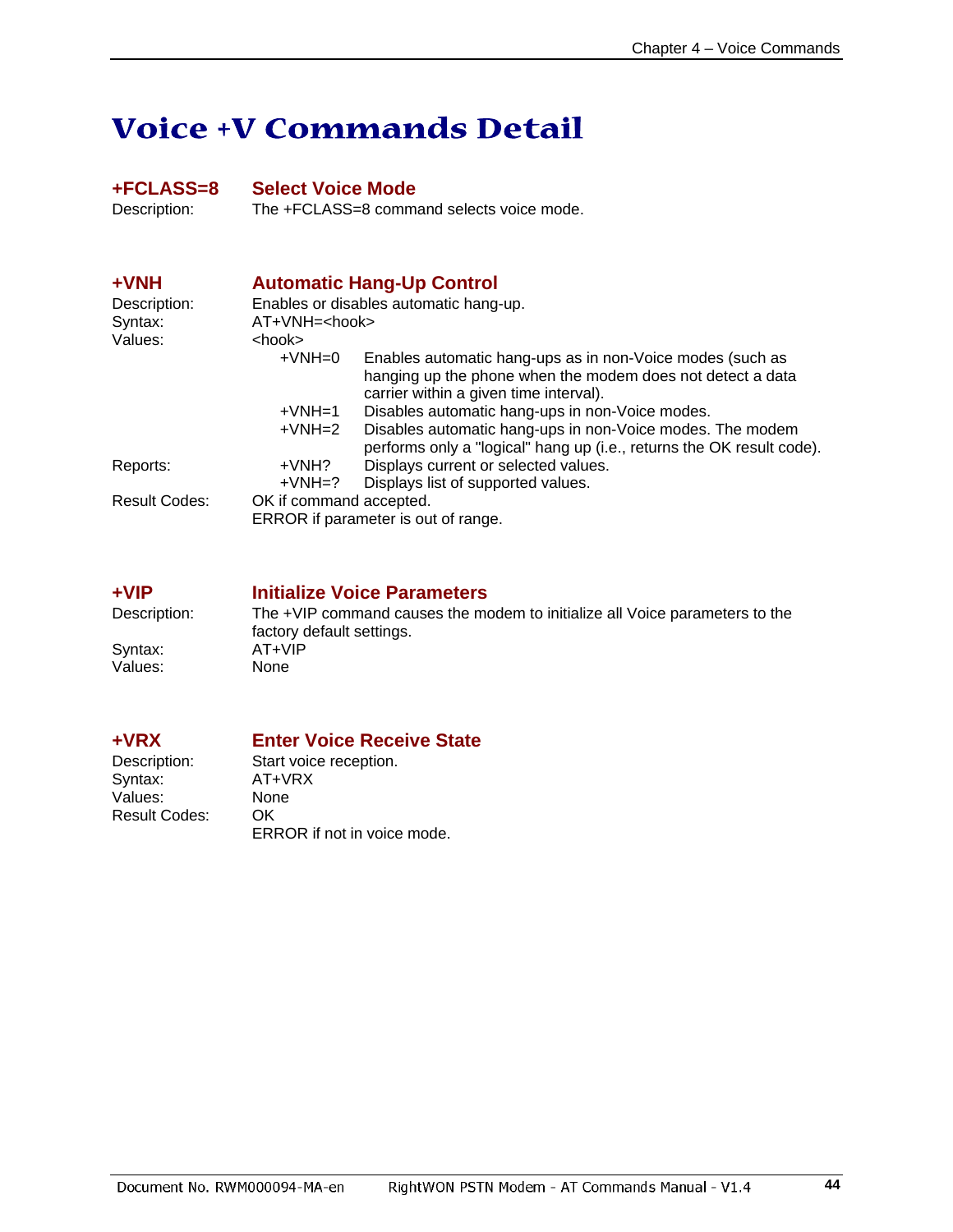# Voice +V Commands Detail

## +FCLASS=8 Select Voice Mode

Description: The +FCLASS=8 command selects voice mode.

## +VNH Automatic Hang-Up Control

Description: Enables or disables automatic hang-up.

Syntax: AT+VNH=<hook>

Values: <hook>

| | |
|---|---|
| +VNH=0 | Enables automatic hang-ups as in non-Voice modes (such as hanging up the phone when the modem does not detect a data carrier within a given time interval). |
| +VNH=1 | Disables automatic hang-ups in non-Voice modes. |
| +VNH=2 | Disables automatic hang-ups in non-Voice modes. The modem performs only a "logical" hang up (i.e., returns the OK result code). |

Reports:

| | |
|---|---|
| +VNH? | Displays current or selected values. |
| +VNH=? | Displays list of supported values. |

Result Codes: OK if command accepted.
ERROR if parameter is out of range.

## +VIP Initialize Voice Parameters

Description: The +VIP command causes the modem to initialize all Voice parameters to the factory default settings.

Syntax: AT+VIP

Values: None

## +VRX Enter Voice Receive State

Description: Start voice reception.

Syntax: AT+VRX

Values: None

Result Codes: OK
ERROR if not in voice mode.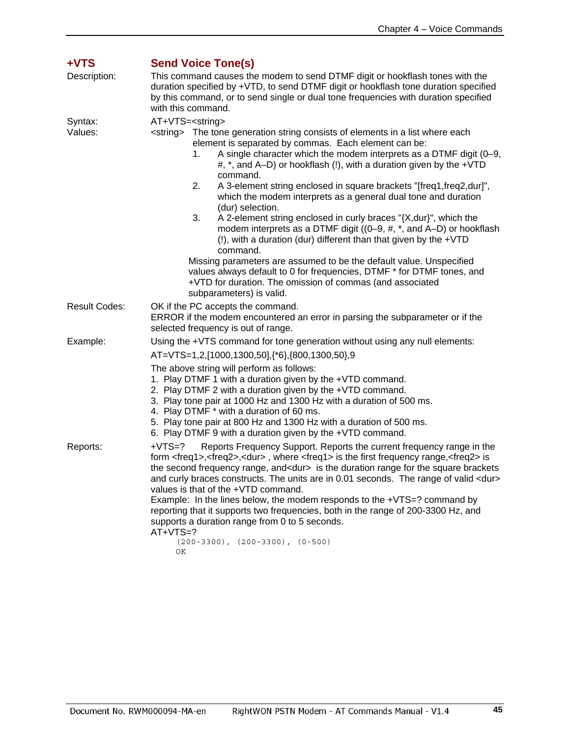## +VTS Send Voice Tone(s)

**Description:** This command causes the modem to send DTMF digit or hookflash tones with the duration specified by +VTD, to send DTMF digit or hookflash tone duration specified by this command, or to send single or dual tone frequencies with duration specified with this command.

**Syntax:** AT+VTS=<string>

**Values:** <string> The tone generation string consists of elements in a list where each element is separated by commas. Each element can be:

1. A single character which the modem interprets as a DTMF digit (0–9, #, *, and A–D) or hookflash (!), with a duration given by the +VTD command.
2. A 3-element string enclosed in square brackets "[freq1,freq2,dur]", which the modem interprets as a general dual tone and duration (dur) selection.
3. A 2-element string enclosed in curly braces "{X,dur}", which the modem interprets as a DTMF digit ((0–9, #, *, and A–D) or hookflash (!), with a duration (dur) different than that given by the +VTD command.

Missing parameters are assumed to be the default value. Unspecified values always default to 0 for frequencies, DTMF * for DTMF tones, and +VTD for duration. The omission of commas (and associated subparameters) is valid.

**Result Codes:** OK if the PC accepts the command.
ERROR if the modem encountered an error in parsing the subparameter or if the selected frequency is out of range.

**Example:** Using the +VTS command for tone generation without using any null elements:

AT=VTS=1,2,[1000,1300,50],{*6},{800,1300,50},9

The above string will perform as follows:

1. Play DTMF 1 with a duration given by the +VTD command.
2. Play DTMF 2 with a duration given by the +VTD command.
3. Play tone pair at 1000 Hz and 1300 Hz with a duration of 500 ms.
4. Play DTMF * with a duration of 60 ms.
5. Play tone pair at 800 Hz and 1300 Hz with a duration of 500 ms.
6. Play DTMF 9 with a duration given by the +VTD command.

**Reports:** +VTS=? Reports Frequency Support. Reports the current frequency range in the form <freq1>,<freq2>,<dur> , where <freq1> is the first frequency range,<freq2> is the second frequency range, and<dur> is the duration range for the square brackets and curly braces constructs. The units are in 0.01 seconds. The range of valid <dur> values is that of the +VTD command.
Example: In the lines below, the modem responds to the +VTS=? command by reporting that it supports two frequencies, both in the range of 200-3300 Hz, and supports a duration range from 0 to 5 seconds.

```
AT+VTS=?
    (200-3300), (200-3300), (0-500)
    OK
```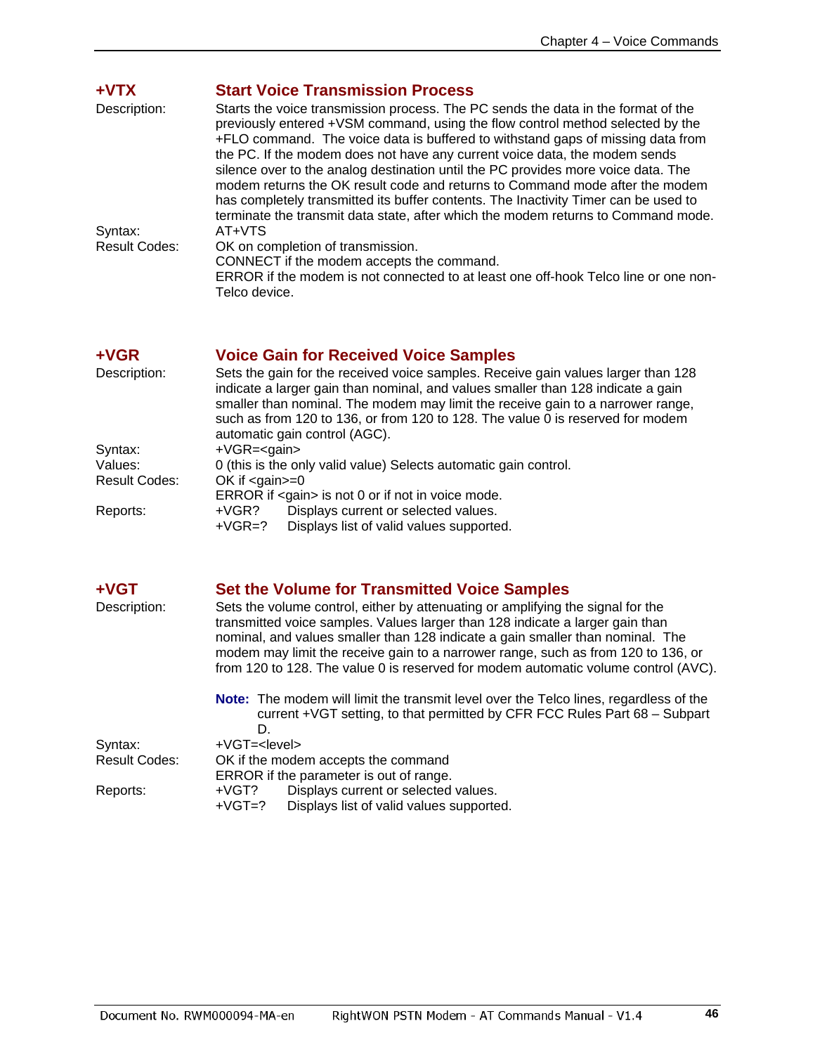## +VTX Start Voice Transmission Process

| | |
|---|---|
| Description: | Starts the voice transmission process. The PC sends the data in the format of the previously entered +VSM command, using the flow control method selected by the +FLO command. The voice data is buffered to withstand gaps of missing data from the PC. If the modem does not have any current voice data, the modem sends silence over to the analog destination until the PC provides more voice data. The modem returns the OK result code and returns to Command mode after the modem has completely transmitted its buffer contents. The Inactivity Timer can be used to terminate the transmit data state, after which the modem returns to Command mode. |
| Syntax: | AT+VTS |
| Result Codes: | OK on completion of transmission.<br>CONNECT if the modem accepts the command.<br>ERROR if the modem is not connected to at least one off-hook Telco line or one non-Telco device. |

## +VGR Voice Gain for Received Voice Samples

| | |
|---|---|
| Description: | Sets the gain for the received voice samples. Receive gain values larger than 128 indicate a larger gain than nominal, and values smaller than 128 indicate a gain smaller than nominal. The modem may limit the receive gain to a narrower range, such as from 120 to 136, or from 120 to 128. The value 0 is reserved for modem automatic gain control (AGC). |
| Syntax: | +VGR=<gain> |
| Values: | 0 (this is the only valid value) Selects automatic gain control. |
| Result Codes: | OK if <gain>=0<br>ERROR if <gain> is not 0 or if not in voice mode. |
| Reports: | +VGR? Displays current or selected values.<br>+VGR=? Displays list of valid values supported. |

## +VGT Set the Volume for Transmitted Voice Samples

| | |
|---|---|
| Description: | Sets the volume control, either by attenuating or amplifying the signal for the transmitted voice samples. Values larger than 128 indicate a larger gain than nominal, and values smaller than 128 indicate a gain smaller than nominal. The modem may limit the receive gain to a narrower range, such as from 120 to 136, or from 120 to 128. The value 0 is reserved for modem automatic volume control (AVC).<br><br>**Note:** The modem will limit the transmit level over the Telco lines, regardless of the current +VGT setting, to that permitted by CFR FCC Rules Part 68 – Subpart D. |
| Syntax: | +VGT=<level> |
| Result Codes: | OK if the modem accepts the command<br>ERROR if the parameter is out of range. |
| Reports: | +VGT? Displays current or selected values.<br>+VGT=? Displays list of valid values supported. |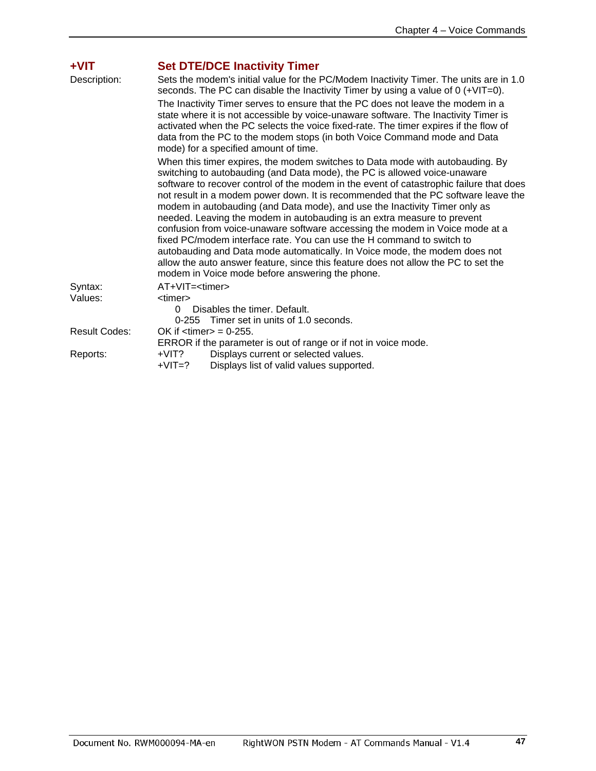## +VIT Set DTE/DCE Inactivity Timer

**Description:** Sets the modem's initial value for the PC/Modem Inactivity Timer. The units are in 1.0 seconds. The PC can disable the Inactivity Timer by using a value of 0 (+VIT=0).

The Inactivity Timer serves to ensure that the PC does not leave the modem in a state where it is not accessible by voice-unaware software. The Inactivity Timer is activated when the PC selects the voice fixed-rate. The timer expires if the flow of data from the PC to the modem stops (in both Voice Command mode and Data mode) for a specified amount of time.

When this timer expires, the modem switches to Data mode with autobauding. By switching to autobauding (and Data mode), the PC is allowed voice-unaware software to recover control of the modem in the event of catastrophic failure that does not result in a modem power down. It is recommended that the PC software leave the modem in autobauding (and Data mode), and use the Inactivity Timer only as needed. Leaving the modem in autobauding is an extra measure to prevent confusion from voice-unaware software accessing the modem in Voice mode at a fixed PC/modem interface rate. You can use the H command to switch to autobauding and Data mode automatically. In Voice mode, the modem does not allow the auto answer feature, since this feature does not allow the PC to set the modem in Voice mode before answering the phone.

**Syntax:** AT+VIT=<timer>

**Values:** <timer>

- 0 Disables the timer. Default.
- 0-255 Timer set in units of 1.0 seconds.

**Result Codes:** OK if <timer> = 0-255.

ERROR if the parameter is out of range or if not in voice mode.

**Reports:**

- +VIT? Displays current or selected values.
- +VIT=? Displays list of valid values supported.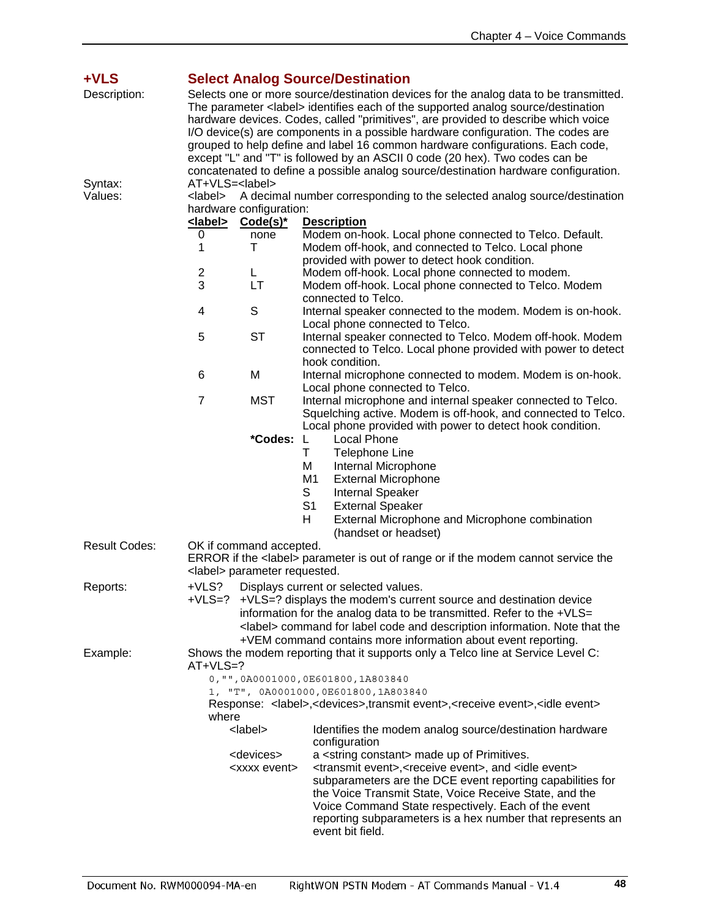## +VLS Select Analog Source/Destination

**Description:** Selects one or more source/destination devices for the analog data to be transmitted. The parameter <label> identifies each of the supported analog source/destination hardware devices. Codes, called "primitives", are provided to describe which voice I/O device(s) are components in a possible hardware configuration. The codes are grouped to help define and label 16 common hardware configurations. Each code, except "L" and "T" is followed by an ASCII 0 code (20 hex). Two codes can be concatenated to define a possible analog source/destination hardware configuration.

**Syntax:** AT+VLS=<label>

**Values:** <label> A decimal number corresponding to the selected analog source/destination hardware configuration:

| <label> | Code(s)* | Description |
|---|---|---|
| 0 | none | Modem on-hook. Local phone connected to Telco. Default. |
| 1 | T | Modem off-hook, and connected to Telco. Local phone provided with power to detect hook condition. |
| 2 | L | Modem off-hook. Local phone connected to modem. |
| 3 | LT | Modem off-hook. Local phone connected to Telco. Modem connected to Telco. |
| 4 | S | Internal speaker connected to the modem. Modem is on-hook. Local phone connected to Telco. |
| 5 | ST | Internal speaker connected to Telco. Modem off-hook. Modem connected to Telco. Local phone provided with power to detect hook condition. |
| 6 | M | Internal microphone connected to modem. Modem is on-hook. Local phone connected to Telco. |
| 7 | MST | Internal microphone and internal speaker connected to Telco. Squelching active. Modem is off-hook, and connected to Telco. Local phone provided with power to detect hook condition. |

***Codes:**

| Code | Description |
|---|---|
| L | Local Phone |
| T | Telephone Line |
| M | Internal Microphone |
| M1 | External Microphone |
| S | Internal Speaker |
| S1 | External Speaker |
| H | External Microphone and Microphone combination (handset or headset) |

**Result Codes:** OK if command accepted.
ERROR if the <label> parameter is out of range or if the modem cannot service the <label> parameter requested.

**Reports:**
+VLS? Displays current or selected values.
+VLS=? +VLS=? displays the modem's current source and destination device information for the analog data to be transmitted. Refer to the +VLS=<label> command for label code and description information. Note that the +VEM command contains more information about event reporting.

**Example:** Shows the modem reporting that it supports only a Telco line at Service Level C:
AT+VLS=?

```
0,"",0A0001000,0E601800,1A803840
1, "T", 0A0001000,0E601800,1A803840
```

Response: <label>,<devices>,transmit event>,<receive event>,<idle event>
where

| | |
|---|---|
| <label> | Identifies the modem analog source/destination hardware configuration |
| <devices> | a <string constant> made up of Primitives. |
| <xxxx event> | <transmit event>,<receive event>, and <idle event> subparameters are the DCE event reporting capabilities for the Voice Transmit State, Voice Receive State, and the Voice Command State respectively. Each of the event reporting subparameters is a hex number that represents an event bit field. |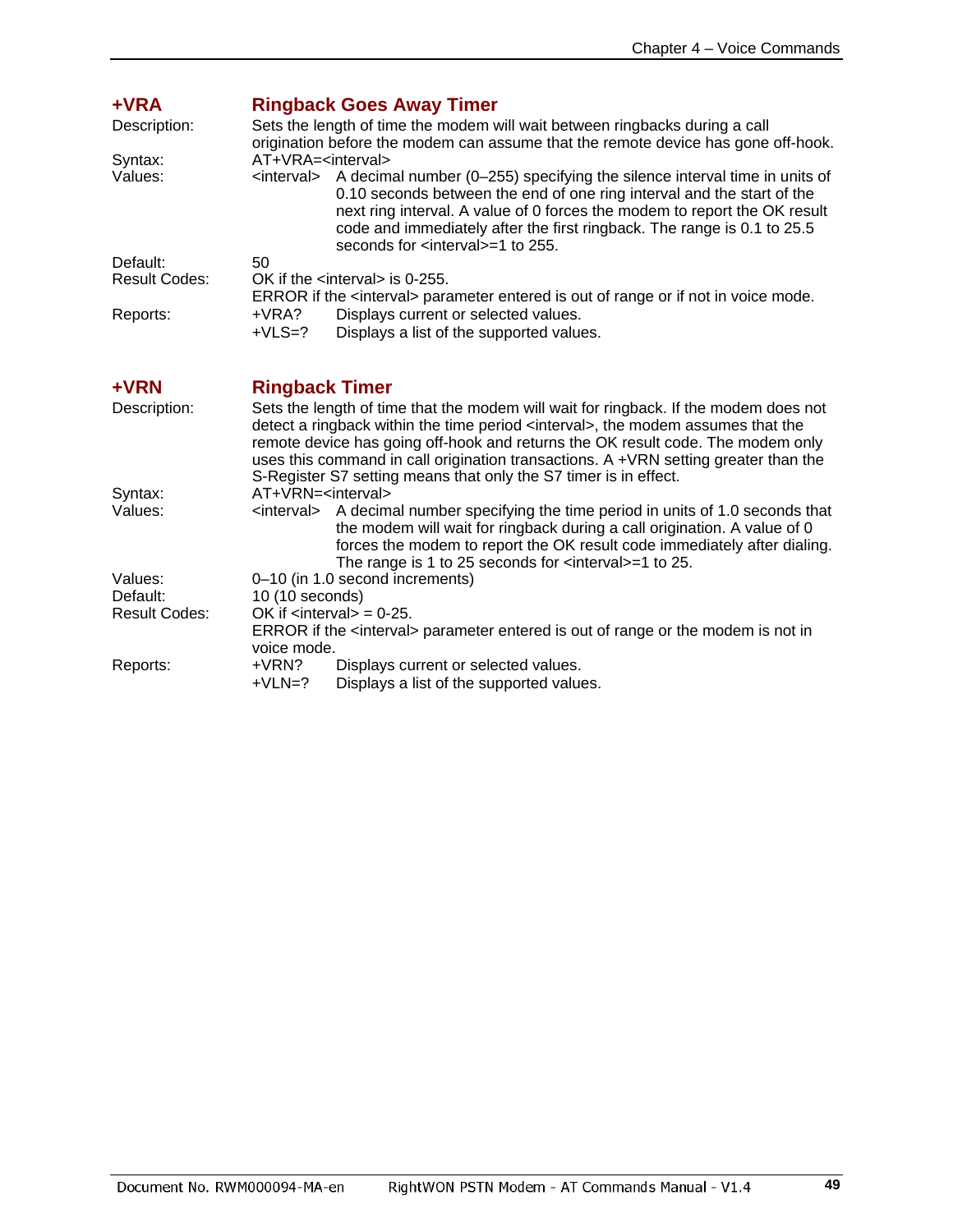## +VRA Ringback Goes Away Timer

| | |
|---|---|
| Description: | Sets the length of time the modem will wait between ringbacks during a call origination before the modem can assume that the remote device has gone off-hook. |
| Syntax: | AT+VRA=<interval> |
| Values: | <interval> A decimal number (0–255) specifying the silence interval time in units of 0.10 seconds between the end of one ring interval and the start of the next ring interval. A value of 0 forces the modem to report the OK result code and immediately after the first ringback. The range is 0.1 to 25.5 seconds for <interval>=1 to 255. |
| Default: | 50 |
| Result Codes: | OK if the <interval> is 0-255.<br>ERROR if the <interval> parameter entered is out of range or if not in voice mode. |
| Reports: | +VRA? Displays current or selected values.<br>+VLS=? Displays a list of the supported values. |

## +VRN Ringback Timer

| | |
|---|---|
| Description: | Sets the length of time that the modem will wait for ringback. If the modem does not detect a ringback within the time period <interval>, the modem assumes that the remote device has going off-hook and returns the OK result code. The modem only uses this command in call origination transactions. A +VRN setting greater than the S-Register S7 setting means that only the S7 timer is in effect. |
| Syntax: | AT+VRN=<interval> |
| Values: | <interval> A decimal number specifying the time period in units of 1.0 seconds that the modem will wait for ringback during a call origination. A value of 0 forces the modem to report the OK result code immediately after dialing. The range is 1 to 25 seconds for <interval>=1 to 25. |
| Values: | 0–10 (in 1.0 second increments) |
| Default: | 10 (10 seconds) |
| Result Codes: | OK if <interval> = 0-25.<br>ERROR if the <interval> parameter entered is out of range or the modem is not in voice mode. |
| Reports: | +VRN? Displays current or selected values.<br>+VLN=? Displays a list of the supported values. |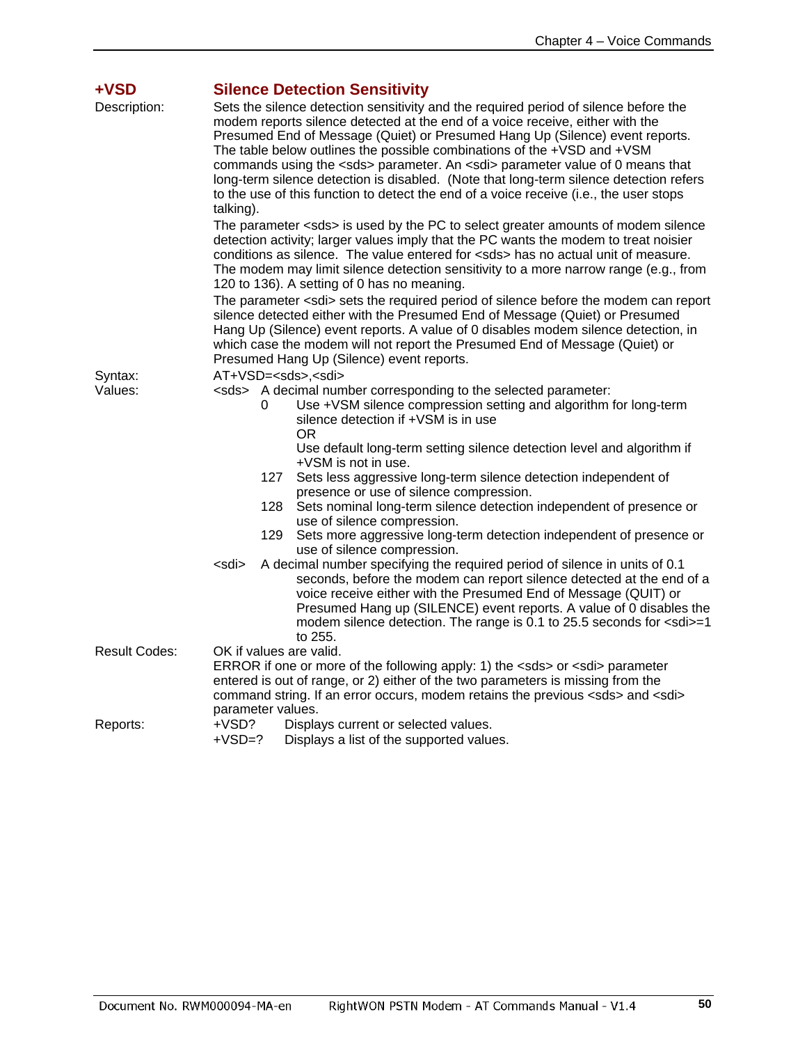## +VSD Silence Detection Sensitivity

**Description:** Sets the silence detection sensitivity and the required period of silence before the modem reports silence detected at the end of a voice receive, either with the Presumed End of Message (Quiet) or Presumed Hang Up (Silence) event reports. The table below outlines the possible combinations of the +VSD and +VSM commands using the <sds> parameter. An <sdi> parameter value of 0 means that long-term silence detection is disabled. (Note that long-term silence detection refers to the use of this function to detect the end of a voice receive (i.e., the user stops talking).

The parameter <sds> is used by the PC to select greater amounts of modem silence detection activity; larger values imply that the PC wants the modem to treat noisier conditions as silence. The value entered for <sds> has no actual unit of measure. The modem may limit silence detection sensitivity to a more narrow range (e.g., from 120 to 136). A setting of 0 has no meaning.

The parameter <sdi> sets the required period of silence before the modem can report silence detected either with the Presumed End of Message (Quiet) or Presumed Hang Up (Silence) event reports. A value of 0 disables modem silence detection, in which case the modem will not report the Presumed End of Message (Quiet) or Presumed Hang Up (Silence) event reports.

**Syntax:** AT+VSD=<sds>,<sdi>

**Values:**

<sds> A decimal number corresponding to the selected parameter:

- 0 Use +VSM silence compression setting and algorithm for long-term silence detection if +VSM is in use
  OR
  Use default long-term setting silence detection level and algorithm if +VSM is not in use.
- 127 Sets less aggressive long-term silence detection independent of presence or use of silence compression.
- 128 Sets nominal long-term silence detection independent of presence or use of silence compression.
- 129 Sets more aggressive long-term detection independent of presence or use of silence compression.

<sdi> A decimal number specifying the required period of silence in units of 0.1 seconds, before the modem can report silence detected at the end of a voice receive either with the Presumed End of Message (QUIT) or Presumed Hang up (SILENCE) event reports. A value of 0 disables the modem silence detection. The range is 0.1 to 25.5 seconds for <sdi>=1 to 255.

**Result Codes:** OK if values are valid.
ERROR if one or more of the following apply: 1) the <sds> or <sdi> parameter entered is out of range, or 2) either of the two parameters is missing from the command string. If an error occurs, modem retains the previous <sds> and <sdi> parameter values.

**Reports:**

- +VSD? Displays current or selected values.
- +VSD=? Displays a list of the supported values.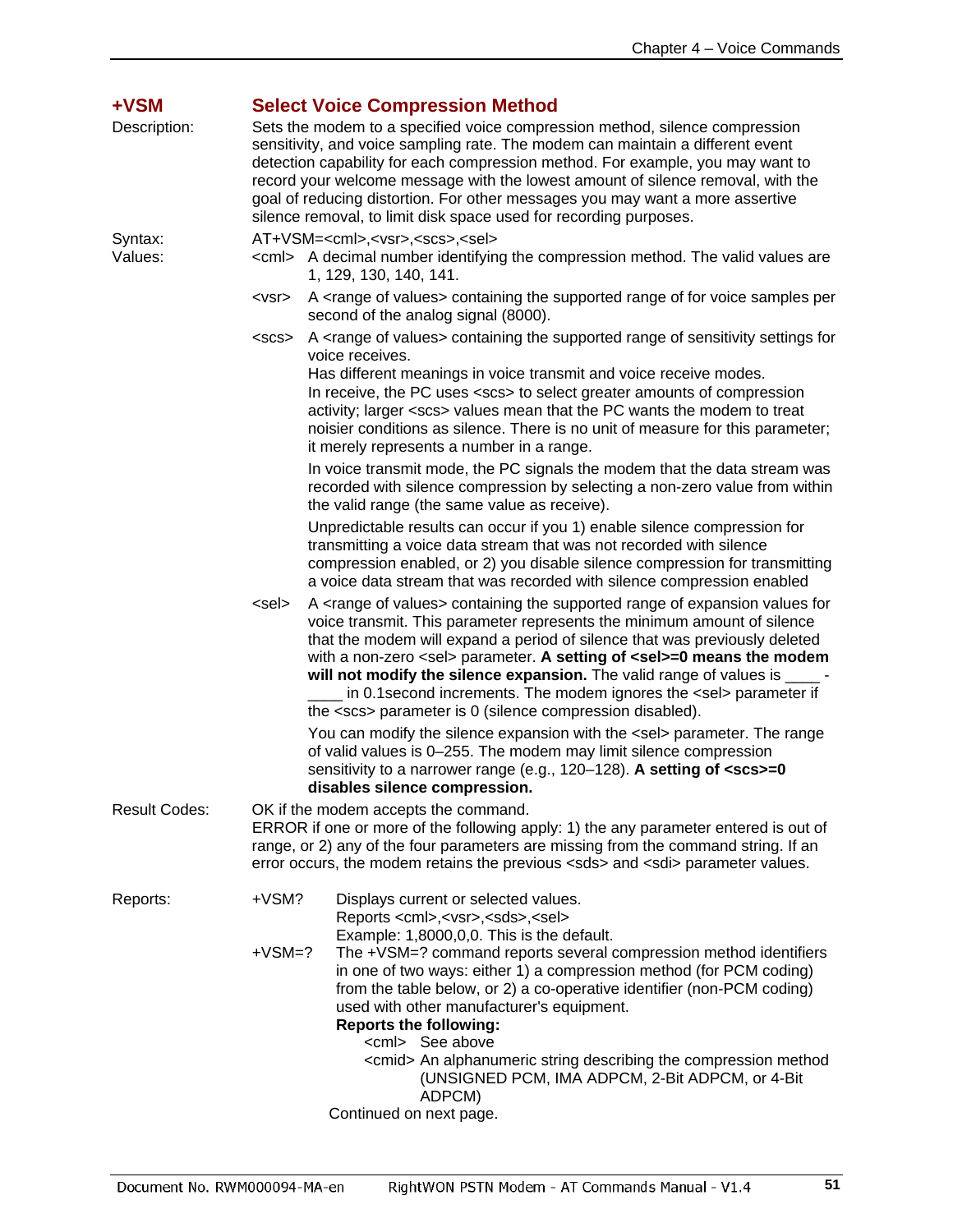## +VSM Select Voice Compression Method

**Description:** Sets the modem to a specified voice compression method, silence compression sensitivity, and voice sampling rate. The modem can maintain a different event detection capability for each compression method. For example, you may want to record your welcome message with the lowest amount of silence removal, with the goal of reducing distortion. For other messages you may want a more assertive silence removal, to limit disk space used for recording purposes.

**Syntax:** AT+VSM=<cml>,<vsr>,<scs>,<sel>

**Values:**

<cml> A decimal number identifying the compression method. The valid values are 1, 129, 130, 140, 141.

<vsr> A <range of values> containing the supported range of for voice samples per second of the analog signal (8000).

<scs> A <range of values> containing the supported range of sensitivity settings for voice receives.
Has different meanings in voice transmit and voice receive modes.
In receive, the PC uses <scs> to select greater amounts of compression activity; larger <scs> values mean that the PC wants the modem to treat noisier conditions as silence. There is no unit of measure for this parameter; it merely represents a number in a range.

In voice transmit mode, the PC signals the modem that the data stream was recorded with silence compression by selecting a non-zero value from within the valid range (the same value as receive).

Unpredictable results can occur if you 1) enable silence compression for transmitting a voice data stream that was not recorded with silence compression enabled, or 2) you disable silence compression for transmitting a voice data stream that was recorded with silence compression enabled

<sel> A <range of values> containing the supported range of expansion values for voice transmit. This parameter represents the minimum amount of silence that the modem will expand a period of silence that was previously deleted with a non-zero <sel> parameter. **A setting of <sel>=0 means the modem will not modify the silence expansion.** The valid range of values is ____ - ____ in 0.1second increments. The modem ignores the <sel> parameter if the <scs> parameter is 0 (silence compression disabled).

You can modify the silence expansion with the <sel> parameter. The range of valid values is 0–255. The modem may limit silence compression sensitivity to a narrower range (e.g., 120–128). **A setting of <scs>=0 disables silence compression.**

**Result Codes:** OK if the modem accepts the command.
ERROR if one or more of the following apply: 1) the any parameter entered is out of range, or 2) any of the four parameters are missing from the command string. If an error occurs, the modem retains the previous <sds> and <sdi> parameter values.

**Reports:**

+VSM? Displays current or selected values.
Reports <cml>,<vsr>,<sds>,<sel>
Example: 1,8000,0,0. This is the default.

+VSM=? The +VSM=? command reports several compression method identifiers in one of two ways: either 1) a compression method (for PCM coding) from the table below, or 2) a co-operative identifier (non-PCM coding) used with other manufacturer's equipment.
**Reports the following:**
<cml> See above
<cmid> An alphanumeric string describing the compression method (UNSIGNED PCM, IMA ADPCM, 2-Bit ADPCM, or 4-Bit ADPCM)

Continued on next page.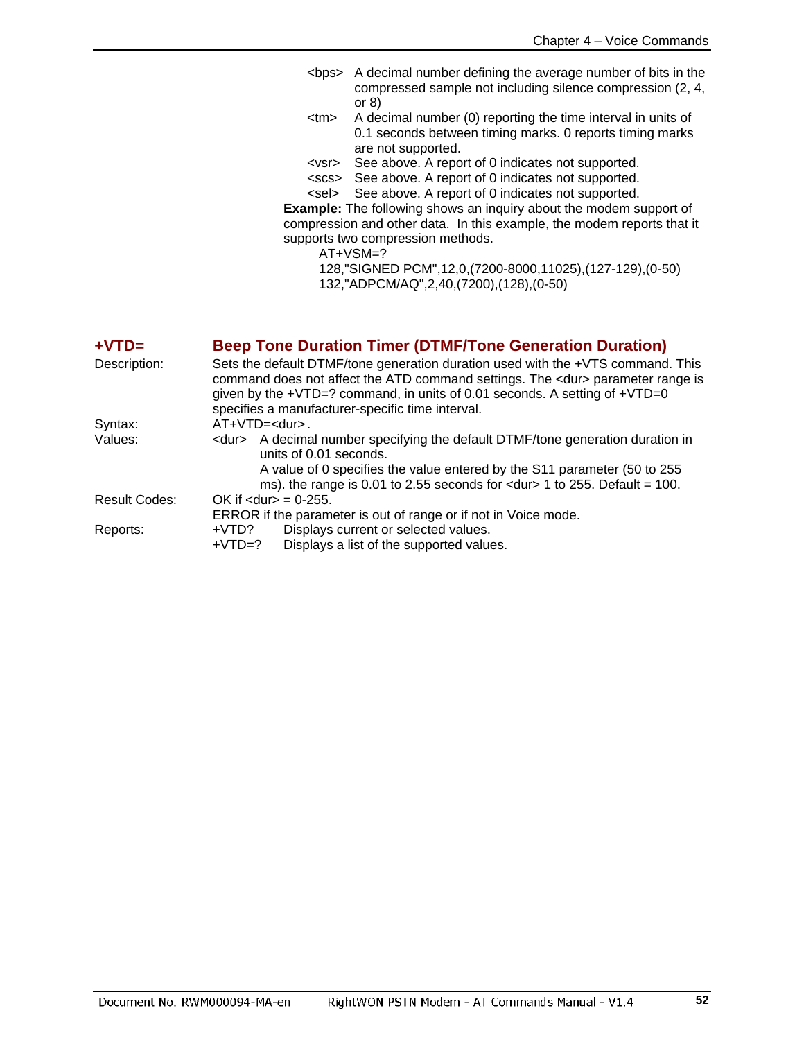<bps> A decimal number defining the average number of bits in the compressed sample not including silence compression (2, 4, or 8)

<tm> A decimal number (0) reporting the time interval in units of 0.1 seconds between timing marks. 0 reports timing marks are not supported.

<vsr> See above. A report of 0 indicates not supported.

<scs> See above. A report of 0 indicates not supported.

<sel> See above. A report of 0 indicates not supported.

**Example:** The following shows an inquiry about the modem support of compression and other data. In this example, the modem reports that it supports two compression methods.

```
AT+VSM=?
128,"SIGNED PCM",12,0,(7200-8000,11025),(127-129),(0-50)
132,"ADPCM/AQ",2,40,(7200),(128),(0-50)
```

## +VTD= Beep Tone Duration Timer (DTMF/Tone Generation Duration)

Description: Sets the default DTMF/tone generation duration used with the +VTS command. This command does not affect the ATD command settings. The <dur> parameter range is given by the +VTD=? command, in units of 0.01 seconds. A setting of +VTD=0 specifies a manufacturer-specific time interval.

Syntax: AT+VTD=<dur>.

Values:

<dur> A decimal number specifying the default DTMF/tone generation duration in units of 0.01 seconds.
A value of 0 specifies the value entered by the S11 parameter (50 to 255 ms). the range is 0.01 to 2.55 seconds for <dur> 1 to 255. Default = 100.

Result Codes: OK if <dur> = 0-255.
ERROR if the parameter is out of range or if not in Voice mode.

Reports:

+VTD? Displays current or selected values.

+VTD=? Displays a list of the supported values.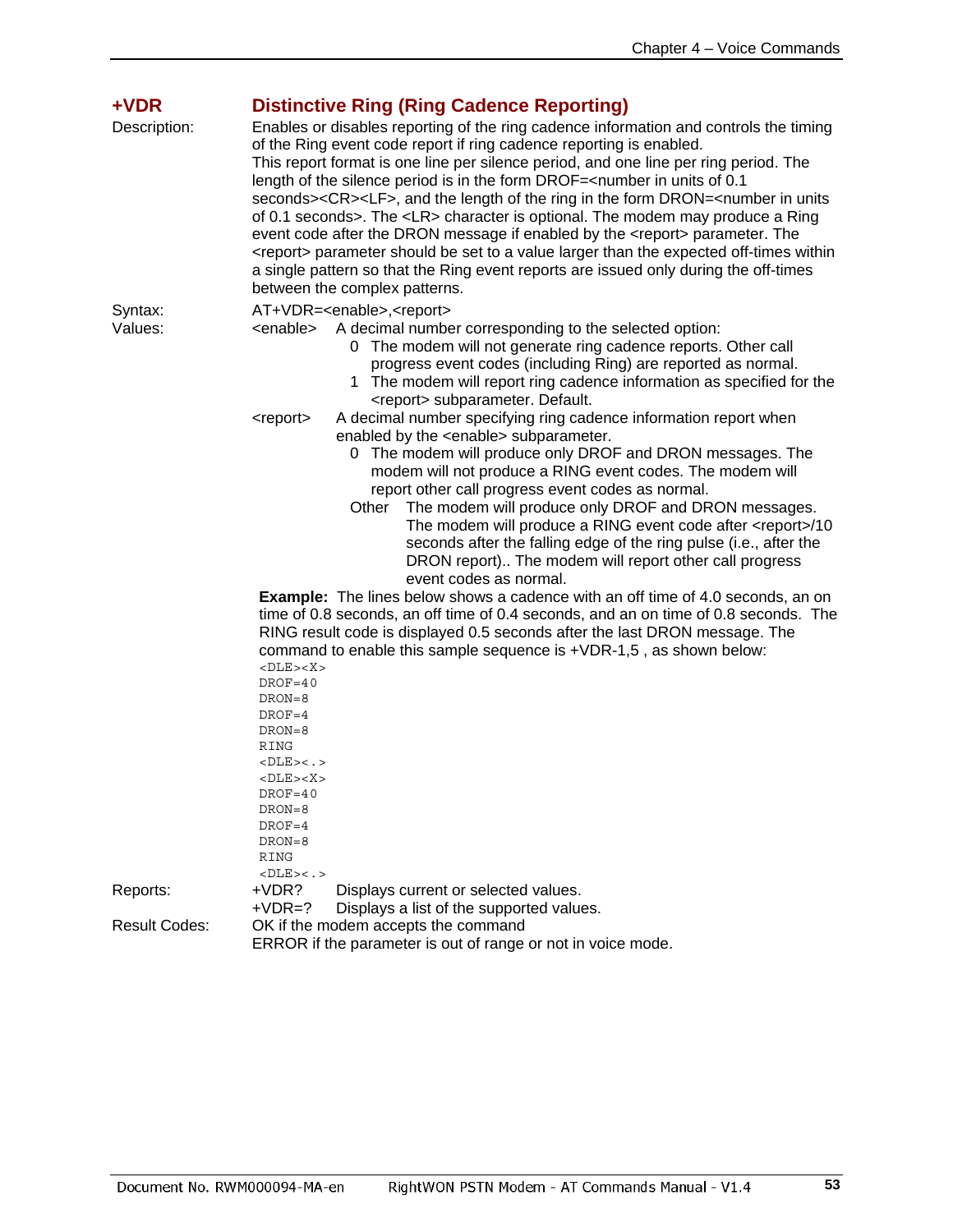## +VDR Distinctive Ring (Ring Cadence Reporting)

**Description:** Enables or disables reporting of the ring cadence information and controls the timing of the Ring event code report if ring cadence reporting is enabled.
This report format is one line per silence period, and one line per ring period. The length of the silence period is in the form DROF=<number in units of 0.1 seconds><CR><LF>, and the length of the ring in the form DRON=<number in units of 0.1 seconds>. The <LR> character is optional. The modem may produce a Ring event code after the DRON message if enabled by the <report> parameter. The <report> parameter should be set to a value larger than the expected off-times within a single pattern so that the Ring event reports are issued only during the off-times between the complex patterns.

**Syntax:** AT+VDR=<enable>,<report>

**Values:**

<enable> A decimal number corresponding to the selected option:

- 0 The modem will not generate ring cadence reports. Other call progress event codes (including Ring) are reported as normal.
- 1 The modem will report ring cadence information as specified for the <report> subparameter. Default.

<report> A decimal number specifying ring cadence information report when enabled by the <enable> subparameter.

- 0 The modem will produce only DROF and DRON messages. The modem will not produce a RING event codes. The modem will report other call progress event codes as normal.
- Other The modem will produce only DROF and DRON messages. The modem will produce a RING event code after <report>/10 seconds after the falling edge of the ring pulse (i.e., after the DRON report).. The modem will report other call progress event codes as normal.

**Example:** The lines below shows a cadence with an off time of 4.0 seconds, an on time of 0.8 seconds, an off time of 0.4 seconds, and an on time of 0.8 seconds. The RING result code is displayed 0.5 seconds after the last DRON message. The command to enable this sample sequence is +VDR-1,5 , as shown below:

```
<DLE><X>
DROF=40
DRON=8
DROF=4
DRON=8
RING
<DLE><.>
<DLE><X>
DROF=40
DRON=8
DROF=4
DRON=8
RING
<DLE><.>
```

**Reports:**

+VDR? Displays current or selected values.
+VDR=? Displays a list of the supported values.

**Result Codes:**

OK if the modem accepts the command
ERROR if the parameter is out of range or not in voice mode.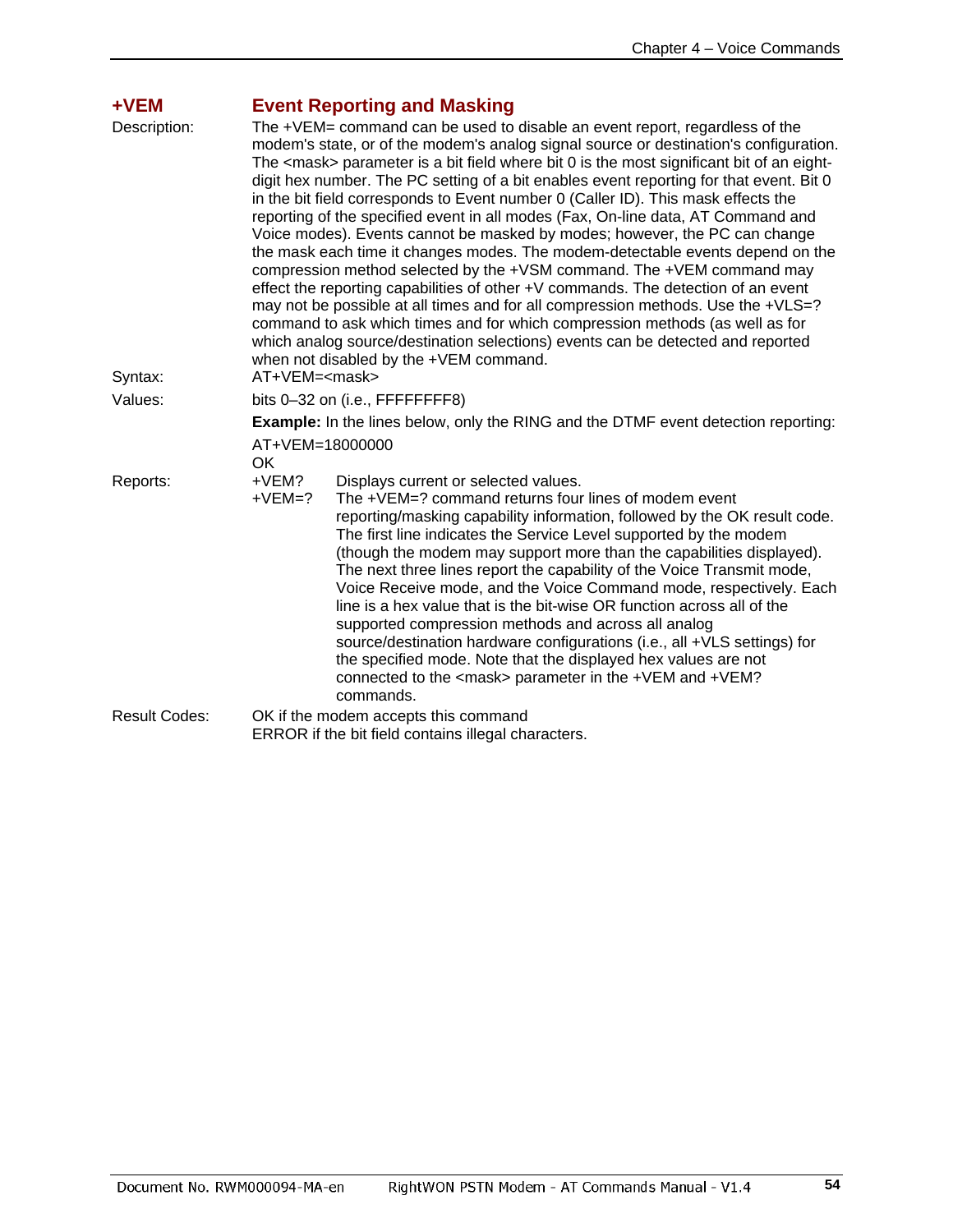## +VEM Event Reporting and Masking

**Description:** The +VEM= command can be used to disable an event report, regardless of the modem's state, or of the modem's analog signal source or destination's configuration. The <mask> parameter is a bit field where bit 0 is the most significant bit of an eight-digit hex number. The PC setting of a bit enables event reporting for that event. Bit 0 in the bit field corresponds to Event number 0 (Caller ID). This mask effects the reporting of the specified event in all modes (Fax, On-line data, AT Command and Voice modes). Events cannot be masked by modes; however, the PC can change the mask each time it changes modes. The modem-detectable events depend on the compression method selected by the +VSM command. The +VEM command may effect the reporting capabilities of other +V commands. The detection of an event may not be possible at all times and for all compression methods. Use the +VLS=? command to ask which times and for which compression methods (as well as for which analog source/destination selections) events can be detected and reported when not disabled by the +VEM command.

**Syntax:** AT+VEM=<mask>

**Values:** bits 0–32 on (i.e., FFFFFFF8)

**Example:** In the lines below, only the RING and the DTMF event detection reporting:

```
AT+VEM=18000000
OK
```

**Reports:**

+VEM? Displays current or selected values.

+VEM=? The +VEM=? command returns four lines of modem event reporting/masking capability information, followed by the OK result code. The first line indicates the Service Level supported by the modem (though the modem may support more than the capabilities displayed). The next three lines report the capability of the Voice Transmit mode, Voice Receive mode, and the Voice Command mode, respectively. Each line is a hex value that is the bit-wise OR function across all of the supported compression methods and across all analog source/destination hardware configurations (i.e., all +VLS settings) for the specified mode. Note that the displayed hex values are not connected to the <mask> parameter in the +VEM and +VEM? commands.

**Result Codes:** OK if the modem accepts this command
ERROR if the bit field contains illegal characters.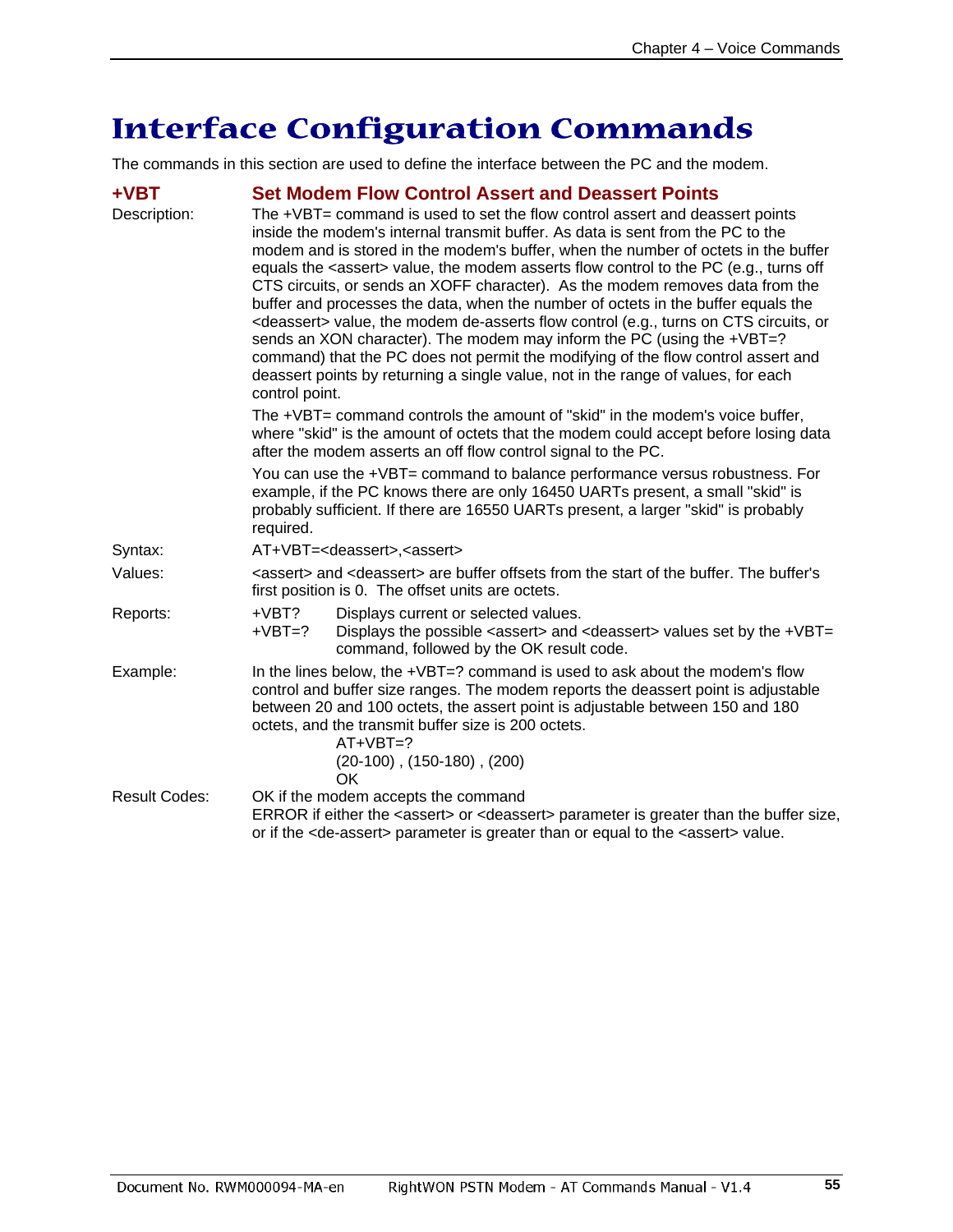# Interface Configuration Commands

The commands in this section are used to define the interface between the PC and the modem.

## +VBT Set Modem Flow Control Assert and Deassert Points

**Description:** The +VBT= command is used to set the flow control assert and deassert points inside the modem's internal transmit buffer. As data is sent from the PC to the modem and is stored in the modem's buffer, when the number of octets in the buffer equals the <assert> value, the modem asserts flow control to the PC (e.g., turns off CTS circuits, or sends an XOFF character). As the modem removes data from the buffer and processes the data, when the number of octets in the buffer equals the <deassert> value, the modem de-asserts flow control (e.g., turns on CTS circuits, or sends an XON character). The modem may inform the PC (using the +VBT=? command) that the PC does not permit the modifying of the flow control assert and deassert points by returning a single value, not in the range of values, for each control point.

The +VBT= command controls the amount of "skid" in the modem's voice buffer, where "skid" is the amount of octets that the modem could accept before losing data after the modem asserts an off flow control signal to the PC.

You can use the +VBT= command to balance performance versus robustness. For example, if the PC knows there are only 16450 UARTs present, a small "skid" is probably sufficient. If there are 16550 UARTs present, a larger "skid" is probably required.

**Syntax:** AT+VBT=<deassert>,<assert>

**Values:** <assert> and <deassert> are buffer offsets from the start of the buffer. The buffer's first position is 0. The offset units are octets.

**Reports:**

| | |
|---|---|
| +VBT? | Displays current or selected values. |
| +VBT=? | Displays the possible <assert> and <deassert> values set by the +VBT= command, followed by the OK result code. |

**Example:** In the lines below, the +VBT=? command is used to ask about the modem's flow control and buffer size ranges. The modem reports the deassert point is adjustable between 20 and 100 octets, the assert point is adjustable between 150 and 180 octets, and the transmit buffer size is 200 octets.

```
AT+VBT=?
(20-100) , (150-180) , (200)
OK
```

**Result Codes:** OK if the modem accepts the command
ERROR if either the <assert> or <deassert> parameter is greater than the buffer size, or if the <de-assert> parameter is greater than or equal to the <assert> value.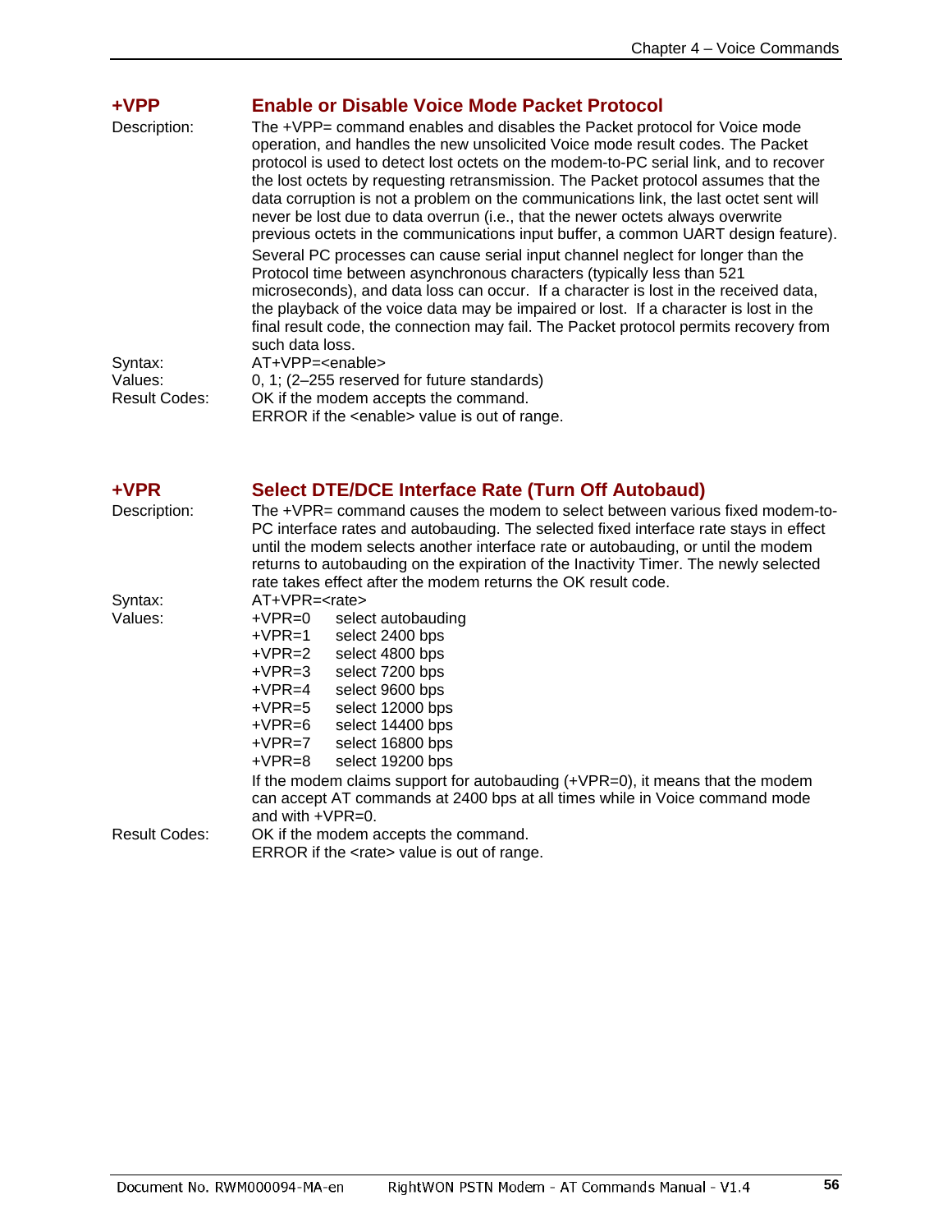## +VPP Enable or Disable Voice Mode Packet Protocol

**Description:** The +VPP= command enables and disables the Packet protocol for Voice mode operation, and handles the new unsolicited Voice mode result codes. The Packet protocol is used to detect lost octets on the modem-to-PC serial link, and to recover the lost octets by requesting retransmission. The Packet protocol assumes that the data corruption is not a problem on the communications link, the last octet sent will never be lost due to data overrun (i.e., that the newer octets always overwrite previous octets in the communications input buffer, a common UART design feature).

Several PC processes can cause serial input channel neglect for longer than the Protocol time between asynchronous characters (typically less than 521 microseconds), and data loss can occur. If a character is lost in the received data, the playback of the voice data may be impaired or lost. If a character is lost in the final result code, the connection may fail. The Packet protocol permits recovery from such data loss.

**Syntax:** AT+VPP=<enable>

**Values:** 0, 1; (2–255 reserved for future standards)

**Result Codes:** OK if the modem accepts the command.
ERROR if the <enable> value is out of range.

## +VPR Select DTE/DCE Interface Rate (Turn Off Autobaud)

**Description:** The +VPR= command causes the modem to select between various fixed modem-to-PC interface rates and autobauding. The selected fixed interface rate stays in effect until the modem selects another interface rate or autobauding, or until the modem returns to autobauding on the expiration of the Inactivity Timer. The newly selected rate takes effect after the modem returns the OK result code.

**Syntax:** AT+VPR=<rate>

**Values:**

| | |
|---|---|
| +VPR=0 | select autobauding |
| +VPR=1 | select 2400 bps |
| +VPR=2 | select 4800 bps |
| +VPR=3 | select 7200 bps |
| +VPR=4 | select 9600 bps |
| +VPR=5 | select 12000 bps |
| +VPR=6 | select 14400 bps |
| +VPR=7 | select 16800 bps |
| +VPR=8 | select 19200 bps |

If the modem claims support for autobauding (+VPR=0), it means that the modem can accept AT commands at 2400 bps at all times while in Voice command mode and with +VPR=0.

**Result Codes:** OK if the modem accepts the command.
ERROR if the <rate> value is out of range.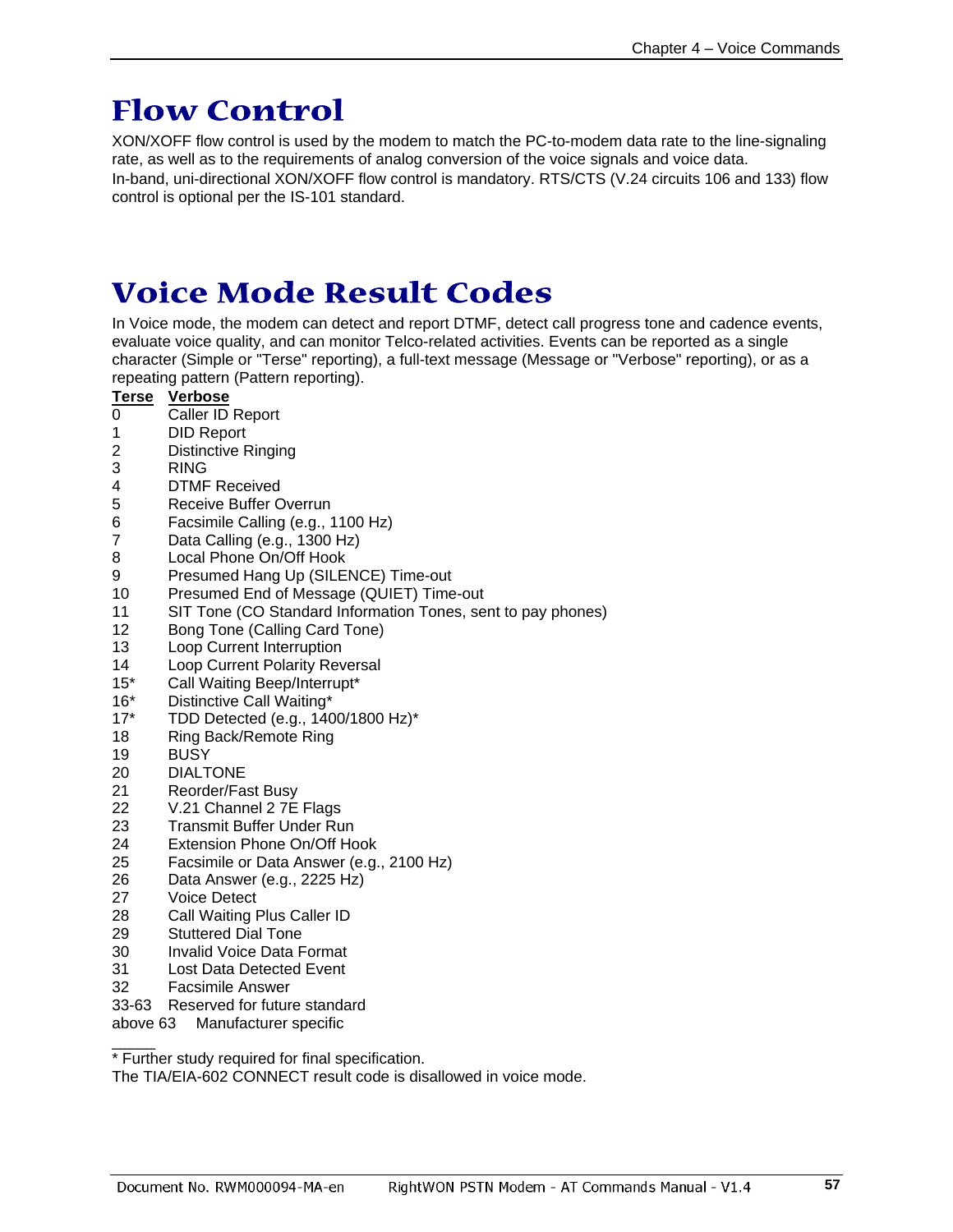# Flow Control

XON/XOFF flow control is used by the modem to match the PC-to-modem data rate to the line-signaling rate, as well as to the requirements of analog conversion of the voice signals and voice data.
In-band, uni-directional XON/XOFF flow control is mandatory. RTS/CTS (V.24 circuits 106 and 133) flow control is optional per the IS-101 standard.

# Voice Mode Result Codes

In Voice mode, the modem can detect and report DTMF, detect call progress tone and cadence events, evaluate voice quality, and can monitor Telco-related activities. Events can be reported as a single character (Simple or "Terse" reporting), a full-text message (Message or "Verbose" reporting), or as a repeating pattern (Pattern reporting).

| Terse | Verbose |
|---|---|
| 0 | Caller ID Report |
| 1 | DID Report |
| 2 | Distinctive Ringing |
| 3 | RING |
| 4 | DTMF Received |
| 5 | Receive Buffer Overrun |
| 6 | Facsimile Calling (e.g., 1100 Hz) |
| 7 | Data Calling (e.g., 1300 Hz) |
| 8 | Local Phone On/Off Hook |
| 9 | Presumed Hang Up (SILENCE) Time-out |
| 10 | Presumed End of Message (QUIET) Time-out |
| 11 | SIT Tone (CO Standard Information Tones, sent to pay phones) |
| 12 | Bong Tone (Calling Card Tone) |
| 13 | Loop Current Interruption |
| 14 | Loop Current Polarity Reversal |
| 15* | Call Waiting Beep/Interrupt* |
| 16* | Distinctive Call Waiting* |
| 17* | TDD Detected (e.g., 1400/1800 Hz)* |
| 18 | Ring Back/Remote Ring |
| 19 | BUSY |
| 20 | DIALTONE |
| 21 | Reorder/Fast Busy |
| 22 | V.21 Channel 2 7E Flags |
| 23 | Transmit Buffer Under Run |
| 24 | Extension Phone On/Off Hook |
| 25 | Facsimile or Data Answer (e.g., 2100 Hz) |
| 26 | Data Answer (e.g., 2225 Hz) |
| 27 | Voice Detect |
| 28 | Call Waiting Plus Caller ID |
| 29 | Stuttered Dial Tone |
| 30 | Invalid Voice Data Format |
| 31 | Lost Data Detected Event |
| 32 | Facsimile Answer |
| 33-63 | Reserved for future standard |
| above 63 | Manufacturer specific |

\_\_\_\_\_

* Further study required for final specification.

The TIA/EIA-602 CONNECT result code is disallowed in voice mode.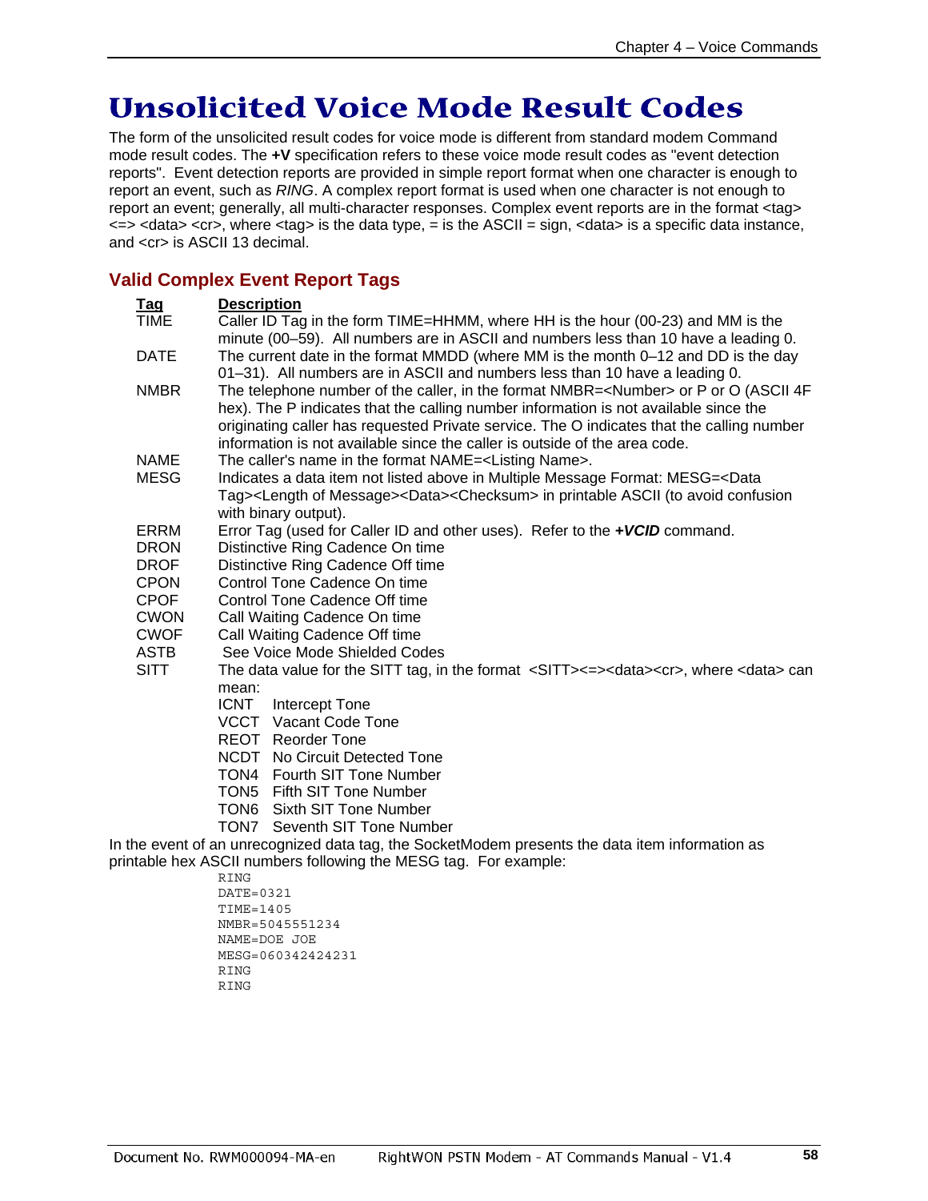# Unsolicited Voice Mode Result Codes

The form of the unsolicited result codes for voice mode is different from standard modem Command mode result codes. The **+V** specification refers to these voice mode result codes as "event detection reports". Event detection reports are provided in simple report format when one character is enough to report an event, such as *RING*. A complex report format is used when one character is not enough to report an event; generally, all multi-character responses. Complex event reports are in the format <tag> <=> <data> <cr>, where <tag> is the data type, = is the ASCII = sign, <data> is a specific data instance, and <cr> is ASCII 13 decimal.

## Valid Complex Event Report Tags

| Tag | Description |
|---|---|
| TIME | Caller ID Tag in the form TIME=HHMM, where HH is the hour (00-23) and MM is the minute (00–59). All numbers are in ASCII and numbers less than 10 have a leading 0. |
| DATE | The current date in the format MMDD (where MM is the month 0–12 and DD is the day 01–31). All numbers are in ASCII and numbers less than 10 have a leading 0. |
| NMBR | The telephone number of the caller, in the format NMBR=<Number> or P or O (ASCII 4F hex). The P indicates that the calling number information is not available since the originating caller has requested Private service. The O indicates that the calling number information is not available since the caller is outside of the area code. |
| NAME | The caller's name in the format NAME=<Listing Name>. |
| MESG | Indicates a data item not listed above in Multiple Message Format: MESG=<Data Tag><Length of Message><Data><Checksum> in printable ASCII (to avoid confusion with binary output). |
| ERRM | Error Tag (used for Caller ID and other uses). Refer to the ***+VCID*** command. |
| DRON | Distinctive Ring Cadence On time |
| DROF | Distinctive Ring Cadence Off time |
| CPON | Control Tone Cadence On time |
| CPOF | Control Tone Cadence Off time |
| CWON | Call Waiting Cadence On time |
| CWOF | Call Waiting Cadence Off time |
| ASTB | See Voice Mode Shielded Codes |
| SITT | The data value for the SITT tag, in the format <SITT><=><data><cr>, where <data> can mean:<br>ICNT Intercept Tone<br>VCCT Vacant Code Tone<br>REOT Reorder Tone<br>NCDT No Circuit Detected Tone<br>TON4 Fourth SIT Tone Number<br>TON5 Fifth SIT Tone Number<br>TON6 Sixth SIT Tone Number<br>TON7 Seventh SIT Tone Number |

In the event of an unrecognized data tag, the SocketModem presents the data item information as printable hex ASCII numbers following the MESG tag. For example:

```
RING
DATE=0321
TIME=1405
NMBR=5045551234
NAME=DOE JOE
MESG=060342424231
RING
RING
```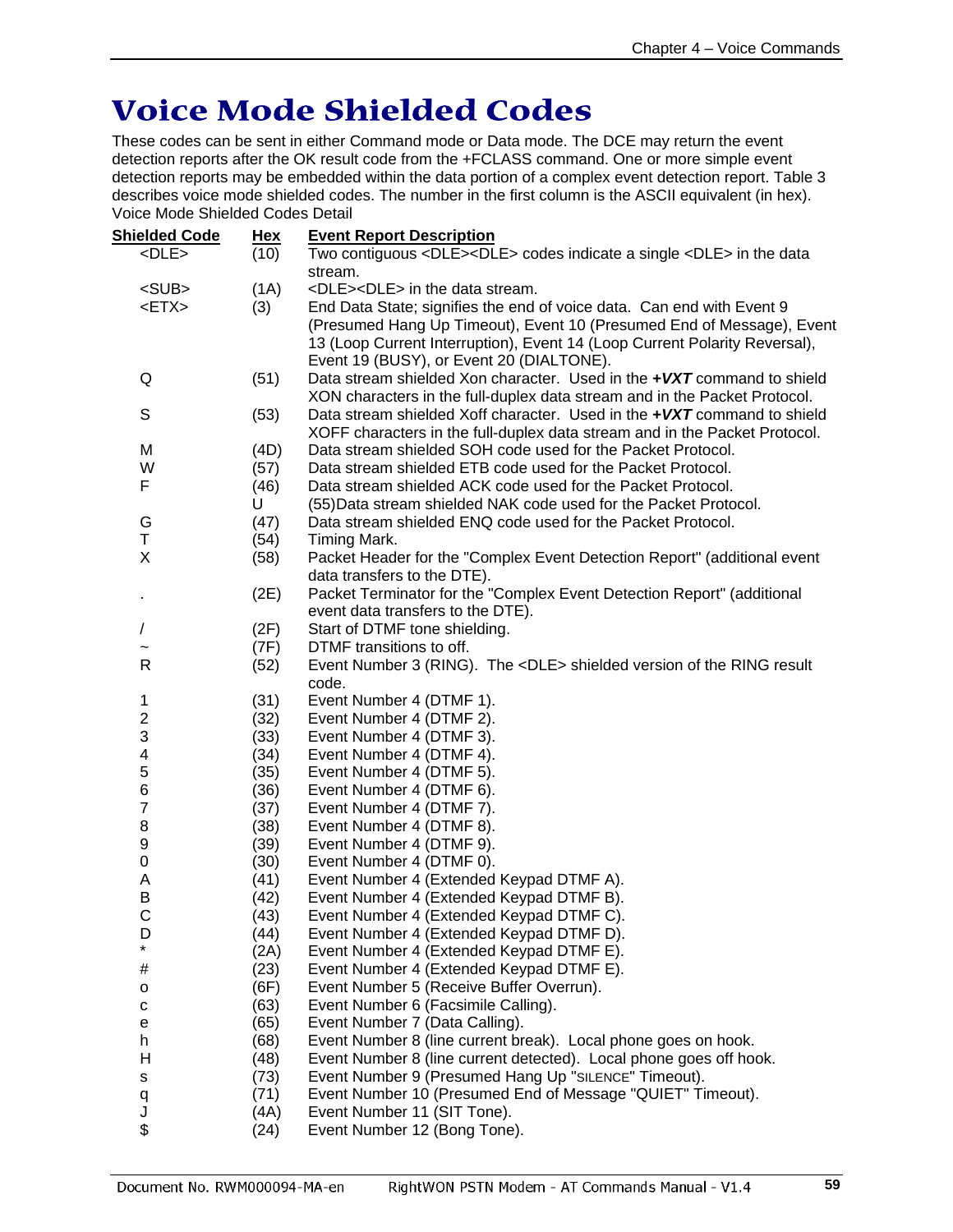# Voice Mode Shielded Codes

These codes can be sent in either Command mode or Data mode. The DCE may return the event detection reports after the OK result code from the +FCLASS command. One or more simple event detection reports may be embedded within the data portion of a complex event detection report. Table 3 describes voice mode shielded codes. The number in the first column is the ASCII equivalent (in hex).

Voice Mode Shielded Codes Detail

| Shielded Code | Hex | Event Report Description |
|---|---|---|
| <DLE> | (10) | Two contiguous <DLE><DLE> codes indicate a single <DLE> in the data stream. |
| <SUB> | (1A) | <DLE><DLE> in the data stream. |
| <ETX> | (3) | End Data State; signifies the end of voice data. Can end with Event 9 (Presumed Hang Up Timeout), Event 10 (Presumed End of Message), Event 13 (Loop Current Interruption), Event 14 (Loop Current Polarity Reversal), Event 19 (BUSY), or Event 20 (DIALTONE). |
| Q | (51) | Data stream shielded Xon character. Used in the ***+VXT*** command to shield XON characters in the full-duplex data stream and in the Packet Protocol. |
| S | (53) | Data stream shielded Xoff character. Used in the ***+VXT*** command to shield XOFF characters in the full-duplex data stream and in the Packet Protocol. |
| M | (4D) | Data stream shielded SOH code used for the Packet Protocol. |
| W | (57) | Data stream shielded ETB code used for the Packet Protocol. |
| F | (46) | Data stream shielded ACK code used for the Packet Protocol. |
| | U | (55)Data stream shielded NAK code used for the Packet Protocol. |
| G | (47) | Data stream shielded ENQ code used for the Packet Protocol. |
| T | (54) | Timing Mark. |
| X | (58) | Packet Header for the "Complex Event Detection Report" (additional event data transfers to the DTE). |
| . | (2E) | Packet Terminator for the "Complex Event Detection Report" (additional event data transfers to the DTE). |
| / | (2F) | Start of DTMF tone shielding. |
| ~ | (7F) | DTMF transitions to off. |
| R | (52) | Event Number 3 (RING). The <DLE> shielded version of the RING result code. |
| 1 | (31) | Event Number 4 (DTMF 1). |
| 2 | (32) | Event Number 4 (DTMF 2). |
| 3 | (33) | Event Number 4 (DTMF 3). |
| 4 | (34) | Event Number 4 (DTMF 4). |
| 5 | (35) | Event Number 4 (DTMF 5). |
| 6 | (36) | Event Number 4 (DTMF 6). |
| 7 | (37) | Event Number 4 (DTMF 7). |
| 8 | (38) | Event Number 4 (DTMF 8). |
| 9 | (39) | Event Number 4 (DTMF 9). |
| 0 | (30) | Event Number 4 (DTMF 0). |
| A | (41) | Event Number 4 (Extended Keypad DTMF A). |
| B | (42) | Event Number 4 (Extended Keypad DTMF B). |
| C | (43) | Event Number 4 (Extended Keypad DTMF C). |
| D | (44) | Event Number 4 (Extended Keypad DTMF D). |
| * | (2A) | Event Number 4 (Extended Keypad DTMF E). |
| # | (23) | Event Number 4 (Extended Keypad DTMF E). |
| o | (6F) | Event Number 5 (Receive Buffer Overrun). |
| c | (63) | Event Number 6 (Facsimile Calling). |
| e | (65) | Event Number 7 (Data Calling). |
| h | (68) | Event Number 8 (line current break). Local phone goes on hook. |
| H | (48) | Event Number 8 (line current detected). Local phone goes off hook. |
| s | (73) | Event Number 9 (Presumed Hang Up "SILENCE" Timeout). |
| q | (71) | Event Number 10 (Presumed End of Message "QUIET" Timeout). |
| J | (4A) | Event Number 11 (SIT Tone). |
| $ | (24) | Event Number 12 (Bong Tone). |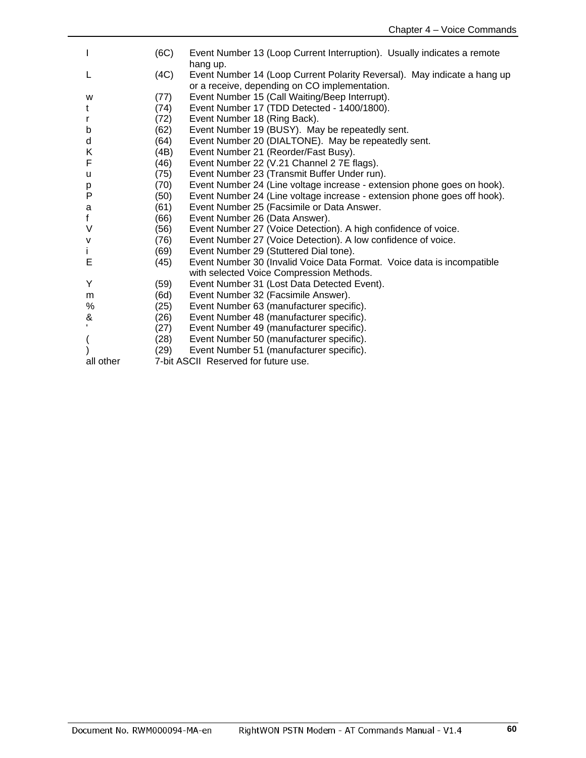| | | |
|---|---|---|
| l | (6C) | Event Number 13 (Loop Current Interruption). Usually indicates a remote hang up. |
| L | (4C) | Event Number 14 (Loop Current Polarity Reversal). May indicate a hang up or a receive, depending on CO implementation. |
| w | (77) | Event Number 15 (Call Waiting/Beep Interrupt). |
| t | (74) | Event Number 17 (TDD Detected - 1400/1800). |
| r | (72) | Event Number 18 (Ring Back). |
| b | (62) | Event Number 19 (BUSY). May be repeatedly sent. |
| d | (64) | Event Number 20 (DIALTONE). May be repeatedly sent. |
| K | (4B) | Event Number 21 (Reorder/Fast Busy). |
| F | (46) | Event Number 22 (V.21 Channel 2 7E flags). |
| u | (75) | Event Number 23 (Transmit Buffer Under run). |
| p | (70) | Event Number 24 (Line voltage increase - extension phone goes on hook). |
| P | (50) | Event Number 24 (Line voltage increase - extension phone goes off hook). |
| a | (61) | Event Number 25 (Facsimile or Data Answer. |
| f | (66) | Event Number 26 (Data Answer). |
| V | (56) | Event Number 27 (Voice Detection). A high confidence of voice. |
| v | (76) | Event Number 27 (Voice Detection). A low confidence of voice. |
| i | (69) | Event Number 29 (Stuttered Dial tone). |
| E | (45) | Event Number 30 (Invalid Voice Data Format. Voice data is incompatible with selected Voice Compression Methods. |
| Y | (59) | Event Number 31 (Lost Data Detected Event). |
| m | (6d) | Event Number 32 (Facsimile Answer). |
| % | (25) | Event Number 63 (manufacturer specific). |
| & | (26) | Event Number 48 (manufacturer specific). |
| ' | (27) | Event Number 49 (manufacturer specific). |
| ( | (28) | Event Number 50 (manufacturer specific). |
| ) | (29) | Event Number 51 (manufacturer specific). |
| all other | 7-bit ASCII Reserved for future use. | |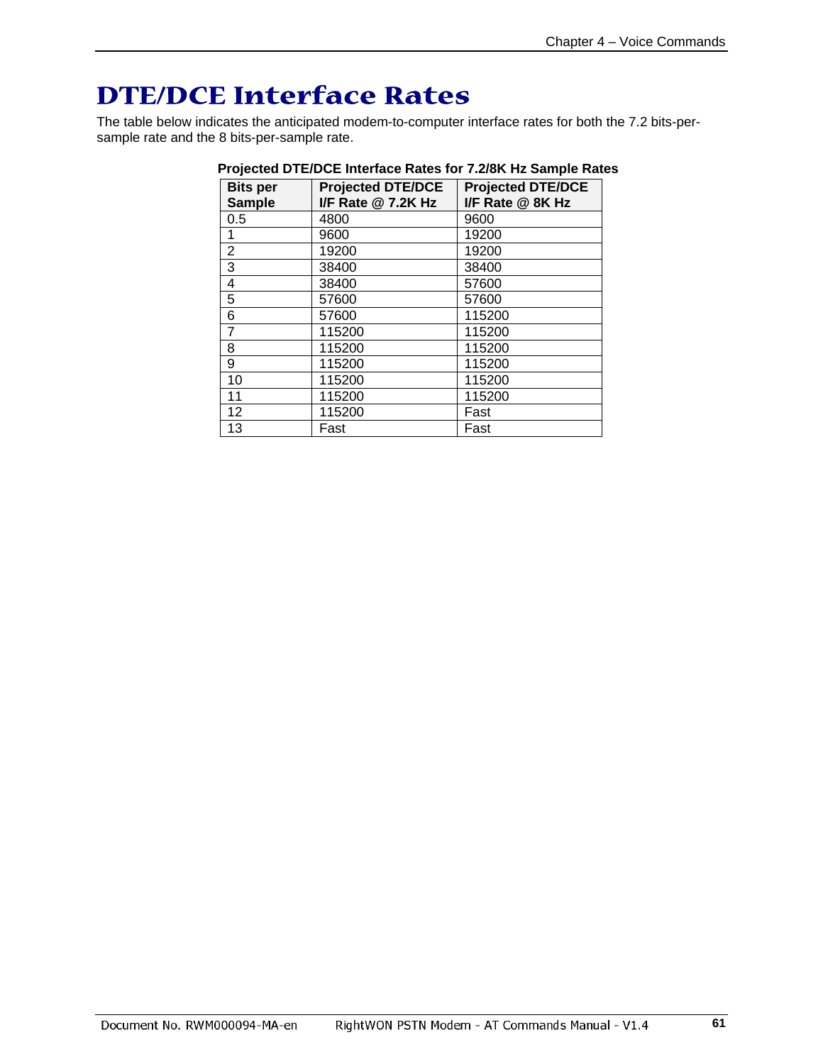# DTE/DCE Interface Rates

The table below indicates the anticipated modem-to-computer interface rates for both the 7.2 bits-per-sample rate and the 8 bits-per-sample rate.

**Projected DTE/DCE Interface Rates for 7.2/8K Hz Sample Rates**

| Bits per Sample | Projected DTE/DCE I/F Rate @ 7.2K Hz | Projected DTE/DCE I/F Rate @ 8K Hz |
|---|---|---|
| 0.5 | 4800 | 9600 |
| 1 | 9600 | 19200 |
| 2 | 19200 | 19200 |
| 3 | 38400 | 38400 |
| 4 | 38400 | 57600 |
| 5 | 57600 | 57600 |
| 6 | 57600 | 115200 |
| 7 | 115200 | 115200 |
| 8 | 115200 | 115200 |
| 9 | 115200 | 115200 |
| 10 | 115200 | 115200 |
| 11 | 115200 | 115200 |
| 12 | 115200 | Fast |
| 13 | Fast | Fast |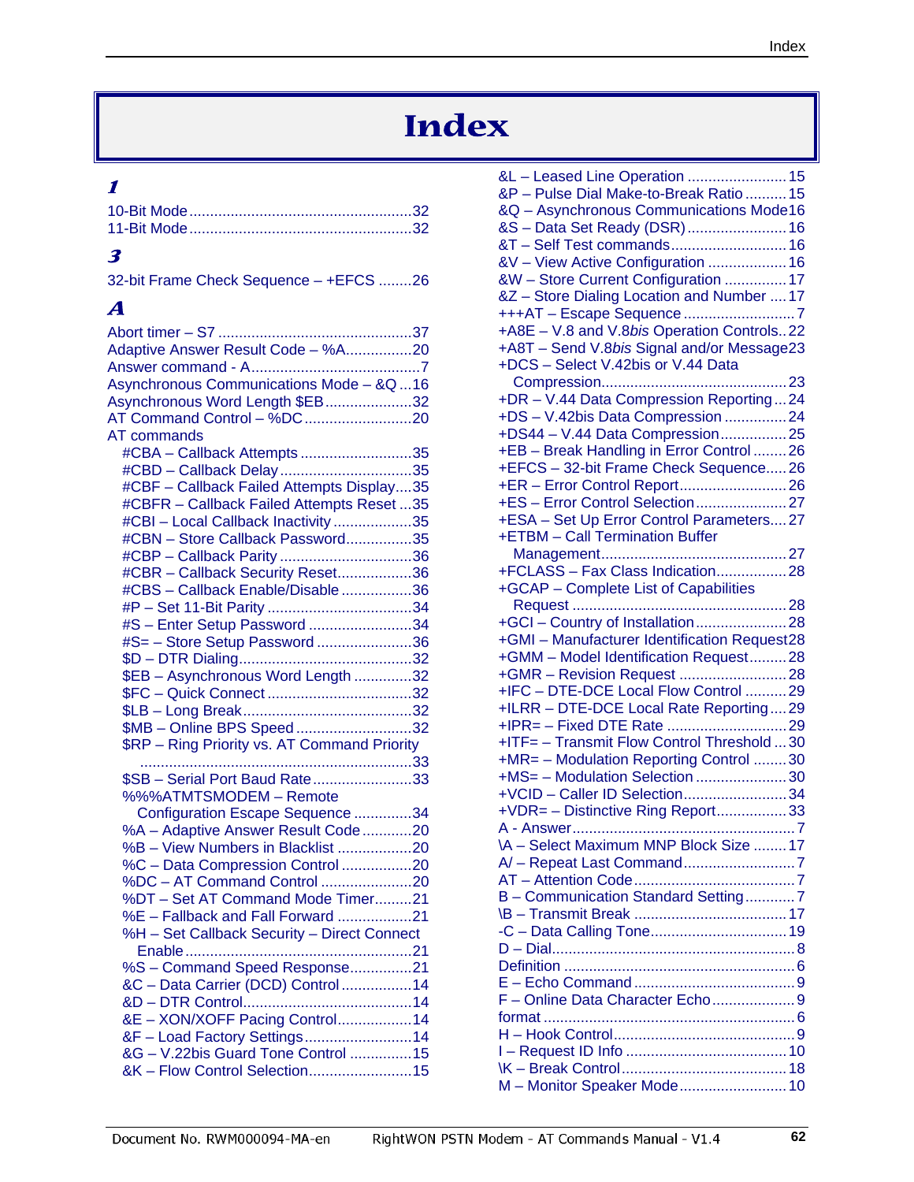# Index

## 1

10-Bit Mode ...................................................... 32
11-Bit Mode ...................................................... 32

## 3

32-bit Frame Check Sequence – +EFCS ........ 26

## A

Abort timer – S7 ............................................... 37
Adaptive Answer Result Code – %A ................ 20
Answer command - A ......................................... 7
Asynchronous Communications Mode – &Q ... 16
Asynchronous Word Length $EB .................... 32
AT Command Control – %DC .......................... 20
AT commands
- #CBA – Callback Attempts ........................... 35
- #CBD – Callback Delay ................................ 35
- #CBF – Callback Failed Attempts Display .... 35
- #CBFR – Callback Failed Attempts Reset ... 35
- #CBI – Local Callback Inactivity ................... 35
- #CBN – Store Callback Password ................ 35
- #CBP – Callback Parity ................................ 36
- #CBR – Callback Security Reset .................. 36
- #CBS – Callback Enable/Disable ................. 36
- #P – Set 11-Bit Parity ................................... 34
- #S – Enter Setup Password ......................... 34
- #S= – Store Setup Password ....................... 36
- $D – DTR Dialing .......................................... 32
- $EB – Asynchronous Word Length .............. 32
- $FC – Quick Connect ................................... 32
- $LB – Long Break ......................................... 32
- $MB – Online BPS Speed ............................ 32
- $RP – Ring Priority vs. AT Command Priority ................................................................. 33
- $SB – Serial Port Baud Rate ........................ 33
- %%%ATMTSMODEM – Remote Configuration Escape Sequence .............. 34
- %A – Adaptive Answer Result Code ............ 20
- %B – View Numbers in Blacklist .................. 20
- %C – Data Compression Control ................. 20
- %DC – AT Command Control ...................... 20
- %DT – Set AT Command Mode Timer ......... 21
- %E – Fallback and Fall Forward .................. 21
- %H – Set Callback Security – Direct Connect Enable ....................................................... 21
- %S – Command Speed Response ............... 21
- &C – Data Carrier (DCD) Control ................. 14
- &D – DTR Control ......................................... 14
- &E – XON/XOFF Pacing Control .................. 14
- &F – Load Factory Settings .......................... 14
- &G – V.22bis Guard Tone Control ............... 15
- &K – Flow Control Selection ......................... 15
- &L – Leased Line Operation ........................ 15
- &P – Pulse Dial Make-to-Break Ratio .......... 15
- &Q – Asynchronous Communications Mode 16
- &S – Data Set Ready (DSR) ........................ 16
- &T – Self Test commands ............................ 16
- &V – View Active Configuration ................... 16
- &W – Store Current Configuration ............... 17
- &Z – Store Dialing Location and Number .... 17
- +++AT – Escape Sequence ........................... 7
- +A8E – V.8 and V.8*bis* Operation Controls .. 22
- +A8T – Send V.8*bis* Signal and/or Message 23
- +DCS – Select V.42bis or V.44 Data Compression ............................................. 23
- +DR – V.44 Data Compression Reporting ... 24
- +DS – V.42bis Data Compression ............... 24
- +DS44 – V.44 Data Compression ................ 25
- +EB – Break Handling in Error Control ........ 26
- +EFCS – 32-bit Frame Check Sequence ..... 26
- +ER – Error Control Report .......................... 26
- +ES – Error Control Selection ...................... 27
- +ESA – Set Up Error Control Parameters .... 27
- +ETBM – Call Termination Buffer Management ............................................. 27
- +FCLASS – Fax Class Indication ................. 28
- +GCAP – Complete List of Capabilities Request .................................................... 28
- +GCI – Country of Installation ...................... 28
- +GMI – Manufacturer Identification Request 28
- +GMM – Model Identification Request ......... 28
- +GMR – Revision Request .......................... 28
- +IFC – DTE-DCE Local Flow Control .......... 29
- +ILRR – DTE-DCE Local Rate Reporting .... 29
- +IPR= – Fixed DTE Rate ............................. 29
- +ITF= – Transmit Flow Control Threshold ... 30
- +MR= – Modulation Reporting Control ........ 30
- +MS= – Modulation Selection ...................... 30
- +VCID – Caller ID Selection ......................... 34
- +VDR= – Distinctive Ring Report ................. 33
- A - Answer ...................................................... 7
- \A – Select Maximum MNP Block Size ........ 17
- A/ – Repeat Last Command ........................... 7
- AT – Attention Code ....................................... 7
- B – Communication Standard Setting ............ 7
- \B – Transmit Break ..................................... 17
- -C – Data Calling Tone ................................. 19
- D – Dial ........................................................... 8
- Definition ........................................................ 6
- E – Echo Command ....................................... 9
- F – Online Data Character Echo .................... 9
- format ............................................................. 6
- H – Hook Control ............................................ 9
- I – Request ID Info ....................................... 10
- \K – Break Control ........................................ 18
- M – Monitor Speaker Mode .......................... 10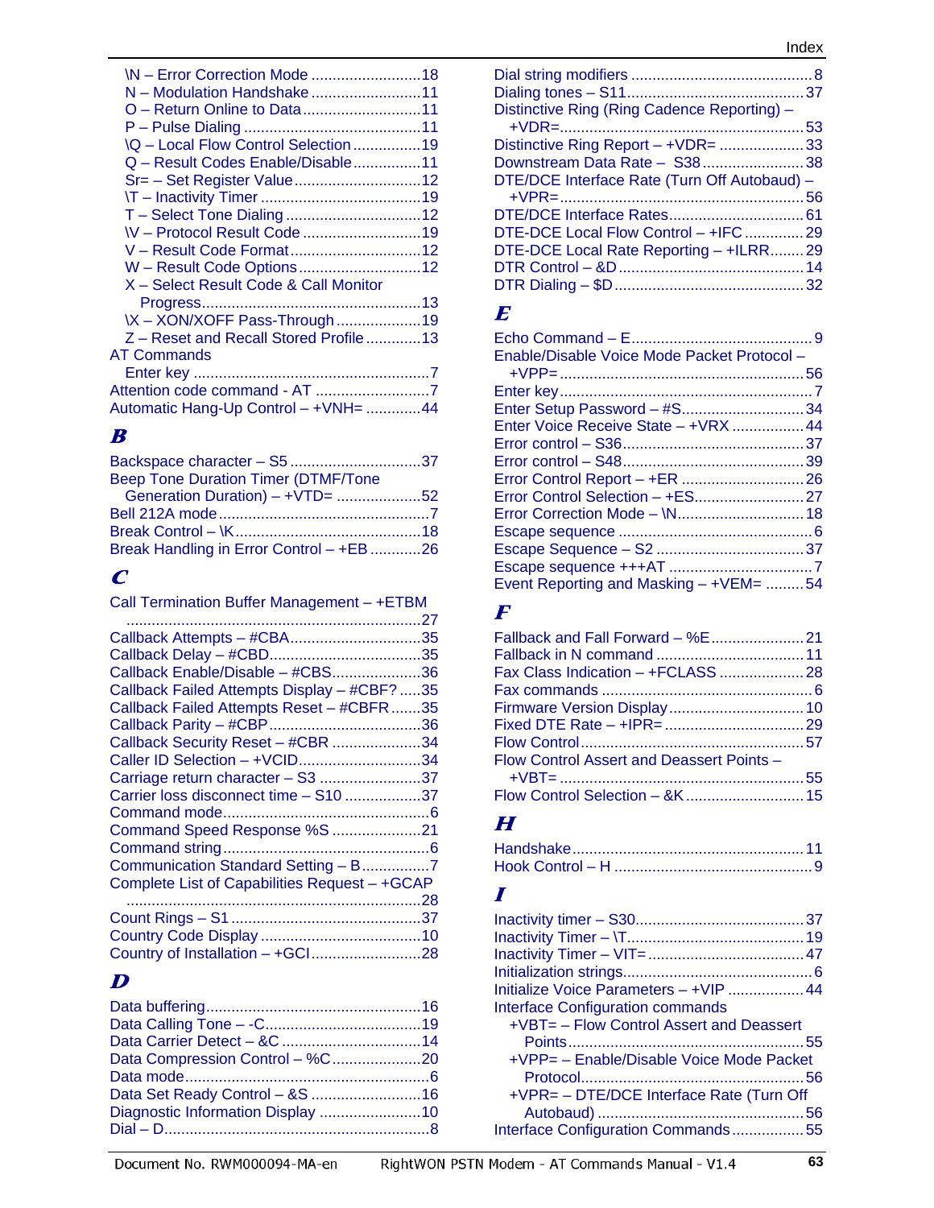\N – Error Correction Mode ..........................18
N – Modulation Handshake ..........................11
O – Return Online to Data............................11
P – Pulse Dialing ..........................................11
\Q – Local Flow Control Selection ................19
Q – Result Codes Enable/Disable................11
Sr= – Set Register Value..............................12
\T – Inactivity Timer ......................................19
T – Select Tone Dialing ................................12
\V – Protocol Result Code ............................19
V – Result Code Format...............................12
W – Result Code Options.............................12
X – Select Result Code & Call Monitor Progress...................................................13
\X – XON/XOFF Pass-Through ....................19
Z – Reset and Recall Stored Profile .............13

AT Commands
Enter key ........................................................7

Attention code command - AT ...........................7
Automatic Hang-Up Control – +VNH= .............44

## B

Backspace character – S5 ...............................37
Beep Tone Duration Timer (DTMF/Tone Generation Duration) – +VTD= ....................52
Bell 212A mode ..................................................7
Break Control – \K............................................18
Break Handling in Error Control – +EB ............26

## C

Call Termination Buffer Management – +ETBM .....................................................................27
Callback Attempts – #CBA...............................35
Callback Delay – #CBD....................................35
Callback Enable/Disable – #CBS.....................36
Callback Failed Attempts Display – #CBF? .....35
Callback Failed Attempts Reset – #CBFR .......35
Callback Parity – #CBP....................................36
Callback Security Reset – #CBR .....................34
Caller ID Selection – +VCID.............................34
Carriage return character – S3 ........................37
Carrier loss disconnect time – S10 ..................37
Command mode.................................................6
Command Speed Response %S .....................21
Command string .................................................6
Communication Standard Setting – B................7
Complete List of Capabilities Request – +GCAP .....................................................................28
Count Rings – S1 .............................................37
Country Code Display ......................................10
Country of Installation – +GCI..........................28

## D

Data buffering...................................................16
Data Calling Tone – -C.....................................19
Data Carrier Detect – &C .................................14
Data Compression Control – %C.....................20
Data mode..........................................................6
Data Set Ready Control – &S ..........................16
Diagnostic Information Display ........................10
Dial – D...............................................................8
Dial string modifiers ...........................................8
Dialing tones – S11..........................................37
Distinctive Ring (Ring Cadence Reporting) – +VDR=..........................................................53
Distinctive Ring Report – +VDR= ....................33
Downstream Data Rate – S38........................38
DTE/DCE Interface Rate (Turn Off Autobaud) – +VPR=..........................................................56
DTE/DCE Interface Rates................................61
DTE-DCE Local Flow Control – +IFC..............29
DTE-DCE Local Rate Reporting – +ILRR........29
DTR Control – &D............................................14
DTR Dialing – $D.............................................32

## E

Echo Command – E...........................................9
Enable/Disable Voice Mode Packet Protocol – +VPP=..........................................................56
Enter key ...........................................................7
Enter Setup Password – #S.............................34
Enter Voice Receive State – +VRX .................44
Error control – S36...........................................37
Error control – S48...........................................39
Error Control Report – +ER .............................26
Error Control Selection – +ES..........................27
Error Correction Mode – \N..............................18
Escape sequence ..............................................6
Escape Sequence – S2 ...................................37
Escape sequence +++AT ..................................7
Event Reporting and Masking – +VEM= .........54

## F

Fallback and Fall Forward – %E......................21
Fallback in N command ...................................11
Fax Class Indication – +FCLASS ....................28
Fax commands ..................................................6
Firmware Version Display................................10
Fixed DTE Rate – +IPR= .................................29
Flow Control.....................................................57
Flow Control Assert and Deassert Points – +VBT= .........................................................55
Flow Control Selection – &K ............................15

## H

Handshake.......................................................11
Hook Control – H ...............................................9

## I

Inactivity timer – S30........................................37
Inactivity Timer – \T..........................................19
Inactivity Timer – VIT=.....................................47
Initialization strings.............................................6
Initialize Voice Parameters – +VIP ..................44
Interface Configuration commands
+VBT= – Flow Control Assert and Deassert Points........................................................55
+VPP= – Enable/Disable Voice Mode Packet Protocol.....................................................56
+VPR= – DTE/DCE Interface Rate (Turn Off Autobaud) .................................................56

Interface Configuration Commands .................55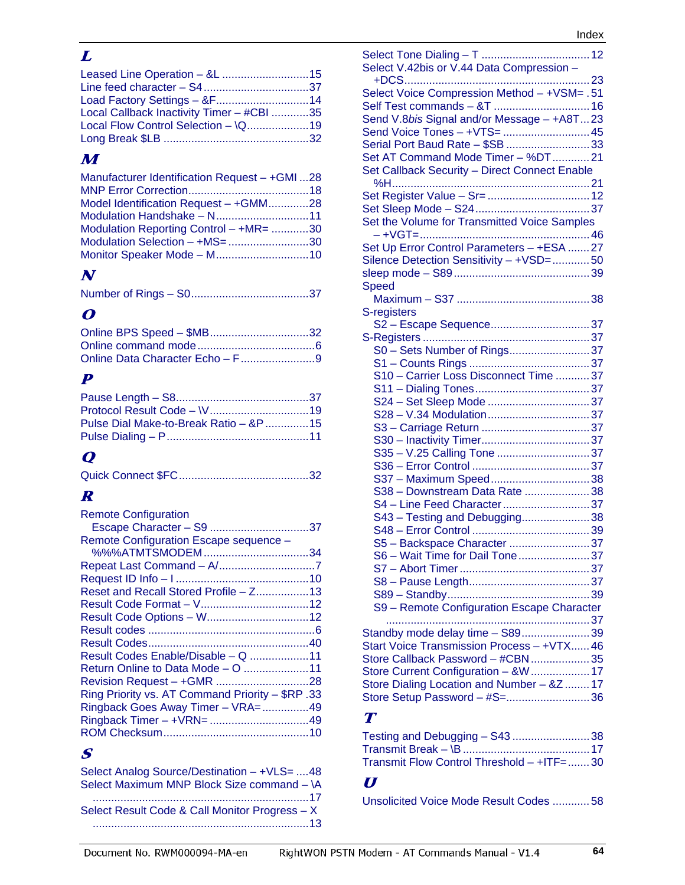## L

Leased Line Operation – &L ............................15
Line feed character – S4..................................37
Load Factory Settings – &F..............................14
Local Callback Inactivity Timer – #CBI ............35
Local Flow Control Selection – \Q....................19
Long Break $LB ...............................................32

## M

Manufacturer Identification Request – +GMI ...28
MNP Error Correction.......................................18
Model Identification Request – +GMM.............28
Modulation Handshake – N..............................11
Modulation Reporting Control – +MR= ............30
Modulation Selection – +MS= ..........................30
Monitor Speaker Mode – M..............................10

## N

Number of Rings – S0......................................37

## O

Online BPS Speed – $MB................................32
Online command mode......................................6
Online Data Character Echo – F........................9

## P

Pause Length – S8...........................................37
Protocol Result Code – \V................................19
Pulse Dial Make-to-Break Ratio – &P ..............15
Pulse Dialing – P..............................................11

## Q

Quick Connect $FC..........................................32

## R

Remote Configuration
  Escape Character – S9 ................................37
Remote Configuration Escape sequence –
  %%%ATMTSMODEM ..................................34
Repeat Last Command – A/...............................7
Request ID Info – I ...........................................10
Reset and Recall Stored Profile – Z.................13
Result Code Format – V...................................12
Result Code Options – W.................................12
Result codes ......................................................6
Result Codes....................................................40
Result Codes Enable/Disable – Q ...................11
Return Online to Data Mode – O .....................11
Revision Request – +GMR ..............................28
Ring Priority vs. AT Command Priority – $RP .33
Ringback Goes Away Timer – VRA=...............49
Ringback Timer – +VRN= ................................49
ROM Checksum...............................................10

## S

Select Analog Source/Destination – +VLS= ....48
Select Maximum MNP Block Size command – \A
  .....................................................................17
Select Result Code & Call Monitor Progress – X
  .....................................................................13
Select Tone Dialing – T ...................................12
Select V.42bis or V.44 Data Compression –
  +DCS............................................................23
Select Voice Compression Method – +VSM= .51
Self Test commands – &T ...............................16
Send V.8*bis* Signal and/or Message – +A8T...23
Send Voice Tones – +VTS= ............................45
Serial Port Baud Rate – $SB ...........................33
Set AT Command Mode Timer – %DT ............21
Set Callback Security – Direct Connect Enable
  %H...............................................................21
Set Register Value – Sr= .................................12
Set Sleep Mode – S24.....................................37
Set the Volume for Transmitted Voice Samples
  – +VGT=.......................................................46
Set Up Error Control Parameters – +ESA .......27
Silence Detection Sensitivity – +VSD=............50
sleep mode – S89............................................39
Speed
  Maximum – S37 ...........................................38
S-registers
  S2 – Escape Sequence................................37
S-Registers .....................................................37
  S0 – Sets Number of Rings..........................37
  S1 – Counts Rings .......................................37
  S10 – Carrier Loss Disconnect Time ...........37
  S11 – Dialing Tones.....................................37
  S24 – Set Sleep Mode .................................37
  S28 – V.34 Modulation.................................37
  S3 – Carriage Return ...................................37
  S30 – Inactivity Timer...................................37
  S35 – V.25 Calling Tone ..............................37
  S36 – Error Control ......................................37
  S37 – Maximum Speed................................38
  S38 – Downstream Data Rate .....................38
  S4 – Line Feed Character............................37
  S43 – Testing and Debugging......................38
  S48 – Error Control ......................................39
  S5 – Backspace Character ..........................37
  S6 – Wait Time for Dail Tone.......................37
  S7 – Abort Timer..........................................37
  S8 – Pause Length.......................................37
  S89 – Standby..............................................39
  S9 – Remote Configuration Escape Character
    .................................................................37
Standby mode delay time – S89......................39
Start Voice Transmission Process – +VTX......46
Store Callback Password – #CBN...................35
Store Current Configuration – &W...................17
Store Dialing Location and Number – &Z ........17
Store Setup Password – #S=...........................36

## T

Testing and Debugging – S43 .........................38
Transmit Break – \B .........................................17
Transmit Flow Control Threshold – +ITF=.......30

## U

Unsolicited Voice Mode Result Codes ............58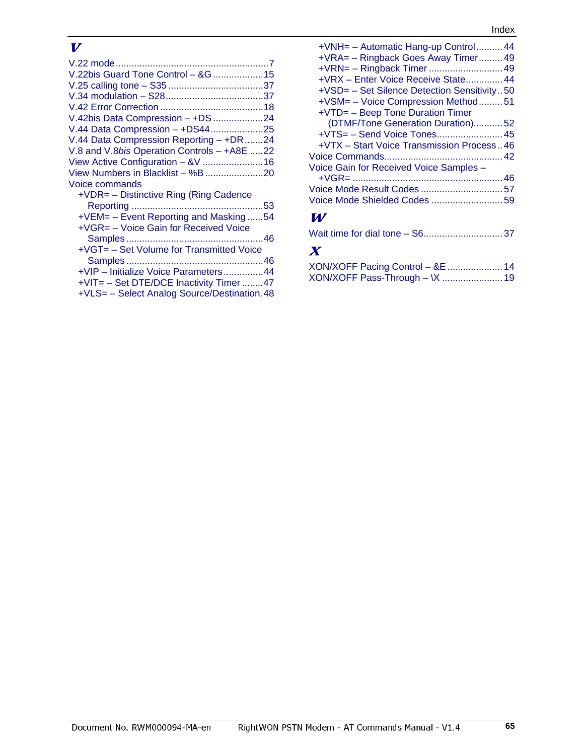## V

V.22 mode........................................................7
V.22bis Guard Tone Control – &G ..................15
V.25 calling tone – S35 ...................................37
V.34 modulation – S28.....................................37
V.42 Error Correction .......................................18
V.42bis Data Compression – +DS ...................24
V.44 Data Compression – +DS44....................25
V.44 Data Compression Reporting – +DR.......24
V.8 and V.8*bis* Operation Controls – +A8E .....22
View Active Configuration – &V .......................16
View Numbers in Blacklist – %B ......................20
Voice commands
- +VDR= – Distinctive Ring (Ring Cadence Reporting ..................................................53
- +VEM= – Event Reporting and Masking ......54
- +VGR= – Voice Gain for Received Voice Samples ....................................................46
- +VGT= – Set Volume for Transmitted Voice Samples ....................................................46
- +VIP – Initialize Voice Parameters...............44
- +VIT= – Set DTE/DCE Inactivity Timer ........47
- +VLS= – Select Analog Source/Destination.48
- +VNH= – Automatic Hang-up Control..........44
- +VRA= – Ringback Goes Away Timer.........49
- +VRN= – Ringback Timer ............................49
- +VRX – Enter Voice Receive State.............44
- +VSD= – Set Silence Detection Sensitivity..50
- +VSM= – Voice Compression Method.........51
- +VTD= – Beep Tone Duration Timer (DTMF/Tone Generation Duration)...........52
- +VTS= – Send Voice Tones.........................45
- +VTX – Start Voice Transmission Process..46

Voice Commands.............................................42
Voice Gain for Received Voice Samples – +VGR= .........................................................46
Voice Mode Result Codes ...............................57
Voice Mode Shielded Codes ...........................59

## W

Wait time for dial tone – S6..............................37

## X

XON/XOFF Pacing Control – &E.....................14
XON/XOFF Pass-Through – \X .......................19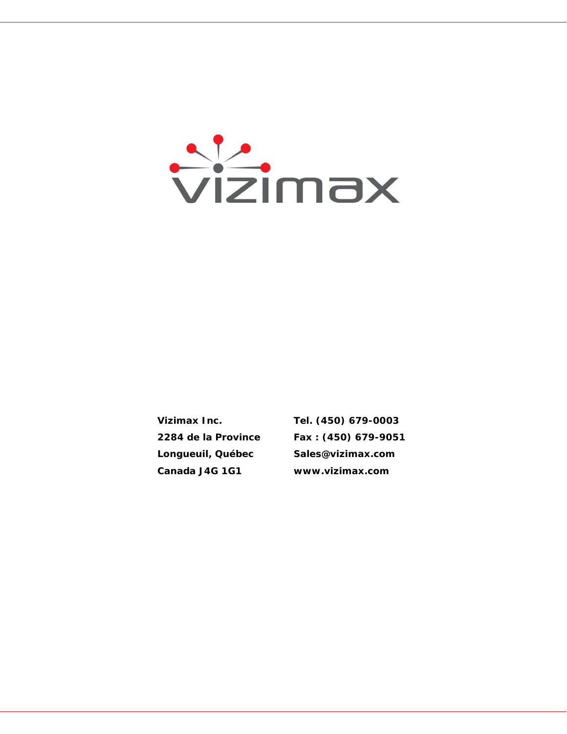**Vizimax Inc.**
**2284 de la Province**
**Longueuil, Québec**
**Canada J4G 1G1**

**Tel. (450) 679-0003**
**Fax : (450) 679-9051**
**Sales@vizimax.com**
**www.vizimax.com**